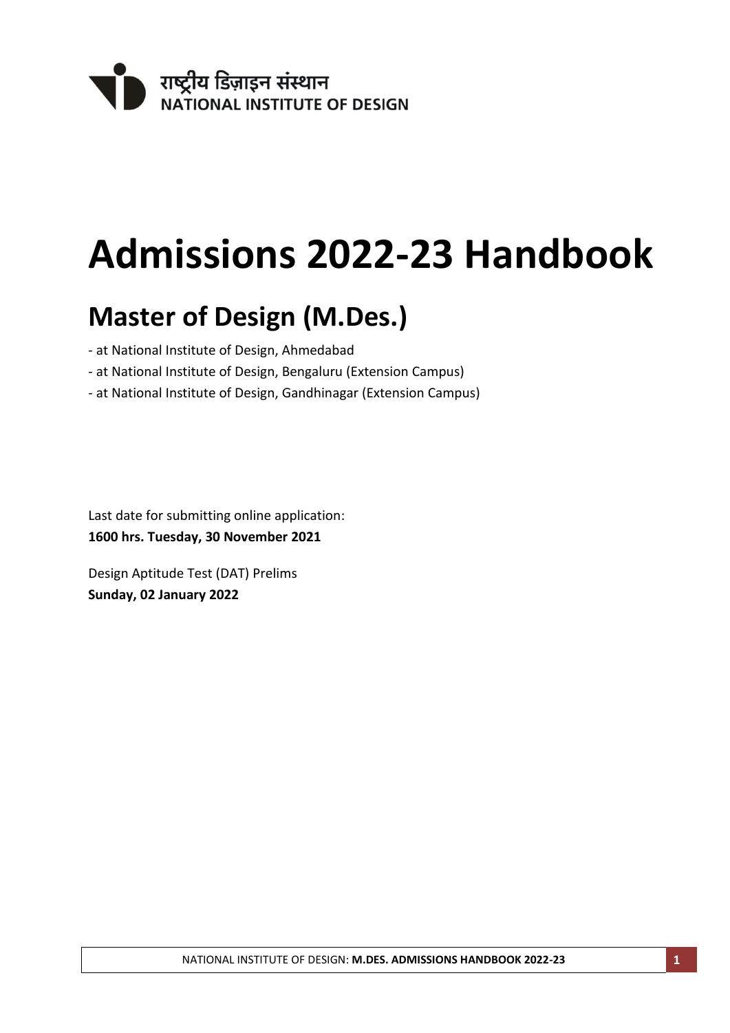राष्ट्रीय डिज़ाइन संस्थान
NATIONAL INSTITUTE OF DESIGN

# Admissions 2022-23 Handbook

## Master of Design (M.Des.)

- at National Institute of Design, Ahmedabad
- at National Institute of Design, Bengaluru (Extension Campus)
- at National Institute of Design, Gandhinagar (Extension Campus)

Last date for submitting online application:
**1600 hrs. Tuesday, 30 November 2021**

Design Aptitude Test (DAT) Prelims
**Sunday, 02 January 2022**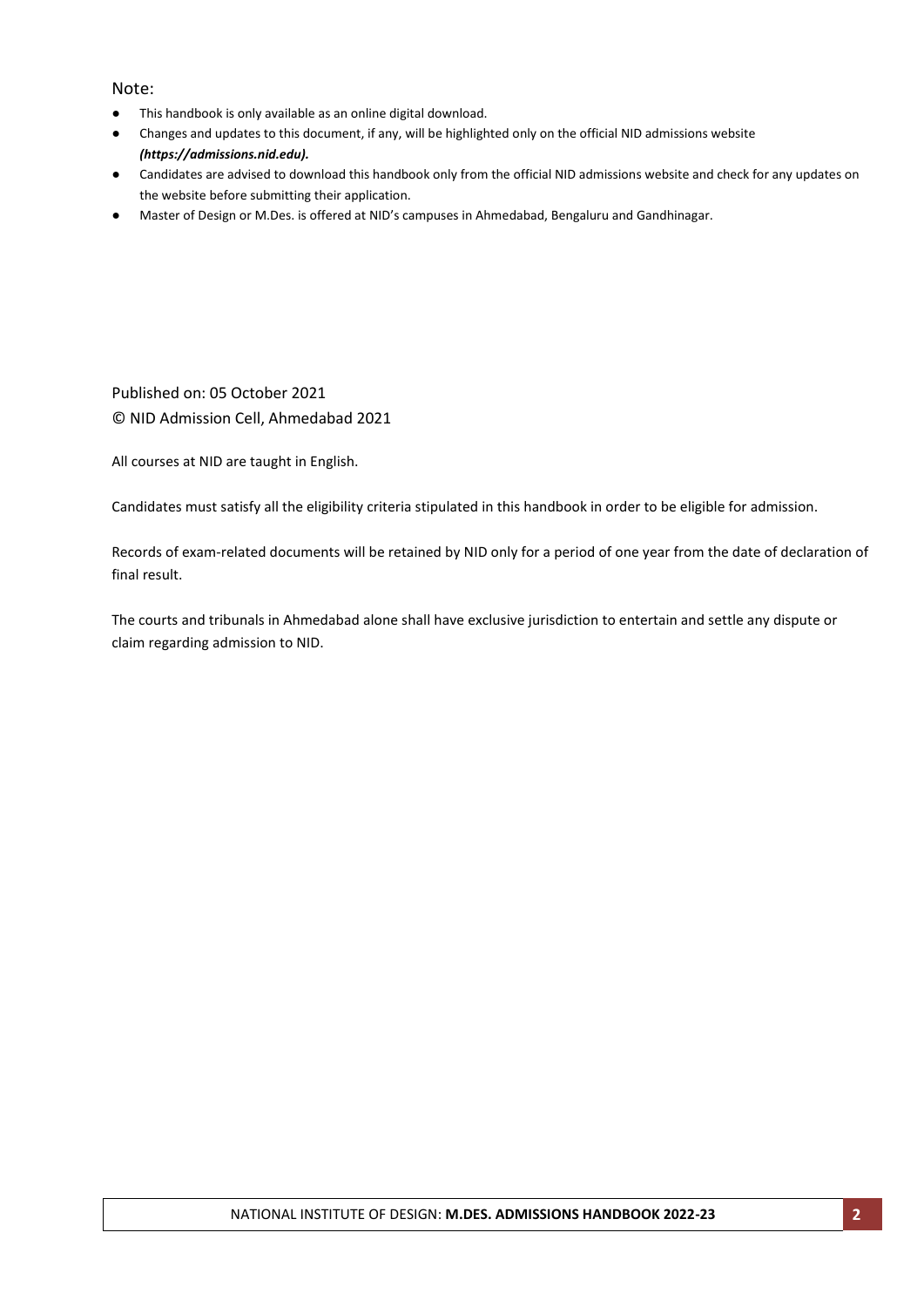Note:

- This handbook is only available as an online digital download.
- Changes and updates to this document, if any, will be highlighted only on the official NID admissions website ***(https://admissions.nid.edu).***
- Candidates are advised to download this handbook only from the official NID admissions website and check for any updates on the website before submitting their application.
- Master of Design or M.Des. is offered at NID's campuses in Ahmedabad, Bengaluru and Gandhinagar.

Published on: 05 October 2021

© NID Admission Cell, Ahmedabad 2021

All courses at NID are taught in English.

Candidates must satisfy all the eligibility criteria stipulated in this handbook in order to be eligible for admission.

Records of exam-related documents will be retained by NID only for a period of one year from the date of declaration of final result.

The courts and tribunals in Ahmedabad alone shall have exclusive jurisdiction to entertain and settle any dispute or claim regarding admission to NID.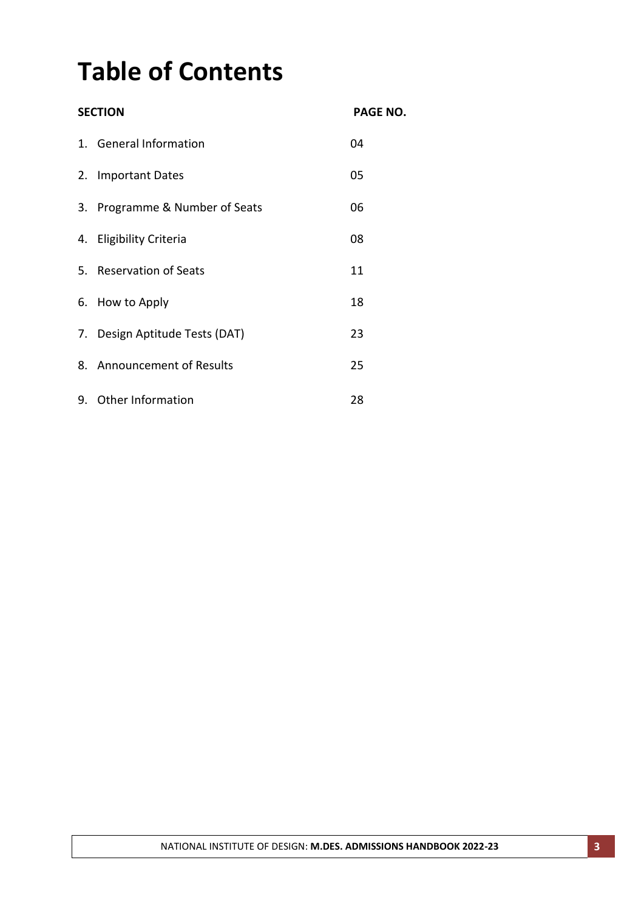# Table of Contents

| SECTION | PAGE NO. |
|---|---|
| 1. General Information | 04 |
| 2. Important Dates | 05 |
| 3. Programme & Number of Seats | 06 |
| 4. Eligibility Criteria | 08 |
| 5. Reservation of Seats | 11 |
| 6. How to Apply | 18 |
| 7. Design Aptitude Tests (DAT) | 23 |
| 8. Announcement of Results | 25 |
| 9. Other Information | 28 |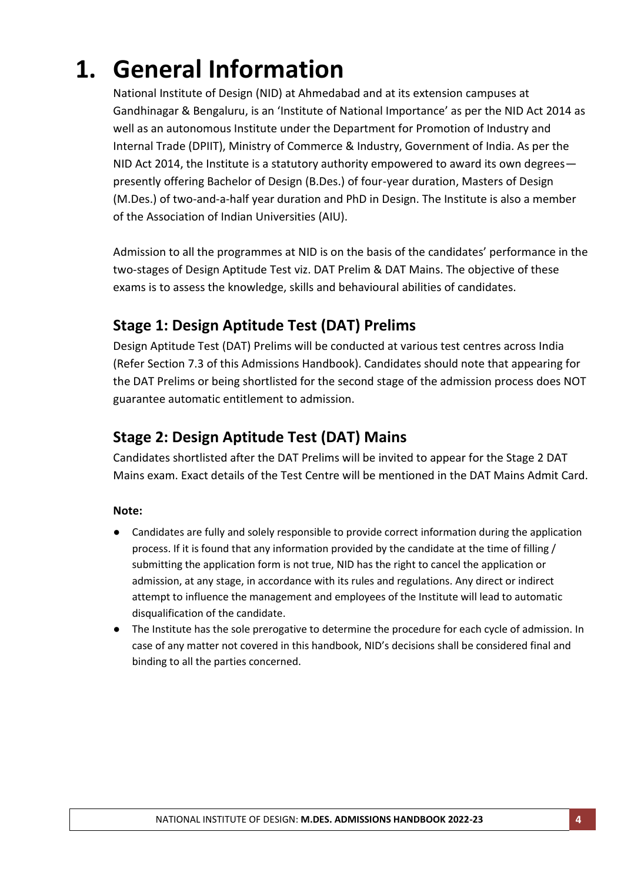# 1. General Information

National Institute of Design (NID) at Ahmedabad and at its extension campuses at Gandhinagar & Bengaluru, is an 'Institute of National Importance' as per the NID Act 2014 as well as an autonomous Institute under the Department for Promotion of Industry and Internal Trade (DPIIT), Ministry of Commerce & Industry, Government of India. As per the NID Act 2014, the Institute is a statutory authority empowered to award its own degrees—presently offering Bachelor of Design (B.Des.) of four-year duration, Masters of Design (M.Des.) of two-and-a-half year duration and PhD in Design. The Institute is also a member of the Association of Indian Universities (AIU).

Admission to all the programmes at NID is on the basis of the candidates' performance in the two-stages of Design Aptitude Test viz. DAT Prelim & DAT Mains. The objective of these exams is to assess the knowledge, skills and behavioural abilities of candidates.

## Stage 1: Design Aptitude Test (DAT) Prelims

Design Aptitude Test (DAT) Prelims will be conducted at various test centres across India (Refer Section 7.3 of this Admissions Handbook). Candidates should note that appearing for the DAT Prelims or being shortlisted for the second stage of the admission process does NOT guarantee automatic entitlement to admission.

## Stage 2: Design Aptitude Test (DAT) Mains

Candidates shortlisted after the DAT Prelims will be invited to appear for the Stage 2 DAT Mains exam. Exact details of the Test Centre will be mentioned in the DAT Mains Admit Card.

**Note:**

- Candidates are fully and solely responsible to provide correct information during the application process. If it is found that any information provided by the candidate at the time of filling / submitting the application form is not true, NID has the right to cancel the application or admission, at any stage, in accordance with its rules and regulations. Any direct or indirect attempt to influence the management and employees of the Institute will lead to automatic disqualification of the candidate.
- The Institute has the sole prerogative to determine the procedure for each cycle of admission. In case of any matter not covered in this handbook, NID's decisions shall be considered final and binding to all the parties concerned.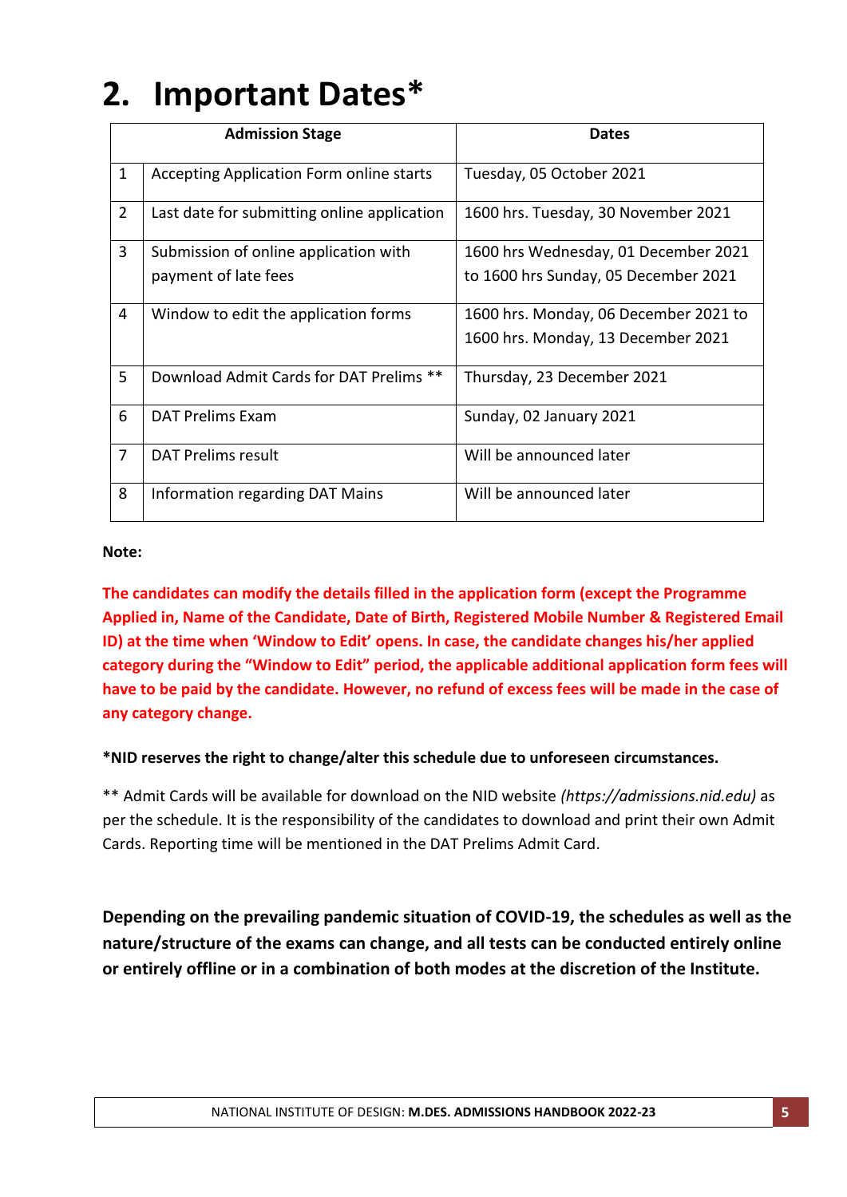## 2. Important Dates*

| | Admission Stage | Dates |
|---|---|---|
| 1 | Accepting Application Form online starts | Tuesday, 05 October 2021 |
| 2 | Last date for submitting online application | 1600 hrs. Tuesday, 30 November 2021 |
| 3 | Submission of online application with payment of late fees | 1600 hrs Wednesday, 01 December 2021 to 1600 hrs Sunday, 05 December 2021 |
| 4 | Window to edit the application forms | 1600 hrs. Monday, 06 December 2021 to 1600 hrs. Monday, 13 December 2021 |
| 5 | Download Admit Cards for DAT Prelims ** | Thursday, 23 December 2021 |
| 6 | DAT Prelims Exam | Sunday, 02 January 2021 |
| 7 | DAT Prelims result | Will be announced later |
| 8 | Information regarding DAT Mains | Will be announced later |

**Note:**

**The candidates can modify the details filled in the application form (except the Programme Applied in, Name of the Candidate, Date of Birth, Registered Mobile Number & Registered Email ID) at the time when 'Window to Edit' opens. In case, the candidate changes his/her applied category during the "Window to Edit" period, the applicable additional application form fees will have to be paid by the candidate. However, no refund of excess fees will be made in the case of any category change.**

**\*NID reserves the right to change/alter this schedule due to unforeseen circumstances.**

** Admit Cards will be available for download on the NID website *(https://admissions.nid.edu)* as per the schedule. It is the responsibility of the candidates to download and print their own Admit Cards. Reporting time will be mentioned in the DAT Prelims Admit Card.

**Depending on the prevailing pandemic situation of COVID-19, the schedules as well as the nature/structure of the exams can change, and all tests can be conducted entirely online or entirely offline or in a combination of both modes at the discretion of the Institute.**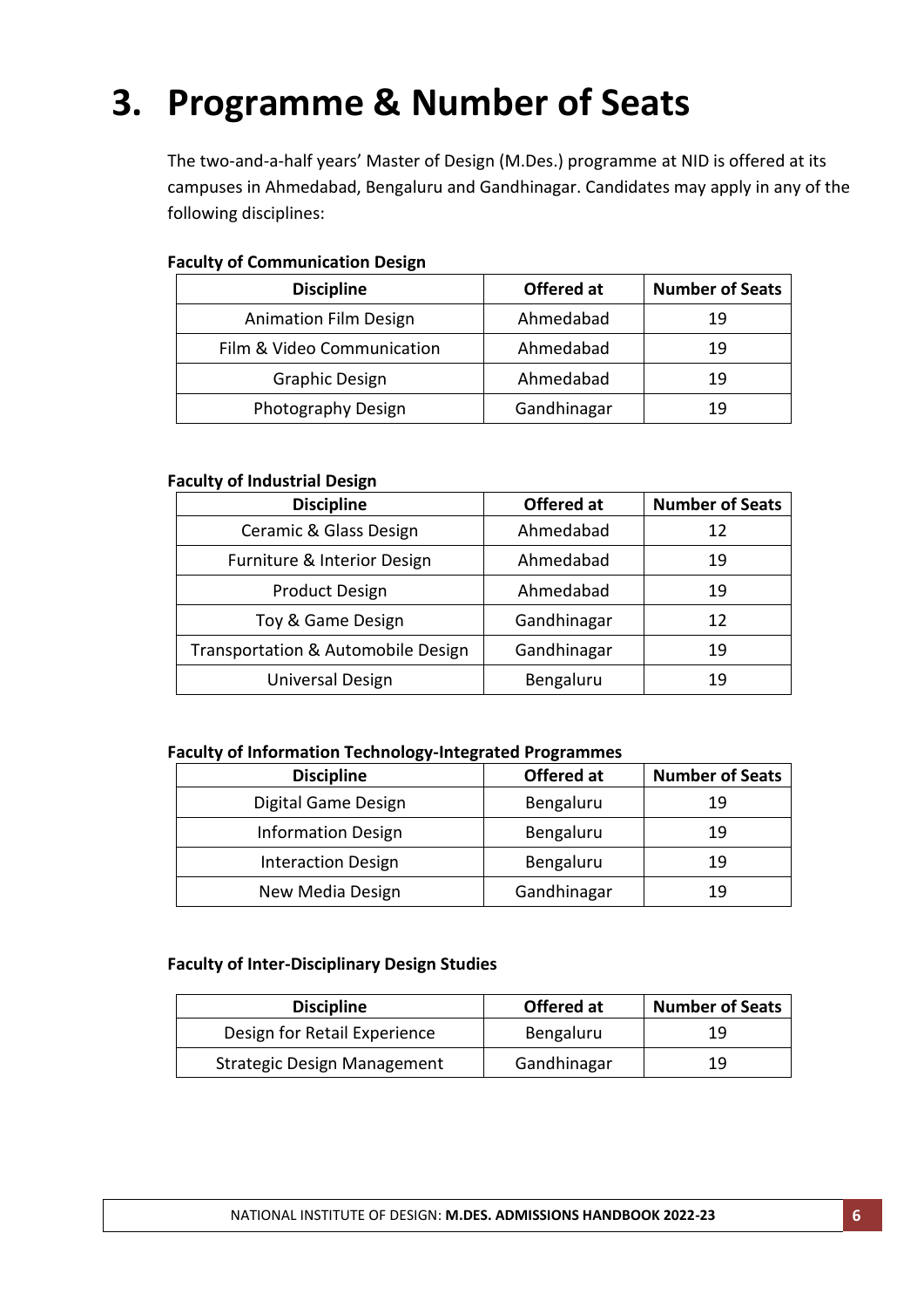# 3. Programme & Number of Seats

The two-and-a-half years' Master of Design (M.Des.) programme at NID is offered at its campuses in Ahmedabad, Bengaluru and Gandhinagar. Candidates may apply in any of the following disciplines:

**Faculty of Communication Design**

| Discipline | Offered at | Number of Seats |
|---|---|---|
| Animation Film Design | Ahmedabad | 19 |
| Film & Video Communication | Ahmedabad | 19 |
| Graphic Design | Ahmedabad | 19 |
| Photography Design | Gandhinagar | 19 |

**Faculty of Industrial Design**

| Discipline | Offered at | Number of Seats |
|---|---|---|
| Ceramic & Glass Design | Ahmedabad | 12 |
| Furniture & Interior Design | Ahmedabad | 19 |
| Product Design | Ahmedabad | 19 |
| Toy & Game Design | Gandhinagar | 12 |
| Transportation & Automobile Design | Gandhinagar | 19 |
| Universal Design | Bengaluru | 19 |

**Faculty of Information Technology-Integrated Programmes**

| Discipline | Offered at | Number of Seats |
|---|---|---|
| Digital Game Design | Bengaluru | 19 |
| Information Design | Bengaluru | 19 |
| Interaction Design | Bengaluru | 19 |
| New Media Design | Gandhinagar | 19 |

**Faculty of Inter-Disciplinary Design Studies**

| Discipline | Offered at | Number of Seats |
|---|---|---|
| Design for Retail Experience | Bengaluru | 19 |
| Strategic Design Management | Gandhinagar | 19 |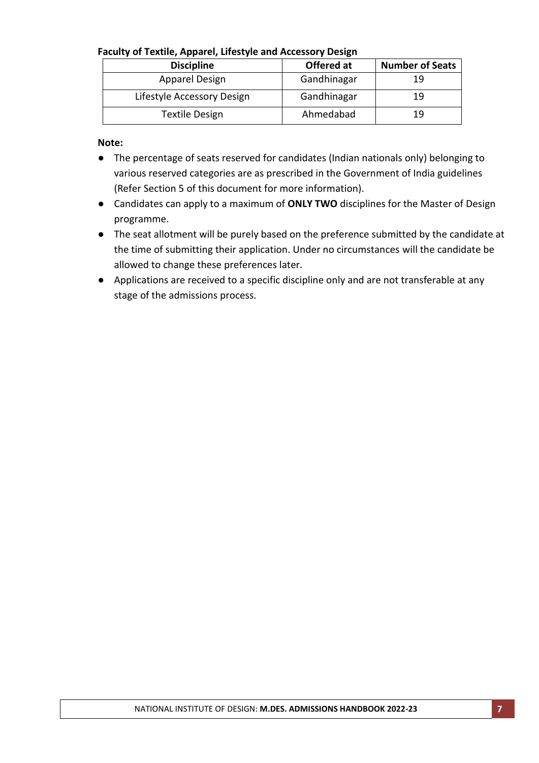**Faculty of Textile, Apparel, Lifestyle and Accessory Design**

| Discipline | Offered at | Number of Seats |
|---|---|---|
| Apparel Design | Gandhinagar | 19 |
| Lifestyle Accessory Design | Gandhinagar | 19 |
| Textile Design | Ahmedabad | 19 |

**Note:**

- The percentage of seats reserved for candidates (Indian nationals only) belonging to various reserved categories are as prescribed in the Government of India guidelines (Refer Section 5 of this document for more information).
- Candidates can apply to a maximum of **ONLY TWO** disciplines for the Master of Design programme.
- The seat allotment will be purely based on the preference submitted by the candidate at the time of submitting their application. Under no circumstances will the candidate be allowed to change these preferences later.
- Applications are received to a specific discipline only and are not transferable at any stage of the admissions process.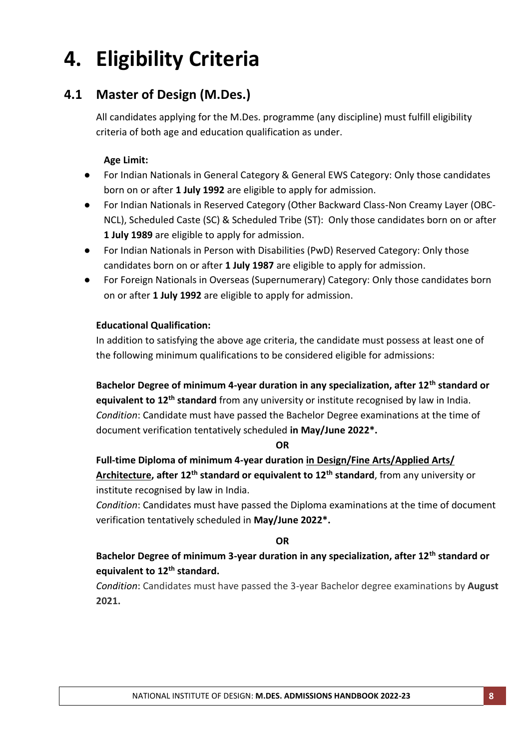# 4. Eligibility Criteria

## 4.1 Master of Design (M.Des.)

All candidates applying for the M.Des. programme (any discipline) must fulfill eligibility criteria of both age and education qualification as under.

**Age Limit:**

- For Indian Nationals in General Category & General EWS Category: Only those candidates born on or after **1 July 1992** are eligible to apply for admission.
- For Indian Nationals in Reserved Category (Other Backward Class-Non Creamy Layer (OBC-NCL), Scheduled Caste (SC) & Scheduled Tribe (ST): Only those candidates born on or after **1 July 1989** are eligible to apply for admission.
- For Indian Nationals in Person with Disabilities (PwD) Reserved Category: Only those candidates born on or after **1 July 1987** are eligible to apply for admission.
- For Foreign Nationals in Overseas (Supernumerary) Category: Only those candidates born on or after **1 July 1992** are eligible to apply for admission.

**Educational Qualification:**

In addition to satisfying the above age criteria, the candidate must possess at least one of the following minimum qualifications to be considered eligible for admissions:

**Bachelor Degree of minimum 4-year duration in any specialization, after 12th standard or equivalent to 12th standard** from any university or institute recognised by law in India.
*Condition*: Candidate must have passed the Bachelor Degree examinations at the time of document verification tentatively scheduled **in May/June 2022*.**

**OR**

**Full-time Diploma of minimum 4-year duration in Design/Fine Arts/Applied Arts/ Architecture, after 12th standard or equivalent to 12th standard**, from any university or institute recognised by law in India.
*Condition*: Candidates must have passed the Diploma examinations at the time of document verification tentatively scheduled in **May/June 2022*.**

**OR**

**Bachelor Degree of minimum 3-year duration in any specialization, after 12th standard or equivalent to 12th standard.**
*Condition*: Candidates must have passed the 3-year Bachelor degree examinations by **August 2021.**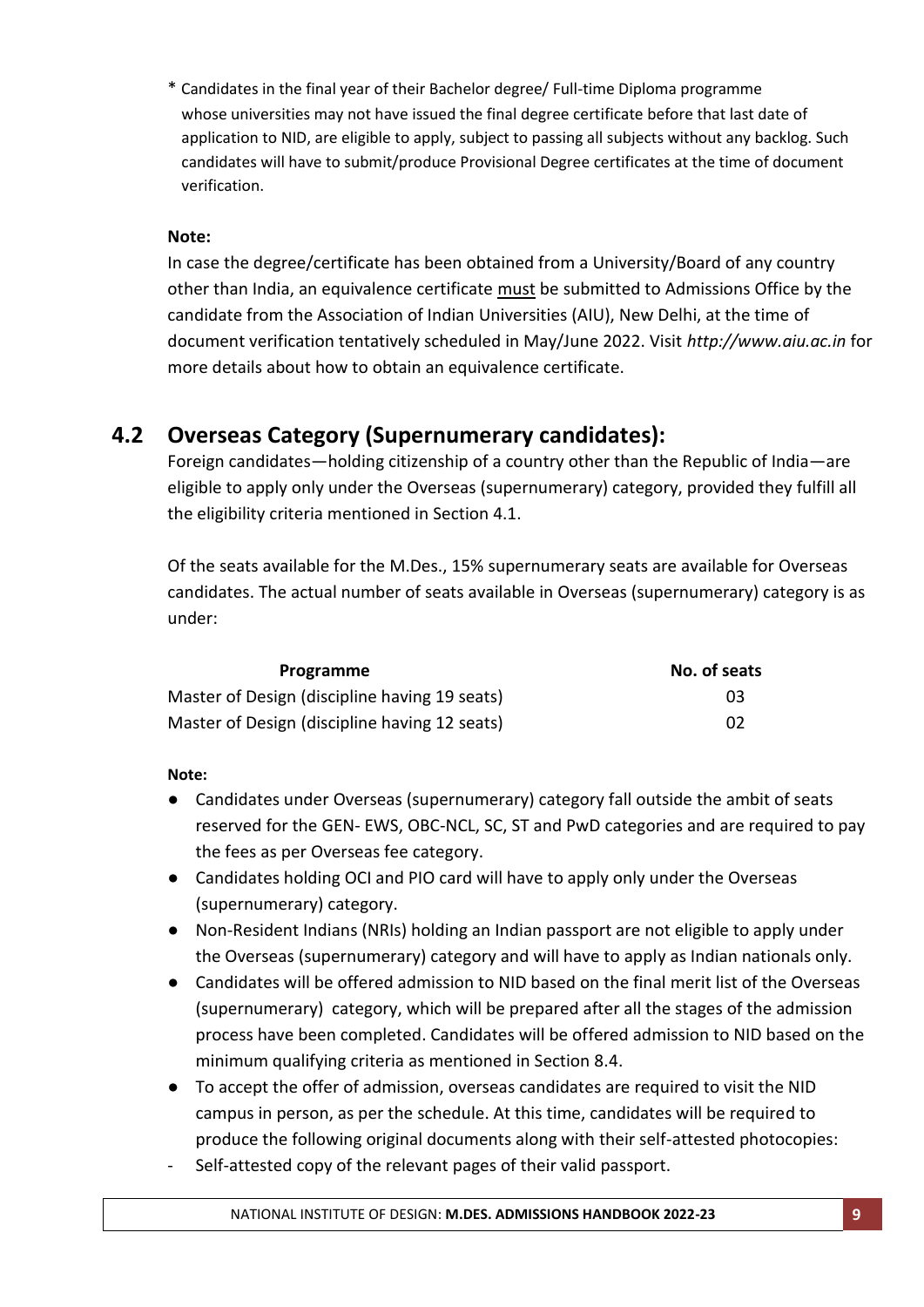\* Candidates in the final year of their Bachelor degree/ Full-time Diploma programme whose universities may not have issued the final degree certificate before that last date of application to NID, are eligible to apply, subject to passing all subjects without any backlog. Such candidates will have to submit/produce Provisional Degree certificates at the time of document verification.

**Note:**

In case the degree/certificate has been obtained from a University/Board of any country other than India, an equivalence certificate must be submitted to Admissions Office by the candidate from the Association of Indian Universities (AIU), New Delhi, at the time of document verification tentatively scheduled in May/June 2022. Visit *http://www.aiu.ac.in* for more details about how to obtain an equivalence certificate.

## 4.2 Overseas Category (Supernumerary candidates):

Foreign candidates—holding citizenship of a country other than the Republic of India—are eligible to apply only under the Overseas (supernumerary) category, provided they fulfill all the eligibility criteria mentioned in Section 4.1.

Of the seats available for the M.Des., 15% supernumerary seats are available for Overseas candidates. The actual number of seats available in Overseas (supernumerary) category is as under:

| Programme | No. of seats |
|---|---|
| Master of Design (discipline having 19 seats) | 03 |
| Master of Design (discipline having 12 seats) | 02 |

**Note:**

- Candidates under Overseas (supernumerary) category fall outside the ambit of seats reserved for the GEN- EWS, OBC-NCL, SC, ST and PwD categories and are required to pay the fees as per Overseas fee category.
- Candidates holding OCI and PIO card will have to apply only under the Overseas (supernumerary) category.
- Non-Resident Indians (NRIs) holding an Indian passport are not eligible to apply under the Overseas (supernumerary) category and will have to apply as Indian nationals only.
- Candidates will be offered admission to NID based on the final merit list of the Overseas (supernumerary) category, which will be prepared after all the stages of the admission process have been completed. Candidates will be offered admission to NID based on the minimum qualifying criteria as mentioned in Section 8.4.
- To accept the offer of admission, overseas candidates are required to visit the NID campus in person, as per the schedule. At this time, candidates will be required to produce the following original documents along with their self-attested photocopies:

- Self-attested copy of the relevant pages of their valid passport.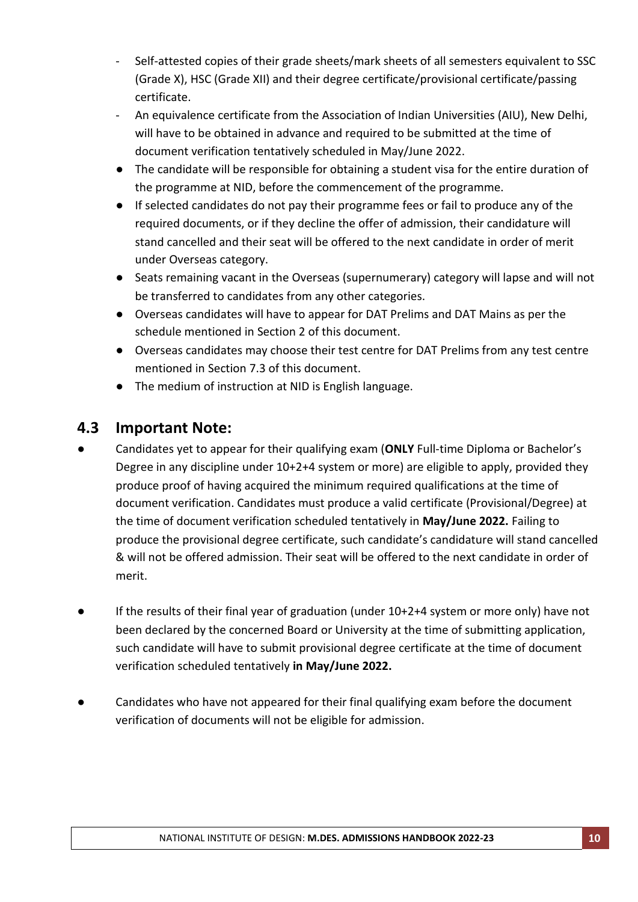- Self-attested copies of their grade sheets/mark sheets of all semesters equivalent to SSC (Grade X), HSC (Grade XII) and their degree certificate/provisional certificate/passing certificate.
- An equivalence certificate from the Association of Indian Universities (AIU), New Delhi, will have to be obtained in advance and required to be submitted at the time of document verification tentatively scheduled in May/June 2022.

- The candidate will be responsible for obtaining a student visa for the entire duration of the programme at NID, before the commencement of the programme.
- If selected candidates do not pay their programme fees or fail to produce any of the required documents, or if they decline the offer of admission, their candidature will stand cancelled and their seat will be offered to the next candidate in order of merit under Overseas category.
- Seats remaining vacant in the Overseas (supernumerary) category will lapse and will not be transferred to candidates from any other categories.
- Overseas candidates will have to appear for DAT Prelims and DAT Mains as per the schedule mentioned in Section 2 of this document.
- Overseas candidates may choose their test centre for DAT Prelims from any test centre mentioned in Section 7.3 of this document.
- The medium of instruction at NID is English language.

## 4.3 Important Note:

- Candidates yet to appear for their qualifying exam (**ONLY** Full-time Diploma or Bachelor's Degree in any discipline under 10+2+4 system or more) are eligible to apply, provided they produce proof of having acquired the minimum required qualifications at the time of document verification. Candidates must produce a valid certificate (Provisional/Degree) at the time of document verification scheduled tentatively in **May/June 2022.** Failing to produce the provisional degree certificate, such candidate's candidature will stand cancelled & will not be offered admission. Their seat will be offered to the next candidate in order of merit.

- If the results of their final year of graduation (under 10+2+4 system or more only) have not been declared by the concerned Board or University at the time of submitting application, such candidate will have to submit provisional degree certificate at the time of document verification scheduled tentatively **in May/June 2022.**

- Candidates who have not appeared for their final qualifying exam before the document verification of documents will not be eligible for admission.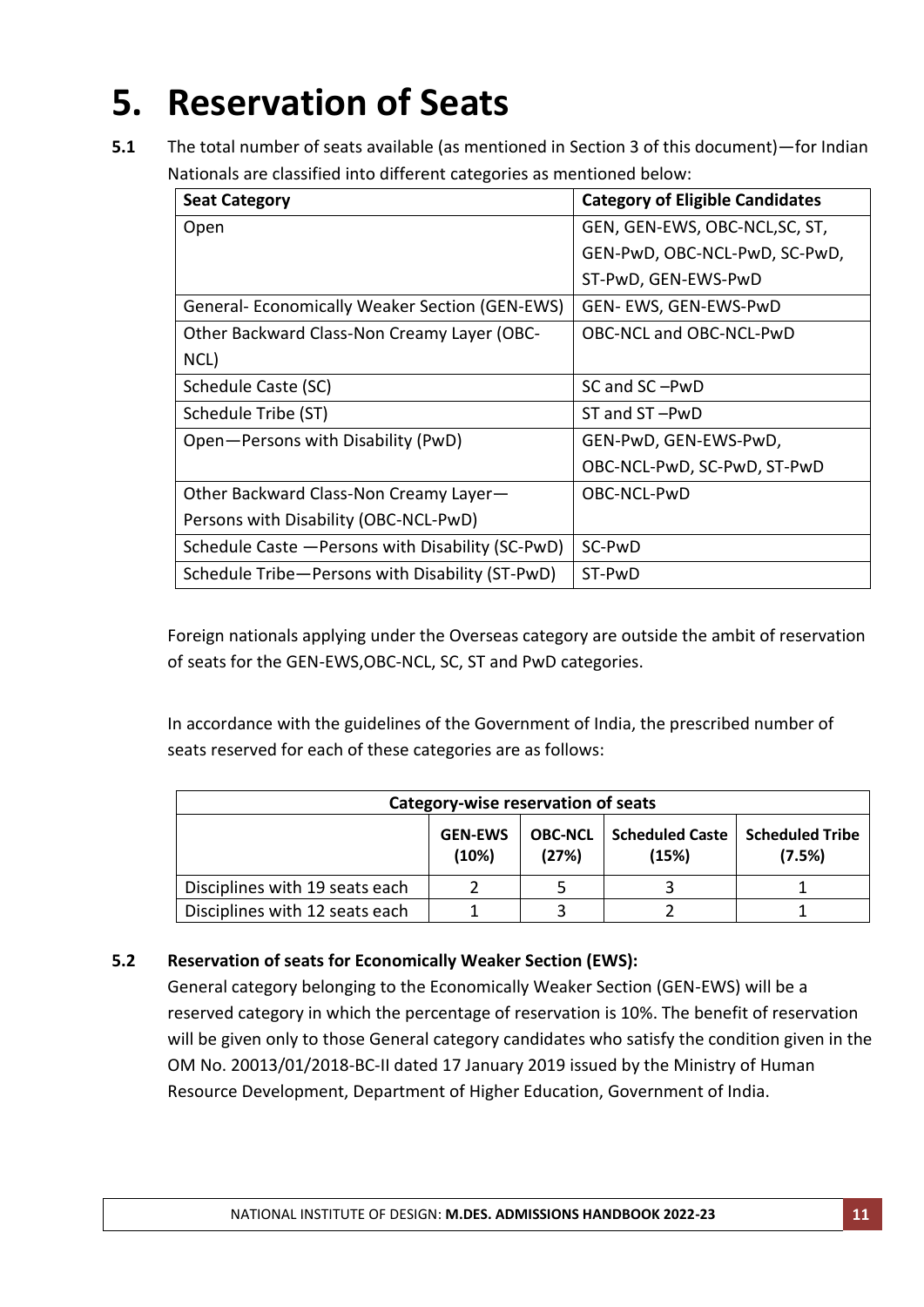# 5. Reservation of Seats

**5.1** The total number of seats available (as mentioned in Section 3 of this document)—for Indian Nationals are classified into different categories as mentioned below:

| Seat Category | Category of Eligible Candidates |
|---|---|
| Open | GEN, GEN-EWS, OBC-NCL,SC, ST, GEN-PwD, OBC-NCL-PwD, SC-PwD, ST-PwD, GEN-EWS-PwD |
| General- Economically Weaker Section (GEN-EWS) | GEN- EWS, GEN-EWS-PwD |
| Other Backward Class-Non Creamy Layer (OBC-NCL) | OBC-NCL and OBC-NCL-PwD |
| Schedule Caste (SC) | SC and SC –PwD |
| Schedule Tribe (ST) | ST and ST –PwD |
| Open—Persons with Disability (PwD) | GEN-PwD, GEN-EWS-PwD, OBC-NCL-PwD, SC-PwD, ST-PwD |
| Other Backward Class-Non Creamy Layer—Persons with Disability (OBC-NCL-PwD) | OBC-NCL-PwD |
| Schedule Caste —Persons with Disability (SC-PwD) | SC-PwD |
| Schedule Tribe—Persons with Disability (ST-PwD) | ST-PwD |

Foreign nationals applying under the Overseas category are outside the ambit of reservation of seats for the GEN-EWS,OBC-NCL, SC, ST and PwD categories.

In accordance with the guidelines of the Government of India, the prescribed number of seats reserved for each of these categories are as follows:

| Category-wise reservation of seats | | | | |
|---|---|---|---|---|
| | **GEN-EWS (10%)** | **OBC-NCL (27%)** | **Scheduled Caste (15%)** | **Scheduled Tribe (7.5%)** |
| Disciplines with 19 seats each | 2 | 5 | 3 | 1 |
| Disciplines with 12 seats each | 1 | 3 | 2 | 1 |

**5.2 Reservation of seats for Economically Weaker Section (EWS):**

General category belonging to the Economically Weaker Section (GEN-EWS) will be a reserved category in which the percentage of reservation is 10%. The benefit of reservation will be given only to those General category candidates who satisfy the condition given in the OM No. 20013/01/2018-BC-II dated 17 January 2019 issued by the Ministry of Human Resource Development, Department of Higher Education, Government of India.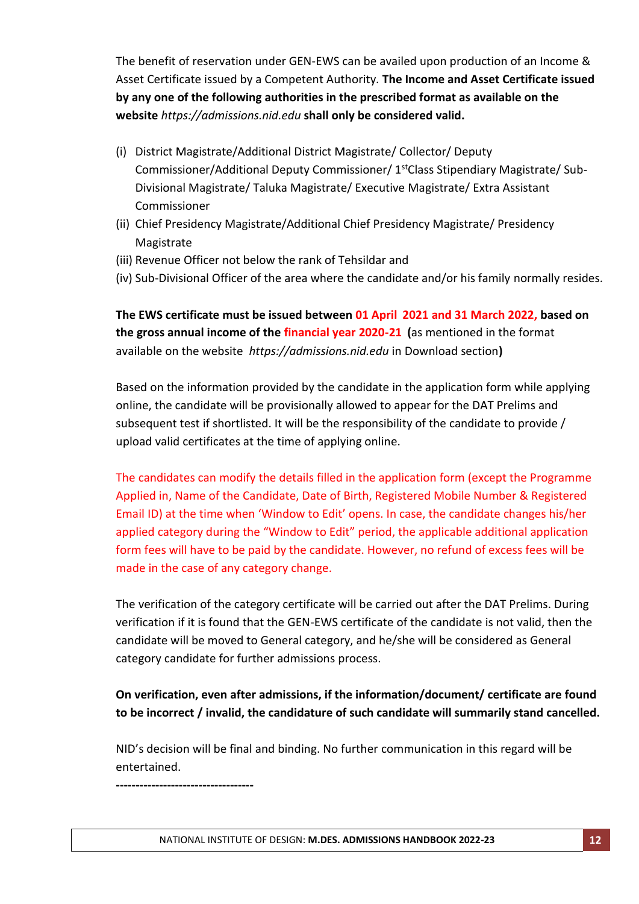The benefit of reservation under GEN-EWS can be availed upon production of an Income & Asset Certificate issued by a Competent Authority. **The Income and Asset Certificate issued by any one of the following authorities in the prescribed format as available on the website** *https://admissions.nid.edu* **shall only be considered valid.**

(i) District Magistrate/Additional District Magistrate/ Collector/ Deputy Commissioner/Additional Deputy Commissioner/ 1st Class Stipendiary Magistrate/ Sub-Divisional Magistrate/ Taluka Magistrate/ Executive Magistrate/ Extra Assistant Commissioner

(ii) Chief Presidency Magistrate/Additional Chief Presidency Magistrate/ Presidency Magistrate

(iii) Revenue Officer not below the rank of Tehsildar and

(iv) Sub-Divisional Officer of the area where the candidate and/or his family normally resides.

**The EWS certificate must be issued between 01 April 2021 and 31 March 2022, based on the gross annual income of the financial year 2020-21 (**as mentioned in the format available on the website *https://admissions.nid.edu* in Download section**)**

Based on the information provided by the candidate in the application form while applying online, the candidate will be provisionally allowed to appear for the DAT Prelims and subsequent test if shortlisted. It will be the responsibility of the candidate to provide / upload valid certificates at the time of applying online.

The candidates can modify the details filled in the application form (except the Programme Applied in, Name of the Candidate, Date of Birth, Registered Mobile Number & Registered Email ID) at the time when 'Window to Edit' opens. In case, the candidate changes his/her applied category during the "Window to Edit" period, the applicable additional application form fees will have to be paid by the candidate. However, no refund of excess fees will be made in the case of any category change.

The verification of the category certificate will be carried out after the DAT Prelims. During verification if it is found that the GEN-EWS certificate of the candidate is not valid, then the candidate will be moved to General category, and he/she will be considered as General category candidate for further admissions process.

**On verification, even after admissions, if the information/document/ certificate are found to be incorrect / invalid, the candidature of such candidate will summarily stand cancelled.**

NID's decision will be final and binding. No further communication in this regard will be entertained.

-----------------------------------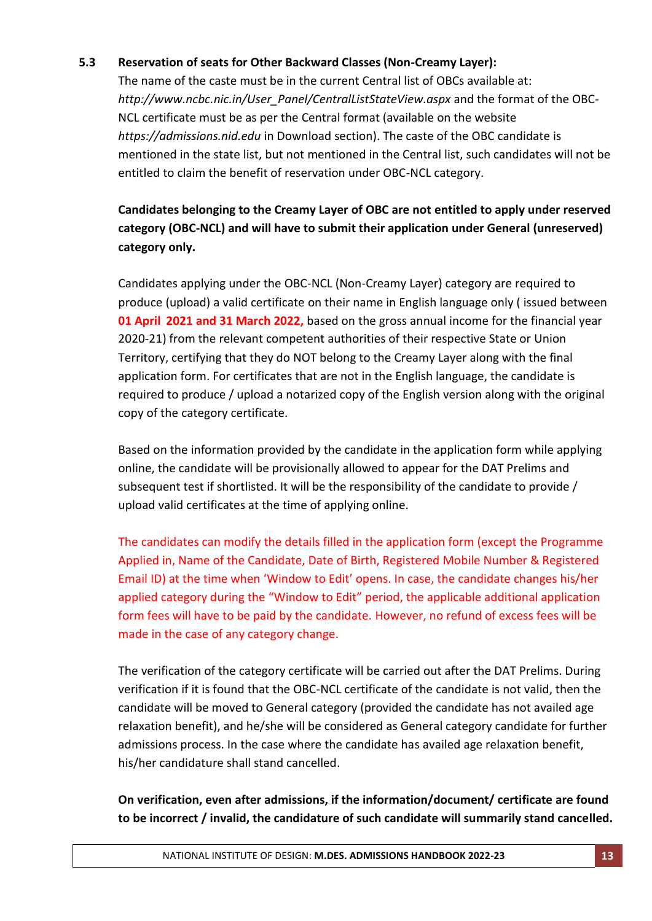### 5.3 Reservation of seats for Other Backward Classes (Non-Creamy Layer):

The name of the caste must be in the current Central list of OBCs available at: *http://www.ncbc.nic.in/User_Panel/CentralListStateView.aspx* and the format of the OBC-NCL certificate must be as per the Central format (available on the website *https://admissions.nid.edu* in Download section). The caste of the OBC candidate is mentioned in the state list, but not mentioned in the Central list, such candidates will not be entitled to claim the benefit of reservation under OBC-NCL category.

**Candidates belonging to the Creamy Layer of OBC are not entitled to apply under reserved category (OBC-NCL) and will have to submit their application under General (unreserved) category only.**

Candidates applying under the OBC-NCL (Non-Creamy Layer) category are required to produce (upload) a valid certificate on their name in English language only ( issued between **01 April 2021 and 31 March 2022,** based on the gross annual income for the financial year 2020-21) from the relevant competent authorities of their respective State or Union Territory, certifying that they do NOT belong to the Creamy Layer along with the final application form. For certificates that are not in the English language, the candidate is required to produce / upload a notarized copy of the English version along with the original copy of the category certificate.

Based on the information provided by the candidate in the application form while applying online, the candidate will be provisionally allowed to appear for the DAT Prelims and subsequent test if shortlisted. It will be the responsibility of the candidate to provide / upload valid certificates at the time of applying online.

The candidates can modify the details filled in the application form (except the Programme Applied in, Name of the Candidate, Date of Birth, Registered Mobile Number & Registered Email ID) at the time when 'Window to Edit' opens. In case, the candidate changes his/her applied category during the "Window to Edit" period, the applicable additional application form fees will have to be paid by the candidate. However, no refund of excess fees will be made in the case of any category change.

The verification of the category certificate will be carried out after the DAT Prelims. During verification if it is found that the OBC-NCL certificate of the candidate is not valid, then the candidate will be moved to General category (provided the candidate has not availed age relaxation benefit), and he/she will be considered as General category candidate for further admissions process. In the case where the candidate has availed age relaxation benefit, his/her candidature shall stand cancelled.

**On verification, even after admissions, if the information/document/ certificate are found to be incorrect / invalid, the candidature of such candidate will summarily stand cancelled.**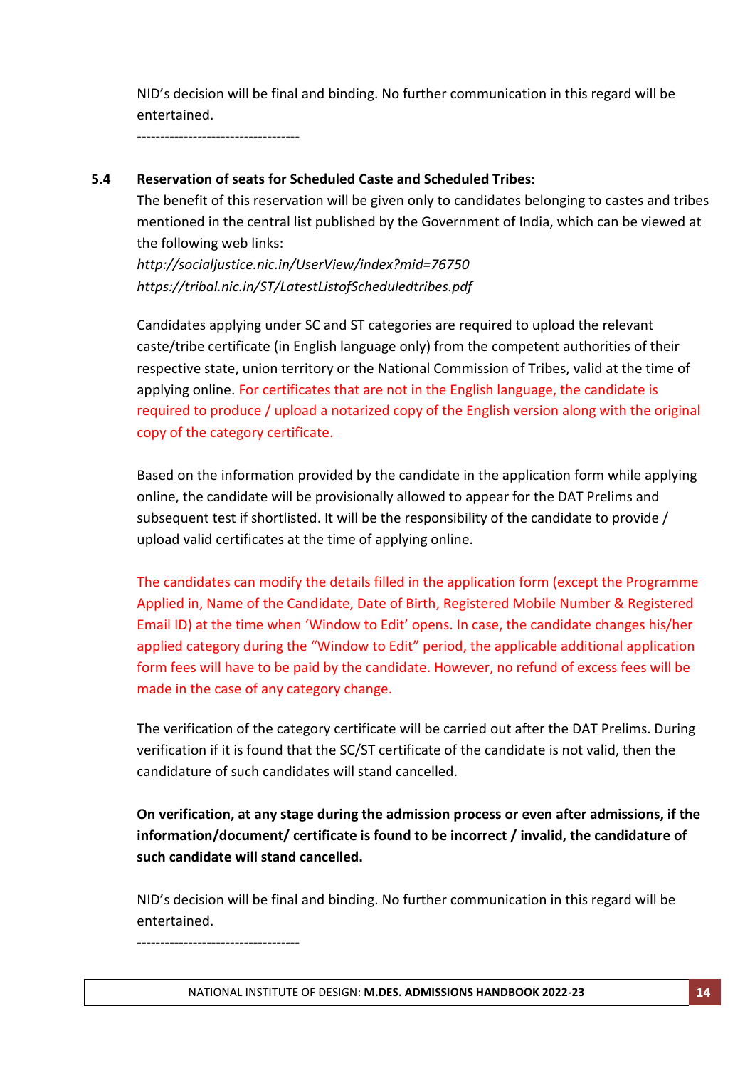NID's decision will be final and binding. No further communication in this regard will be entertained.

-----------------------------------

### 5.4 Reservation of seats for Scheduled Caste and Scheduled Tribes:

The benefit of this reservation will be given only to candidates belonging to castes and tribes mentioned in the central list published by the Government of India, which can be viewed at the following web links:
*http://socialjustice.nic.in/UserView/index?mid=76750*
*https://tribal.nic.in/ST/LatestListofScheduledtribes.pdf*

Candidates applying under SC and ST categories are required to upload the relevant caste/tribe certificate (in English language only) from the competent authorities of their respective state, union territory or the National Commission of Tribes, valid at the time of applying online. For certificates that are not in the English language, the candidate is required to produce / upload a notarized copy of the English version along with the original copy of the category certificate.

Based on the information provided by the candidate in the application form while applying online, the candidate will be provisionally allowed to appear for the DAT Prelims and subsequent test if shortlisted. It will be the responsibility of the candidate to provide / upload valid certificates at the time of applying online.

The candidates can modify the details filled in the application form (except the Programme Applied in, Name of the Candidate, Date of Birth, Registered Mobile Number & Registered Email ID) at the time when 'Window to Edit' opens. In case, the candidate changes his/her applied category during the "Window to Edit" period, the applicable additional application form fees will have to be paid by the candidate. However, no refund of excess fees will be made in the case of any category change.

The verification of the category certificate will be carried out after the DAT Prelims. During verification if it is found that the SC/ST certificate of the candidate is not valid, then the candidature of such candidates will stand cancelled.

**On verification, at any stage during the admission process or even after admissions, if the information/document/ certificate is found to be incorrect / invalid, the candidature of such candidate will stand cancelled.**

NID's decision will be final and binding. No further communication in this regard will be entertained.

-----------------------------------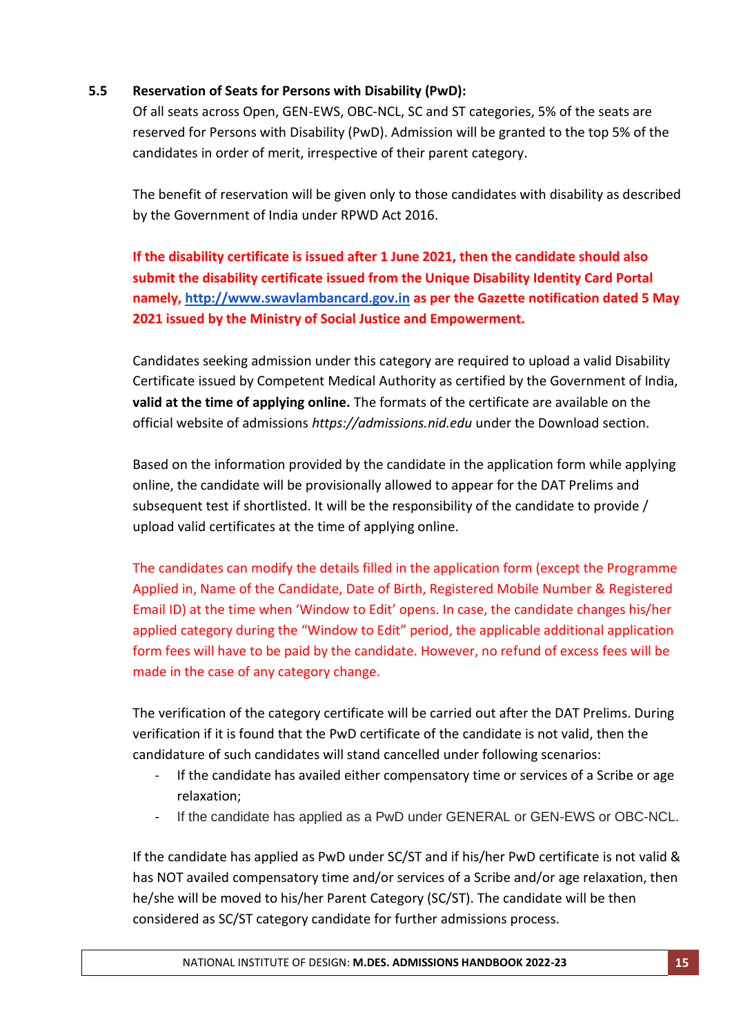### 5.5 Reservation of Seats for Persons with Disability (PwD):

Of all seats across Open, GEN-EWS, OBC-NCL, SC and ST categories, 5% of the seats are reserved for Persons with Disability (PwD). Admission will be granted to the top 5% of the candidates in order of merit, irrespective of their parent category.

The benefit of reservation will be given only to those candidates with disability as described by the Government of India under RPWD Act 2016.

**If the disability certificate is issued after 1 June 2021, then the candidate should also submit the disability certificate issued from the Unique Disability Identity Card Portal namely, [http://www.swavlambancard.gov.in](http://www.swavlambancard.gov.in) as per the Gazette notification dated 5 May 2021 issued by the Ministry of Social Justice and Empowerment.**

Candidates seeking admission under this category are required to upload a valid Disability Certificate issued by Competent Medical Authority as certified by the Government of India, **valid at the time of applying online.** The formats of the certificate are available on the official website of admissions *https://admissions.nid.edu* under the Download section.

Based on the information provided by the candidate in the application form while applying online, the candidate will be provisionally allowed to appear for the DAT Prelims and subsequent test if shortlisted. It will be the responsibility of the candidate to provide / upload valid certificates at the time of applying online.

The candidates can modify the details filled in the application form (except the Programme Applied in, Name of the Candidate, Date of Birth, Registered Mobile Number & Registered Email ID) at the time when 'Window to Edit' opens. In case, the candidate changes his/her applied category during the "Window to Edit" period, the applicable additional application form fees will have to be paid by the candidate. However, no refund of excess fees will be made in the case of any category change.

The verification of the category certificate will be carried out after the DAT Prelims. During verification if it is found that the PwD certificate of the candidate is not valid, then the candidature of such candidates will stand cancelled under following scenarios:

- If the candidate has availed either compensatory time or services of a Scribe or age relaxation;
- If the candidate has applied as a PwD under GENERAL or GEN-EWS or OBC-NCL.

If the candidate has applied as PwD under SC/ST and if his/her PwD certificate is not valid & has NOT availed compensatory time and/or services of a Scribe and/or age relaxation, then he/she will be moved to his/her Parent Category (SC/ST). The candidate will be then considered as SC/ST category candidate for further admissions process.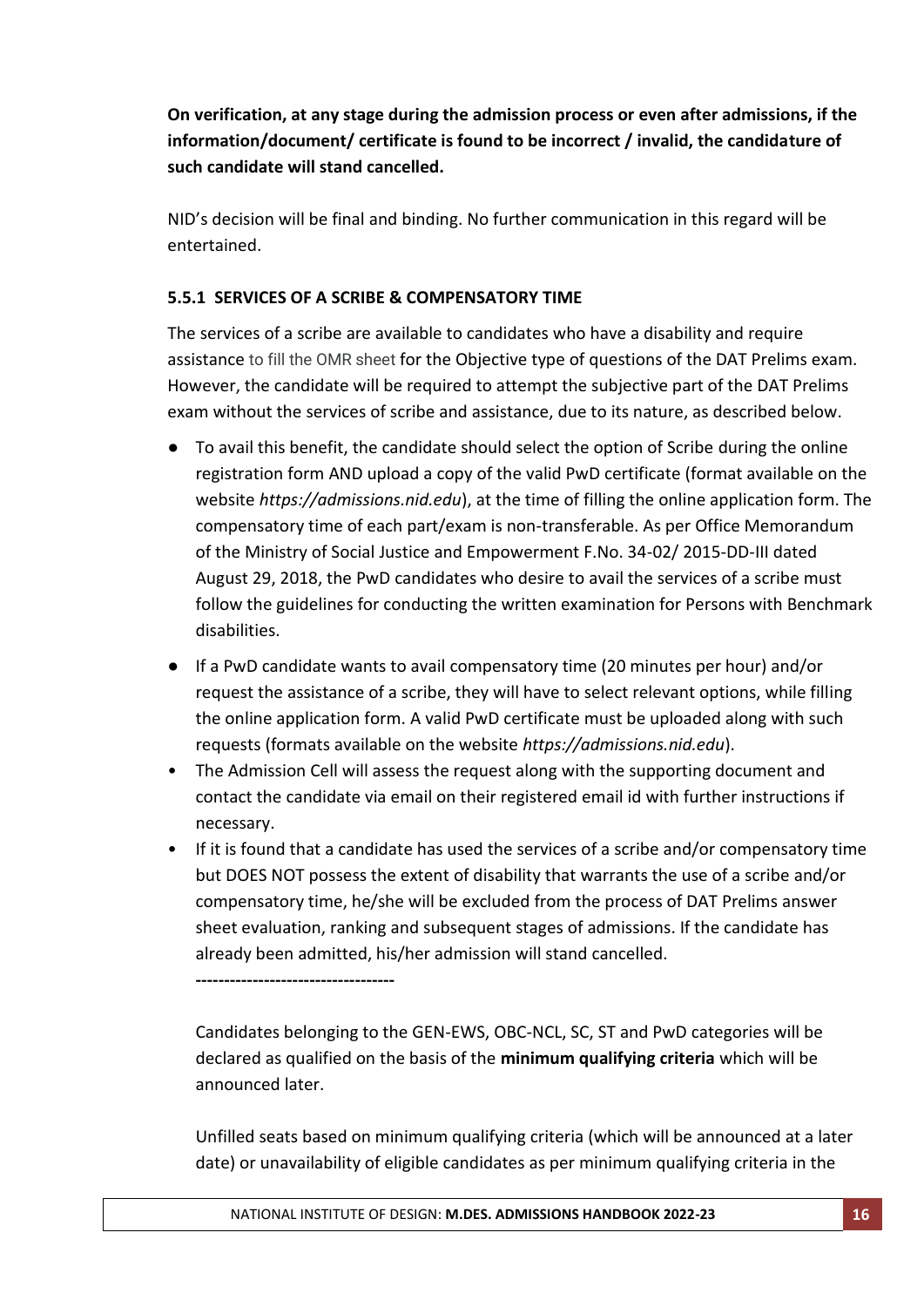**On verification, at any stage during the admission process or even after admissions, if the information/document/ certificate is found to be incorrect / invalid, the candidature of such candidate will stand cancelled.**

NID's decision will be final and binding. No further communication in this regard will be entertained.

### 5.5.1 SERVICES OF A SCRIBE & COMPENSATORY TIME

The services of a scribe are available to candidates who have a disability and require assistance to fill the OMR sheet for the Objective type of questions of the DAT Prelims exam. However, the candidate will be required to attempt the subjective part of the DAT Prelims exam without the services of scribe and assistance, due to its nature, as described below.

- To avail this benefit, the candidate should select the option of Scribe during the online registration form AND upload a copy of the valid PwD certificate (format available on the website *https://admissions.nid.edu*), at the time of filling the online application form. The compensatory time of each part/exam is non-transferable. As per Office Memorandum of the Ministry of Social Justice and Empowerment F.No. 34-02/ 2015-DD-III dated August 29, 2018, the PwD candidates who desire to avail the services of a scribe must follow the guidelines for conducting the written examination for Persons with Benchmark disabilities.
- If a PwD candidate wants to avail compensatory time (20 minutes per hour) and/or request the assistance of a scribe, they will have to select relevant options, while filling the online application form. A valid PwD certificate must be uploaded along with such requests (formats available on the website *https://admissions.nid.edu*).
- The Admission Cell will assess the request along with the supporting document and contact the candidate via email on their registered email id with further instructions if necessary.
- If it is found that a candidate has used the services of a scribe and/or compensatory time but DOES NOT possess the extent of disability that warrants the use of a scribe and/or compensatory time, he/she will be excluded from the process of DAT Prelims answer sheet evaluation, ranking and subsequent stages of admissions. If the candidate has already been admitted, his/her admission will stand cancelled.

**-----------------------------------**

Candidates belonging to the GEN-EWS, OBC-NCL, SC, ST and PwD categories will be declared as qualified on the basis of the **minimum qualifying criteria** which will be announced later.

Unfilled seats based on minimum qualifying criteria (which will be announced at a later date) or unavailability of eligible candidates as per minimum qualifying criteria in the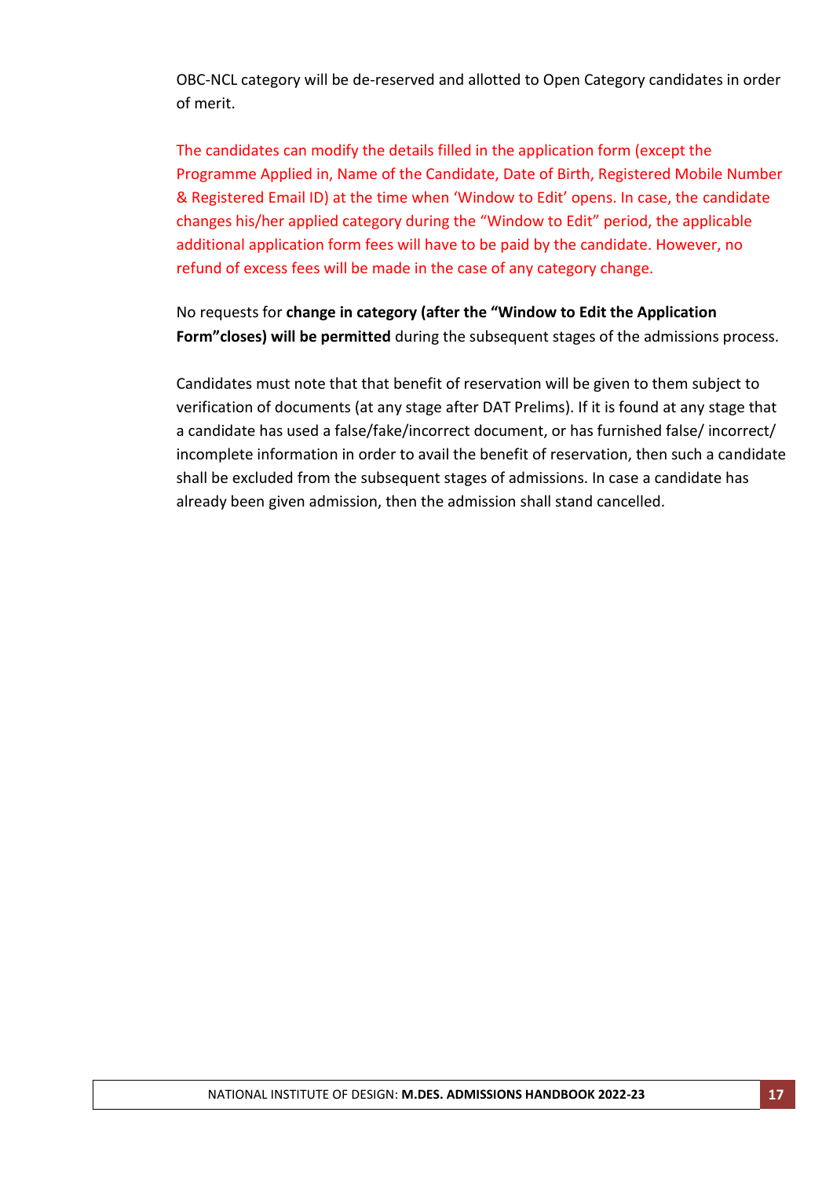OBC-NCL category will be de-reserved and allotted to Open Category candidates in order of merit.

The candidates can modify the details filled in the application form (except the Programme Applied in, Name of the Candidate, Date of Birth, Registered Mobile Number & Registered Email ID) at the time when 'Window to Edit' opens. In case, the candidate changes his/her applied category during the "Window to Edit" period, the applicable additional application form fees will have to be paid by the candidate. However, no refund of excess fees will be made in the case of any category change.

No requests for **change in category (after the "Window to Edit the Application Form"closes) will be permitted** during the subsequent stages of the admissions process.

Candidates must note that that benefit of reservation will be given to them subject to verification of documents (at any stage after DAT Prelims). If it is found at any stage that a candidate has used a false/fake/incorrect document, or has furnished false/ incorrect/ incomplete information in order to avail the benefit of reservation, then such a candidate shall be excluded from the subsequent stages of admissions. In case a candidate has already been given admission, then the admission shall stand cancelled.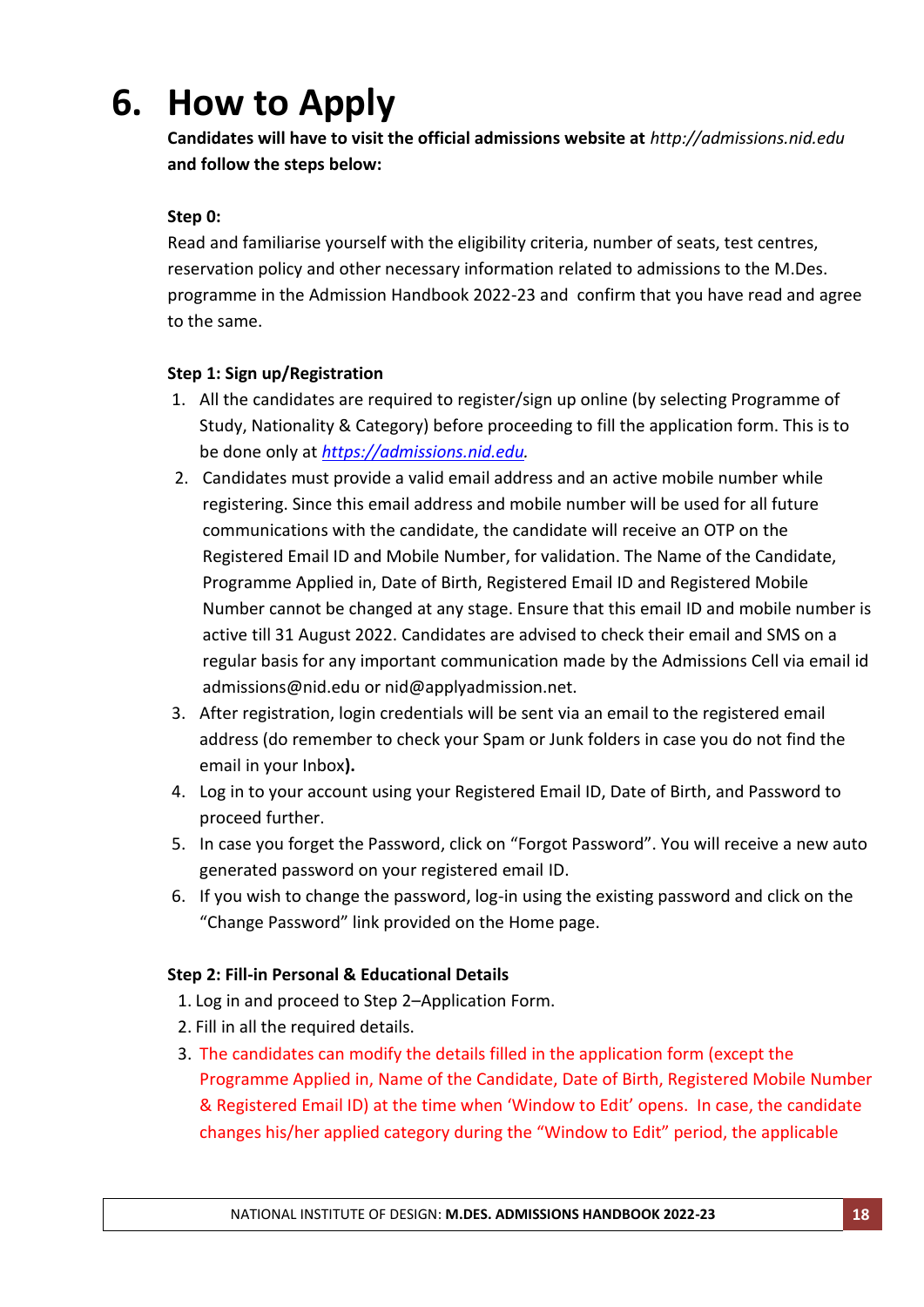# 6. How to Apply

**Candidates will have to visit the official admissions website at** *http://admissions.nid.edu* **and follow the steps below:**

**Step 0:**

Read and familiarise yourself with the eligibility criteria, number of seats, test centres, reservation policy and other necessary information related to admissions to the M.Des. programme in the Admission Handbook 2022-23 and confirm that you have read and agree to the same.

**Step 1: Sign up/Registration**

1. All the candidates are required to register/sign up online (by selecting Programme of Study, Nationality & Category) before proceeding to fill the application form. This is to be done only at *https://admissions.nid.edu.*
2. Candidates must provide a valid email address and an active mobile number while registering. Since this email address and mobile number will be used for all future communications with the candidate, the candidate will receive an OTP on the Registered Email ID and Mobile Number, for validation. The Name of the Candidate, Programme Applied in, Date of Birth, Registered Email ID and Registered Mobile Number cannot be changed at any stage. Ensure that this email ID and mobile number is active till 31 August 2022. Candidates are advised to check their email and SMS on a regular basis for any important communication made by the Admissions Cell via email id admissions@nid.edu or nid@applyadmission.net.
3. After registration, login credentials will be sent via an email to the registered email address (do remember to check your Spam or Junk folders in case you do not find the email in your Inbox**).**
4. Log in to your account using your Registered Email ID, Date of Birth, and Password to proceed further.
5. In case you forget the Password, click on "Forgot Password". You will receive a new auto generated password on your registered email ID.
6. If you wish to change the password, log-in using the existing password and click on the "Change Password" link provided on the Home page.

**Step 2: Fill-in Personal & Educational Details**

1. Log in and proceed to Step 2–Application Form.
2. Fill in all the required details.
3. The candidates can modify the details filled in the application form (except the Programme Applied in, Name of the Candidate, Date of Birth, Registered Mobile Number & Registered Email ID) at the time when 'Window to Edit' opens. In case, the candidate changes his/her applied category during the "Window to Edit" period, the applicable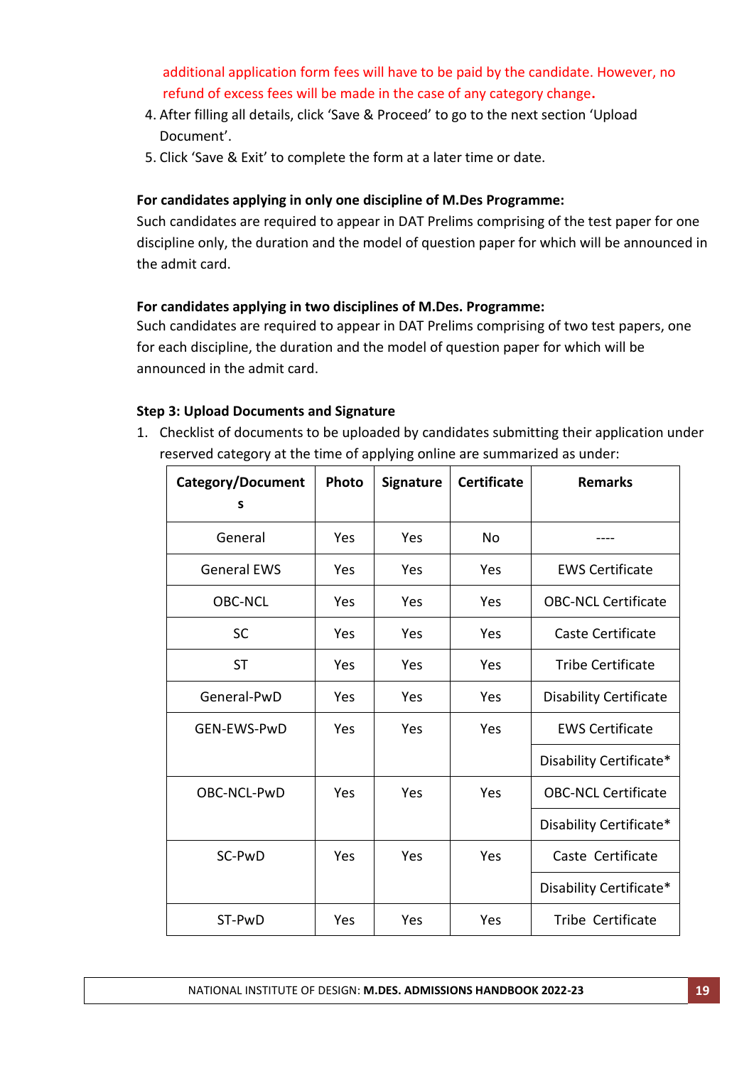additional application form fees will have to be paid by the candidate. However, no refund of excess fees will be made in the case of any category change**.**

4. After filling all details, click 'Save & Proceed' to go to the next section 'Upload Document'.
5. Click 'Save & Exit' to complete the form at a later time or date.

**For candidates applying in only one discipline of M.Des Programme:**
Such candidates are required to appear in DAT Prelims comprising of the test paper for one discipline only, the duration and the model of question paper for which will be announced in the admit card.

**For candidates applying in two disciplines of M.Des. Programme:**
Such candidates are required to appear in DAT Prelims comprising of two test papers, one for each discipline, the duration and the model of question paper for which will be announced in the admit card.

**Step 3: Upload Documents and Signature**

1. Checklist of documents to be uploaded by candidates submitting their application under reserved category at the time of applying online are summarized as under:

| Category/Documents | Photo | Signature | Certificate | Remarks |
|---|---|---|---|---|
| General | Yes | Yes | No | ---- |
| General EWS | Yes | Yes | Yes | EWS Certificate |
| OBC-NCL | Yes | Yes | Yes | OBC-NCL Certificate |
| SC | Yes | Yes | Yes | Caste Certificate |
| ST | Yes | Yes | Yes | Tribe Certificate |
| General-PwD | Yes | Yes | Yes | Disability Certificate |
| GEN-EWS-PwD | Yes | Yes | Yes | EWS Certificate |
| | | | | Disability Certificate* |
| OBC-NCL-PwD | Yes | Yes | Yes | OBC-NCL Certificate |
| | | | | Disability Certificate* |
| SC-PwD | Yes | Yes | Yes | Caste Certificate |
| | | | | Disability Certificate* |
| ST-PwD | Yes | Yes | Yes | Tribe Certificate |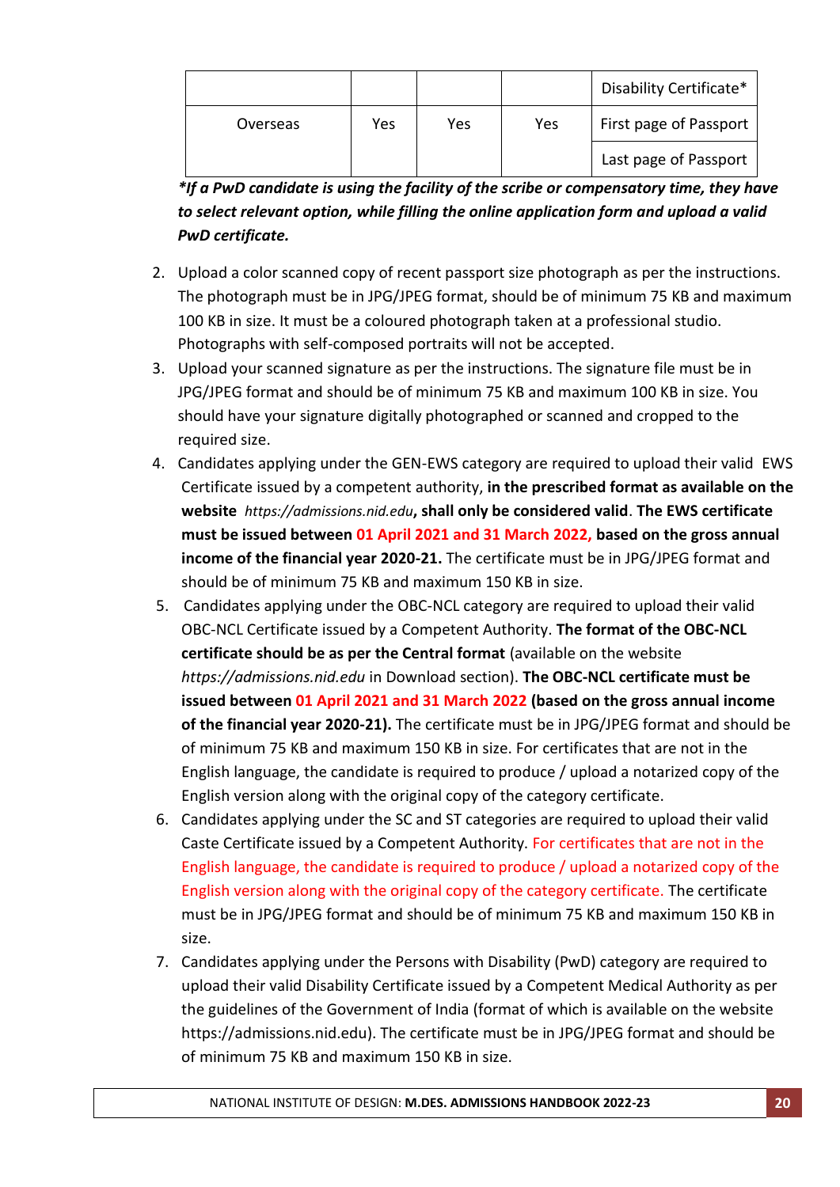|  |  |  |  |  |
|---|---|---|---|---|
|  |  |  |  | Disability Certificate* |
| Overseas | Yes | Yes | Yes | First page of Passport |
|  |  |  |  | Last page of Passport |

***If a PwD candidate is using the facility of the scribe or compensatory time, they have to select relevant option, while filling the online application form and upload a valid PwD certificate.***

2. Upload a color scanned copy of recent passport size photograph as per the instructions. The photograph must be in JPG/JPEG format, should be of minimum 75 KB and maximum 100 KB in size. It must be a coloured photograph taken at a professional studio. Photographs with self-composed portraits will not be accepted.
3. Upload your scanned signature as per the instructions. The signature file must be in JPG/JPEG format and should be of minimum 75 KB and maximum 100 KB in size. You should have your signature digitally photographed or scanned and cropped to the required size.
4. Candidates applying under the GEN-EWS category are required to upload their valid EWS Certificate issued by a competent authority, **in the prescribed format as available on the website** *https://admissions.nid.edu*, **shall only be considered valid**. **The EWS certificate must be issued between 01 April 2021 and 31 March 2022, based on the gross annual income of the financial year 2020-21.** The certificate must be in JPG/JPEG format and should be of minimum 75 KB and maximum 150 KB in size.
5. Candidates applying under the OBC-NCL category are required to upload their valid OBC-NCL Certificate issued by a Competent Authority. **The format of the OBC-NCL certificate should be as per the Central format** (available on the website *https://admissions.nid.edu* in Download section). **The OBC-NCL certificate must be issued between 01 April 2021 and 31 March 2022 (based on the gross annual income of the financial year 2020-21).** The certificate must be in JPG/JPEG format and should be of minimum 75 KB and maximum 150 KB in size. For certificates that are not in the English language, the candidate is required to produce / upload a notarized copy of the English version along with the original copy of the category certificate.
6. Candidates applying under the SC and ST categories are required to upload their valid Caste Certificate issued by a Competent Authority. For certificates that are not in the English language, the candidate is required to produce / upload a notarized copy of the English version along with the original copy of the category certificate. The certificate must be in JPG/JPEG format and should be of minimum 75 KB and maximum 150 KB in size.
7. Candidates applying under the Persons with Disability (PwD) category are required to upload their valid Disability Certificate issued by a Competent Medical Authority as per the guidelines of the Government of India (format of which is available on the website https://admissions.nid.edu). The certificate must be in JPG/JPEG format and should be of minimum 75 KB and maximum 150 KB in size.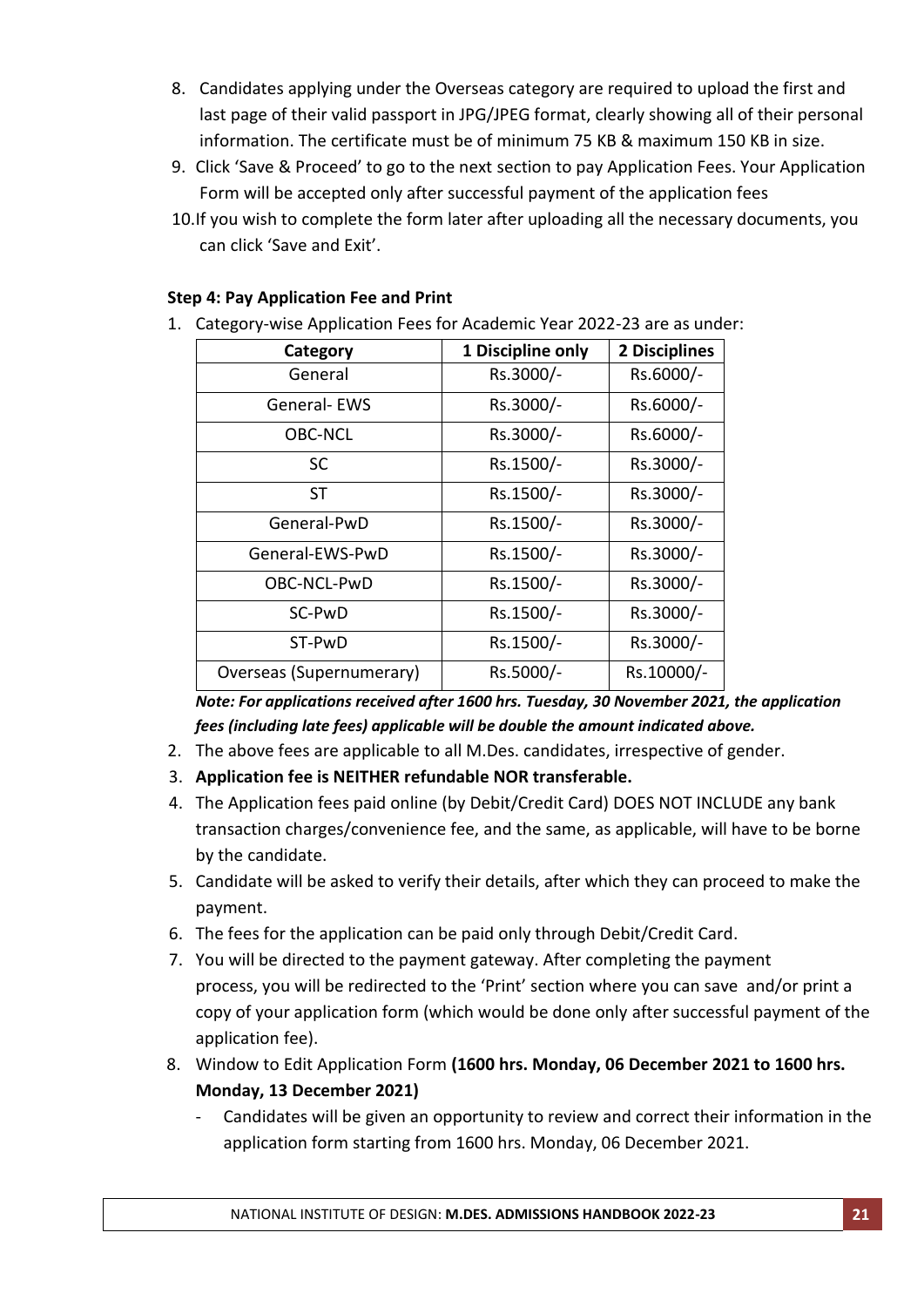8. Candidates applying under the Overseas category are required to upload the first and last page of their valid passport in JPG/JPEG format, clearly showing all of their personal information. The certificate must be of minimum 75 KB & maximum 150 KB in size.
9. Click 'Save & Proceed' to go to the next section to pay Application Fees. Your Application Form will be accepted only after successful payment of the application fees
10. If you wish to complete the form later after uploading all the necessary documents, you can click 'Save and Exit'.

**Step 4: Pay Application Fee and Print**

1. Category-wise Application Fees for Academic Year 2022-23 are as under:

| Category | 1 Discipline only | 2 Disciplines |
|---|---|---|
| General | Rs.3000/- | Rs.6000/- |
| General- EWS | Rs.3000/- | Rs.6000/- |
| OBC-NCL | Rs.3000/- | Rs.6000/- |
| SC | Rs.1500/- | Rs.3000/- |
| ST | Rs.1500/- | Rs.3000/- |
| General-PwD | Rs.1500/- | Rs.3000/- |
| General-EWS-PwD | Rs.1500/- | Rs.3000/- |
| OBC-NCL-PwD | Rs.1500/- | Rs.3000/- |
| SC-PwD | Rs.1500/- | Rs.3000/- |
| ST-PwD | Rs.1500/- | Rs.3000/- |
| Overseas (Supernumerary) | Rs.5000/- | Rs.10000/- |

***Note: For applications received after 1600 hrs. Tuesday, 30 November 2021, the application fees (including late fees) applicable will be double the amount indicated above.***

2. The above fees are applicable to all M.Des. candidates, irrespective of gender.
3. **Application fee is NEITHER refundable NOR transferable.**
4. The Application fees paid online (by Debit/Credit Card) DOES NOT INCLUDE any bank transaction charges/convenience fee, and the same, as applicable, will have to be borne by the candidate.
5. Candidate will be asked to verify their details, after which they can proceed to make the payment.
6. The fees for the application can be paid only through Debit/Credit Card.
7. You will be directed to the payment gateway. After completing the payment process, you will be redirected to the 'Print' section where you can save and/or print a copy of your application form (which would be done only after successful payment of the application fee).
8. Window to Edit Application Form **(1600 hrs. Monday, 06 December 2021 to 1600 hrs. Monday, 13 December 2021)**
   - Candidates will be given an opportunity to review and correct their information in the application form starting from 1600 hrs. Monday, 06 December 2021.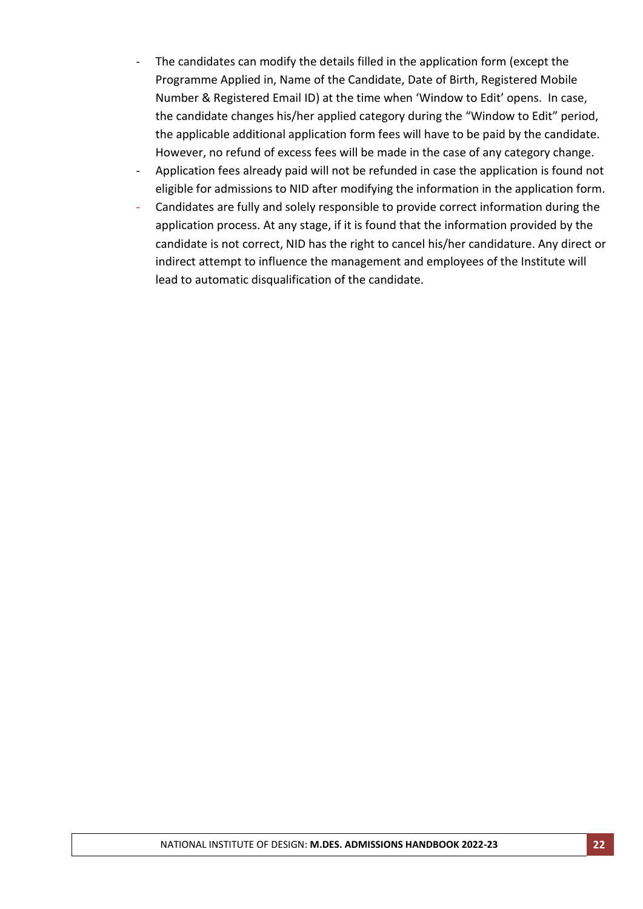- The candidates can modify the details filled in the application form (except the Programme Applied in, Name of the Candidate, Date of Birth, Registered Mobile Number & Registered Email ID) at the time when 'Window to Edit' opens. In case, the candidate changes his/her applied category during the "Window to Edit" period, the applicable additional application form fees will have to be paid by the candidate. However, no refund of excess fees will be made in the case of any category change.
- Application fees already paid will not be refunded in case the application is found not eligible for admissions to NID after modifying the information in the application form.
- Candidates are fully and solely responsible to provide correct information during the application process. At any stage, if it is found that the information provided by the candidate is not correct, NID has the right to cancel his/her candidature. Any direct or indirect attempt to influence the management and employees of the Institute will lead to automatic disqualification of the candidate.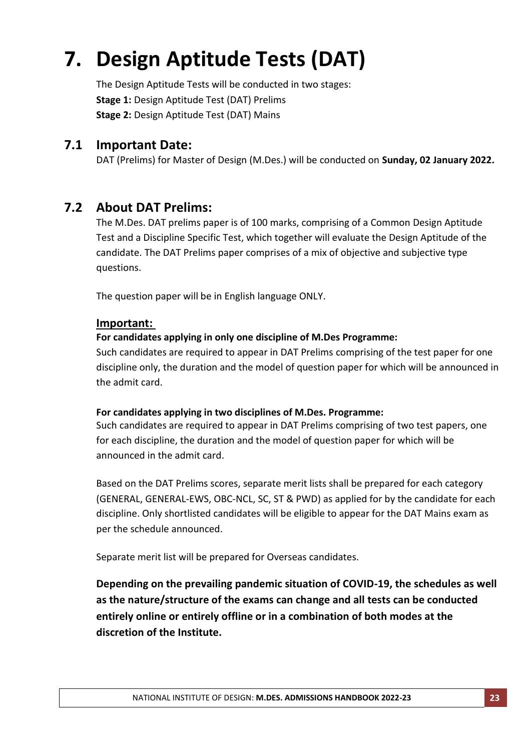# 7. Design Aptitude Tests (DAT)

The Design Aptitude Tests will be conducted in two stages:
**Stage 1:** Design Aptitude Test (DAT) Prelims
**Stage 2:** Design Aptitude Test (DAT) Mains

## 7.1 Important Date:

DAT (Prelims) for Master of Design (M.Des.) will be conducted on **Sunday, 02 January 2022.**

## 7.2 About DAT Prelims:

The M.Des. DAT prelims paper is of 100 marks, comprising of a Common Design Aptitude Test and a Discipline Specific Test, which together will evaluate the Design Aptitude of the candidate. The DAT Prelims paper comprises of a mix of objective and subjective type questions.

The question paper will be in English language ONLY.

### Important:

**For candidates applying in only one discipline of M.Des Programme:**
Such candidates are required to appear in DAT Prelims comprising of the test paper for one discipline only, the duration and the model of question paper for which will be announced in the admit card.

**For candidates applying in two disciplines of M.Des. Programme:**
Such candidates are required to appear in DAT Prelims comprising of two test papers, one for each discipline, the duration and the model of question paper for which will be announced in the admit card.

Based on the DAT Prelims scores, separate merit lists shall be prepared for each category (GENERAL, GENERAL-EWS, OBC-NCL, SC, ST & PWD) as applied for by the candidate for each discipline. Only shortlisted candidates will be eligible to appear for the DAT Mains exam as per the schedule announced.

Separate merit list will be prepared for Overseas candidates.

**Depending on the prevailing pandemic situation of COVID-19, the schedules as well as the nature/structure of the exams can change and all tests can be conducted entirely online or entirely offline or in a combination of both modes at the discretion of the Institute.**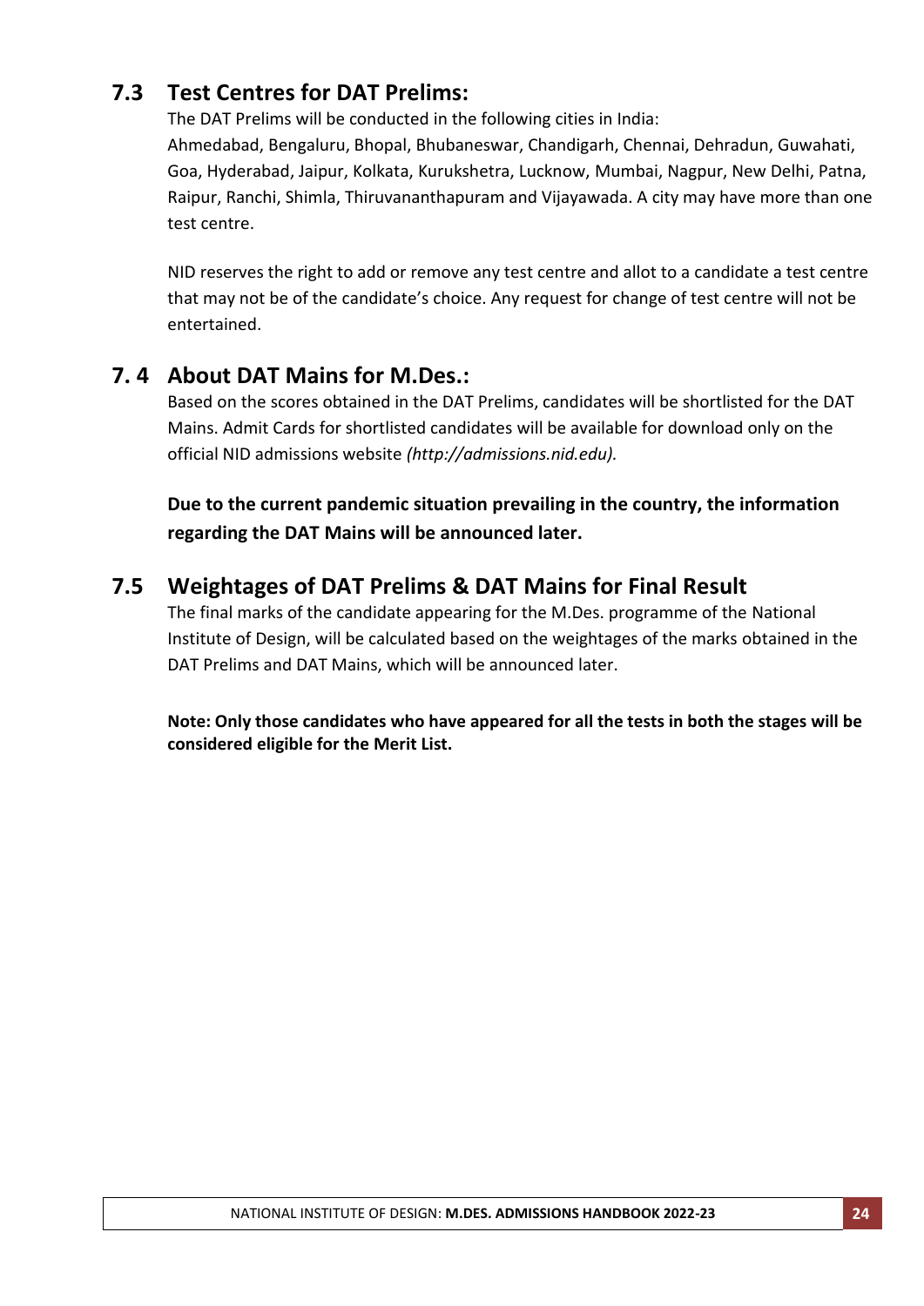## 7.3 Test Centres for DAT Prelims:

The DAT Prelims will be conducted in the following cities in India:
Ahmedabad, Bengaluru, Bhopal, Bhubaneswar, Chandigarh, Chennai, Dehradun, Guwahati, Goa, Hyderabad, Jaipur, Kolkata, Kurukshetra, Lucknow, Mumbai, Nagpur, New Delhi, Patna, Raipur, Ranchi, Shimla, Thiruvananthapuram and Vijayawada. A city may have more than one test centre.

NID reserves the right to add or remove any test centre and allot to a candidate a test centre that may not be of the candidate's choice. Any request for change of test centre will not be entertained.

## 7. 4 About DAT Mains for M.Des.:

Based on the scores obtained in the DAT Prelims, candidates will be shortlisted for the DAT Mains. Admit Cards for shortlisted candidates will be available for download only on the official NID admissions website *(http://admissions.nid.edu).*

**Due to the current pandemic situation prevailing in the country, the information regarding the DAT Mains will be announced later.**

## 7.5 Weightages of DAT Prelims & DAT Mains for Final Result

The final marks of the candidate appearing for the M.Des. programme of the National Institute of Design, will be calculated based on the weightages of the marks obtained in the DAT Prelims and DAT Mains, which will be announced later.

**Note: Only those candidates who have appeared for all the tests in both the stages will be considered eligible for the Merit List.**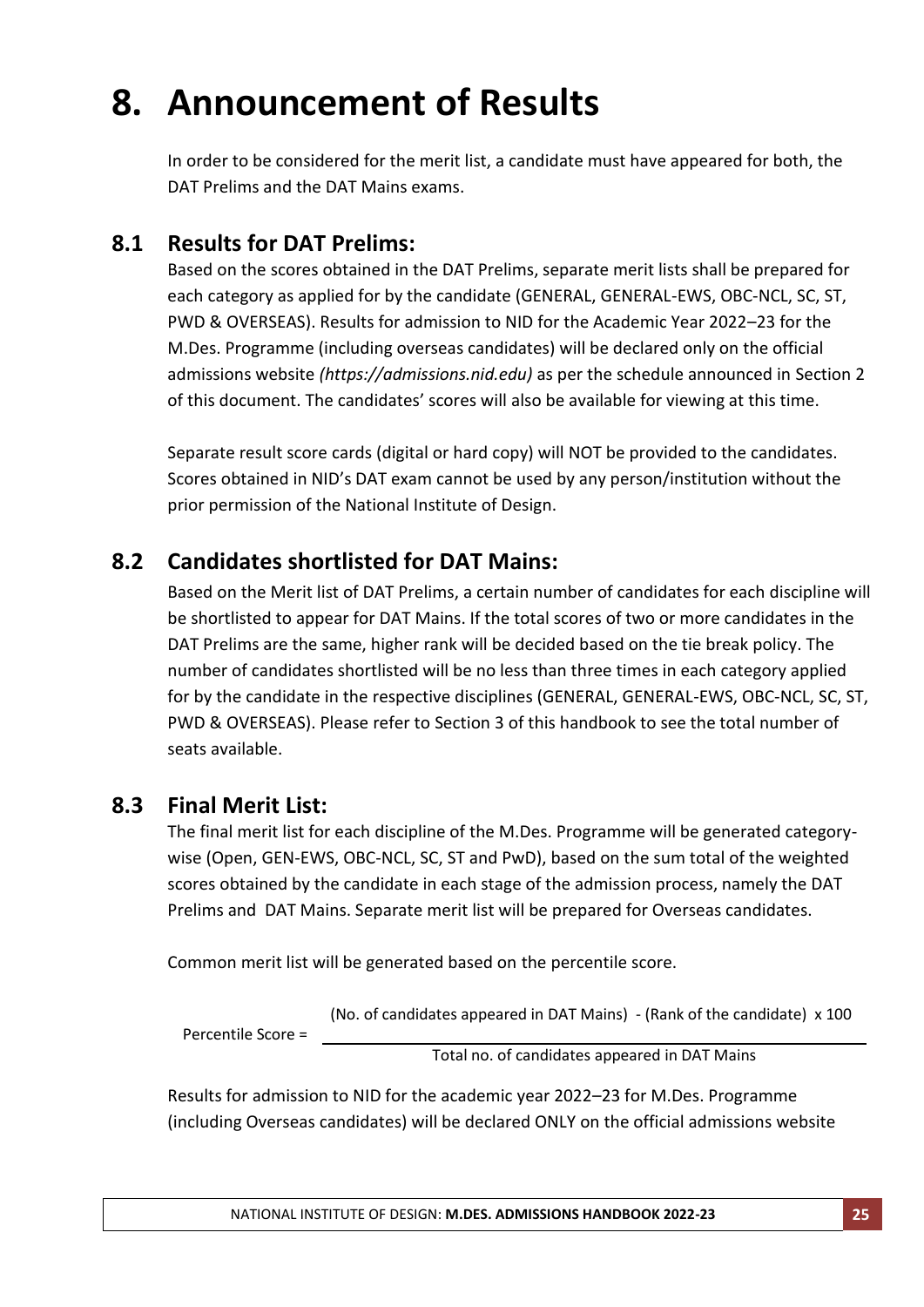# 8. Announcement of Results

In order to be considered for the merit list, a candidate must have appeared for both, the DAT Prelims and the DAT Mains exams.

## 8.1 Results for DAT Prelims:

Based on the scores obtained in the DAT Prelims, separate merit lists shall be prepared for each category as applied for by the candidate (GENERAL, GENERAL-EWS, OBC-NCL, SC, ST, PWD & OVERSEAS). Results for admission to NID for the Academic Year 2022–23 for the M.Des. Programme (including overseas candidates) will be declared only on the official admissions website *(https://admissions.nid.edu)* as per the schedule announced in Section 2 of this document. The candidates' scores will also be available for viewing at this time.

Separate result score cards (digital or hard copy) will NOT be provided to the candidates. Scores obtained in NID's DAT exam cannot be used by any person/institution without the prior permission of the National Institute of Design.

## 8.2 Candidates shortlisted for DAT Mains:

Based on the Merit list of DAT Prelims, a certain number of candidates for each discipline will be shortlisted to appear for DAT Mains. If the total scores of two or more candidates in the DAT Prelims are the same, higher rank will be decided based on the tie break policy. The number of candidates shortlisted will be no less than three times in each category applied for by the candidate in the respective disciplines (GENERAL, GENERAL-EWS, OBC-NCL, SC, ST, PWD & OVERSEAS). Please refer to Section 3 of this handbook to see the total number of seats available.

## 8.3 Final Merit List:

The final merit list for each discipline of the M.Des. Programme will be generated category-wise (Open, GEN-EWS, OBC-NCL, SC, ST and PwD), based on the sum total of the weighted scores obtained by the candidate in each stage of the admission process, namely the DAT Prelims and DAT Mains. Separate merit list will be prepared for Overseas candidates.

Common merit list will be generated based on the percentile score.

$$\text{Percentile Score} = \frac{(\text{No. of candidates appeared in DAT Mains}) - (\text{Rank of the candidate}) \times 100}{\text{Total no. of candidates appeared in DAT Mains}}$$

Results for admission to NID for the academic year 2022–23 for M.Des. Programme (including Overseas candidates) will be declared ONLY on the official admissions website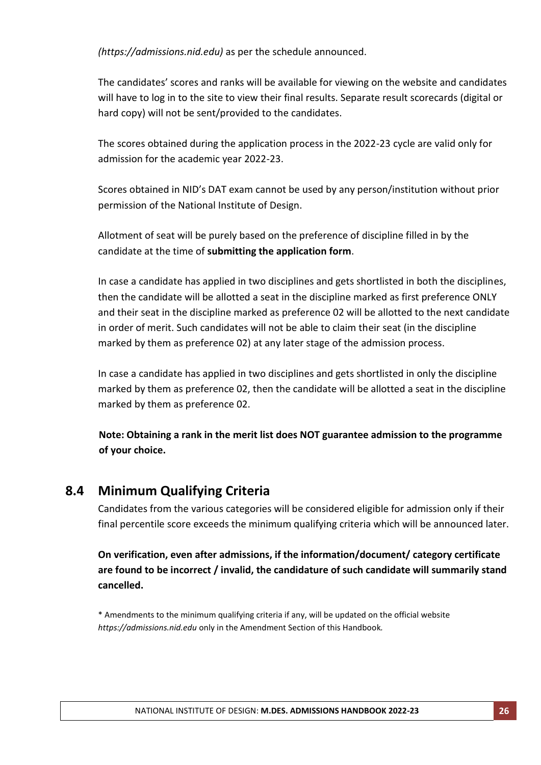*(https://admissions.nid.edu)* as per the schedule announced.

The candidates' scores and ranks will be available for viewing on the website and candidates will have to log in to the site to view their final results. Separate result scorecards (digital or hard copy) will not be sent/provided to the candidates.

The scores obtained during the application process in the 2022-23 cycle are valid only for admission for the academic year 2022-23.

Scores obtained in NID's DAT exam cannot be used by any person/institution without prior permission of the National Institute of Design.

Allotment of seat will be purely based on the preference of discipline filled in by the candidate at the time of **submitting the application form**.

In case a candidate has applied in two disciplines and gets shortlisted in both the disciplines, then the candidate will be allotted a seat in the discipline marked as first preference ONLY and their seat in the discipline marked as preference 02 will be allotted to the next candidate in order of merit. Such candidates will not be able to claim their seat (in the discipline marked by them as preference 02) at any later stage of the admission process.

In case a candidate has applied in two disciplines and gets shortlisted in only the discipline marked by them as preference 02, then the candidate will be allotted a seat in the discipline marked by them as preference 02.

**Note: Obtaining a rank in the merit list does NOT guarantee admission to the programme of your choice.**

## 8.4 Minimum Qualifying Criteria

Candidates from the various categories will be considered eligible for admission only if their final percentile score exceeds the minimum qualifying criteria which will be announced later.

**On verification, even after admissions, if the information/document/ category certificate are found to be incorrect / invalid, the candidature of such candidate will summarily stand cancelled.**

\* Amendments to the minimum qualifying criteria if any, will be updated on the official website *https://admissions.nid.edu* only in the Amendment Section of this Handbook*.*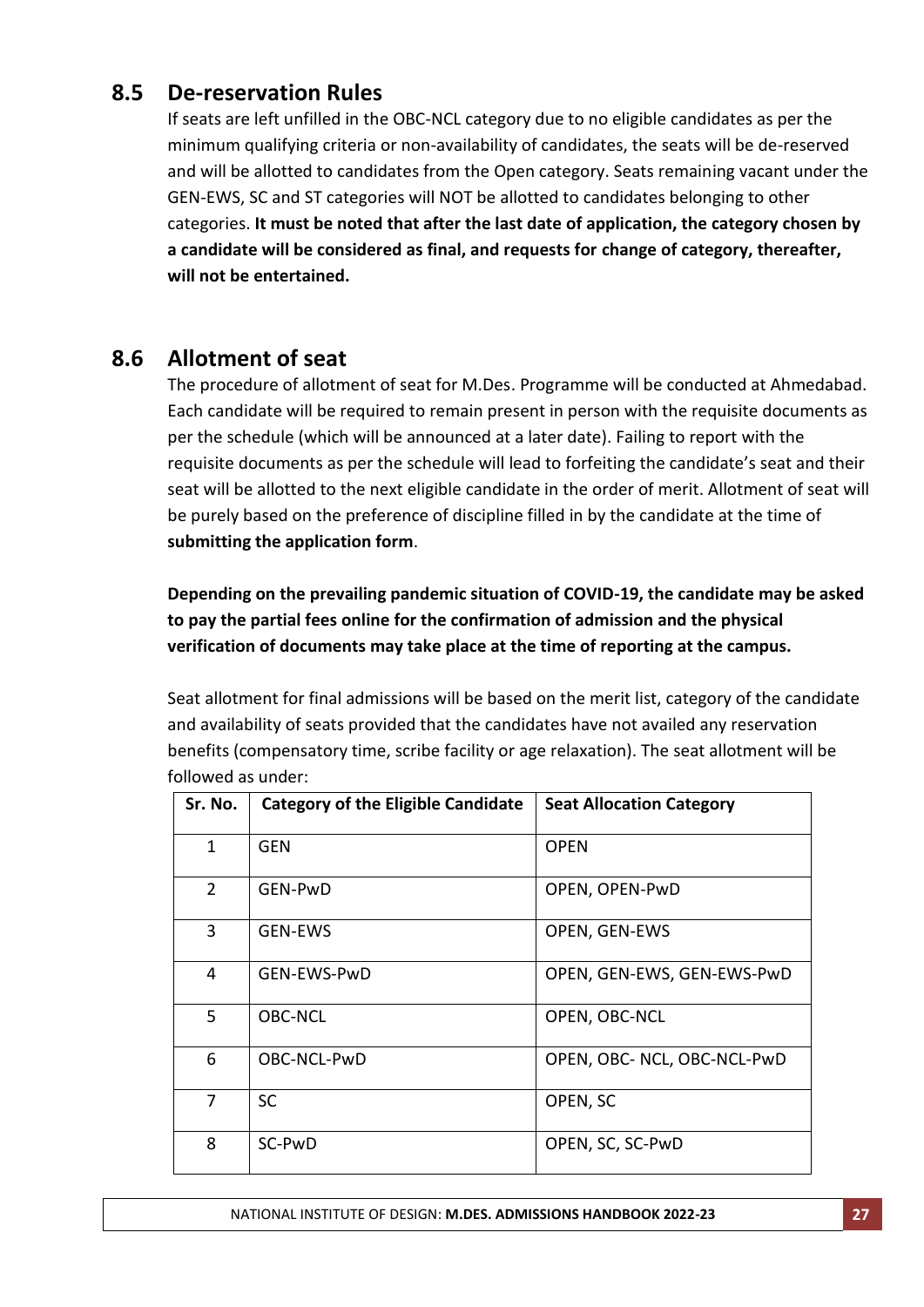## 8.5 De-reservation Rules

If seats are left unfilled in the OBC-NCL category due to no eligible candidates as per the minimum qualifying criteria or non-availability of candidates, the seats will be de-reserved and will be allotted to candidates from the Open category. Seats remaining vacant under the GEN-EWS, SC and ST categories will NOT be allotted to candidates belonging to other categories. **It must be noted that after the last date of application, the category chosen by a candidate will be considered as final, and requests for change of category, thereafter, will not be entertained.**

## 8.6 Allotment of seat

The procedure of allotment of seat for M.Des. Programme will be conducted at Ahmedabad. Each candidate will be required to remain present in person with the requisite documents as per the schedule (which will be announced at a later date). Failing to report with the requisite documents as per the schedule will lead to forfeiting the candidate's seat and their seat will be allotted to the next eligible candidate in the order of merit. Allotment of seat will be purely based on the preference of discipline filled in by the candidate at the time of **submitting the application form**.

**Depending on the prevailing pandemic situation of COVID-19, the candidate may be asked to pay the partial fees online for the confirmation of admission and the physical verification of documents may take place at the time of reporting at the campus.**

Seat allotment for final admissions will be based on the merit list, category of the candidate and availability of seats provided that the candidates have not availed any reservation benefits (compensatory time, scribe facility or age relaxation). The seat allotment will be followed as under:

| Sr. No. | Category of the Eligible Candidate | Seat Allocation Category |
|---|---|---|
| 1 | GEN | OPEN |
| 2 | GEN-PwD | OPEN, OPEN-PwD |
| 3 | GEN-EWS | OPEN, GEN-EWS |
| 4 | GEN-EWS-PwD | OPEN, GEN-EWS, GEN-EWS-PwD |
| 5 | OBC-NCL | OPEN, OBC-NCL |
| 6 | OBC-NCL-PwD | OPEN, OBC- NCL, OBC-NCL-PwD |
| 7 | SC | OPEN, SC |
| 8 | SC-PwD | OPEN, SC, SC-PwD |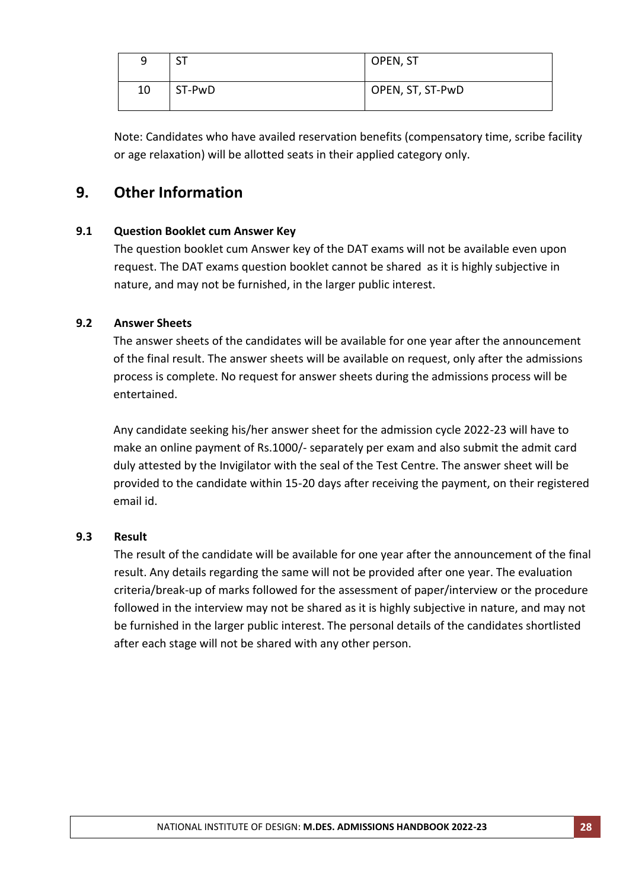| 9 | ST | OPEN, ST |
|---|---|---|
| 10 | ST-PwD | OPEN, ST, ST-PwD |

Note: Candidates who have availed reservation benefits (compensatory time, scribe facility or age relaxation) will be allotted seats in their applied category only.

## 9. Other Information

### 9.1 Question Booklet cum Answer Key

The question booklet cum Answer key of the DAT exams will not be available even upon request. The DAT exams question booklet cannot be shared as it is highly subjective in nature, and may not be furnished, in the larger public interest.

### 9.2 Answer Sheets

The answer sheets of the candidates will be available for one year after the announcement of the final result. The answer sheets will be available on request, only after the admissions process is complete. No request for answer sheets during the admissions process will be entertained.

Any candidate seeking his/her answer sheet for the admission cycle 2022-23 will have to make an online payment of Rs.1000/- separately per exam and also submit the admit card duly attested by the Invigilator with the seal of the Test Centre. The answer sheet will be provided to the candidate within 15-20 days after receiving the payment, on their registered email id.

### 9.3 Result

The result of the candidate will be available for one year after the announcement of the final result. Any details regarding the same will not be provided after one year. The evaluation criteria/break-up of marks followed for the assessment of paper/interview or the procedure followed in the interview may not be shared as it is highly subjective in nature, and may not be furnished in the larger public interest. The personal details of the candidates shortlisted after each stage will not be shared with any other person.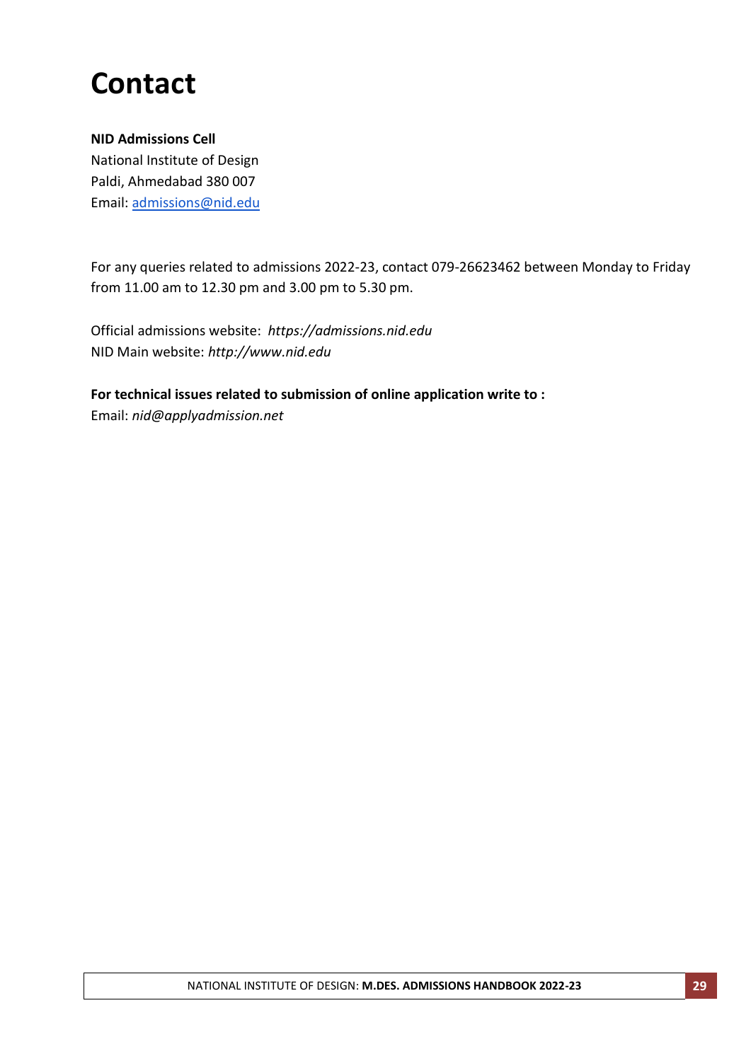# Contact

**NID Admissions Cell**
National Institute of Design
Paldi, Ahmedabad 380 007
Email: admissions@nid.edu

For any queries related to admissions 2022-23, contact 079-26623462 between Monday to Friday from 11.00 am to 12.30 pm and 3.00 pm to 5.30 pm.

Official admissions website: *https://admissions.nid.edu*
NID Main website: *http://www.nid.edu*

**For technical issues related to submission of online application write to :**
Email: *nid@applyadmission.net*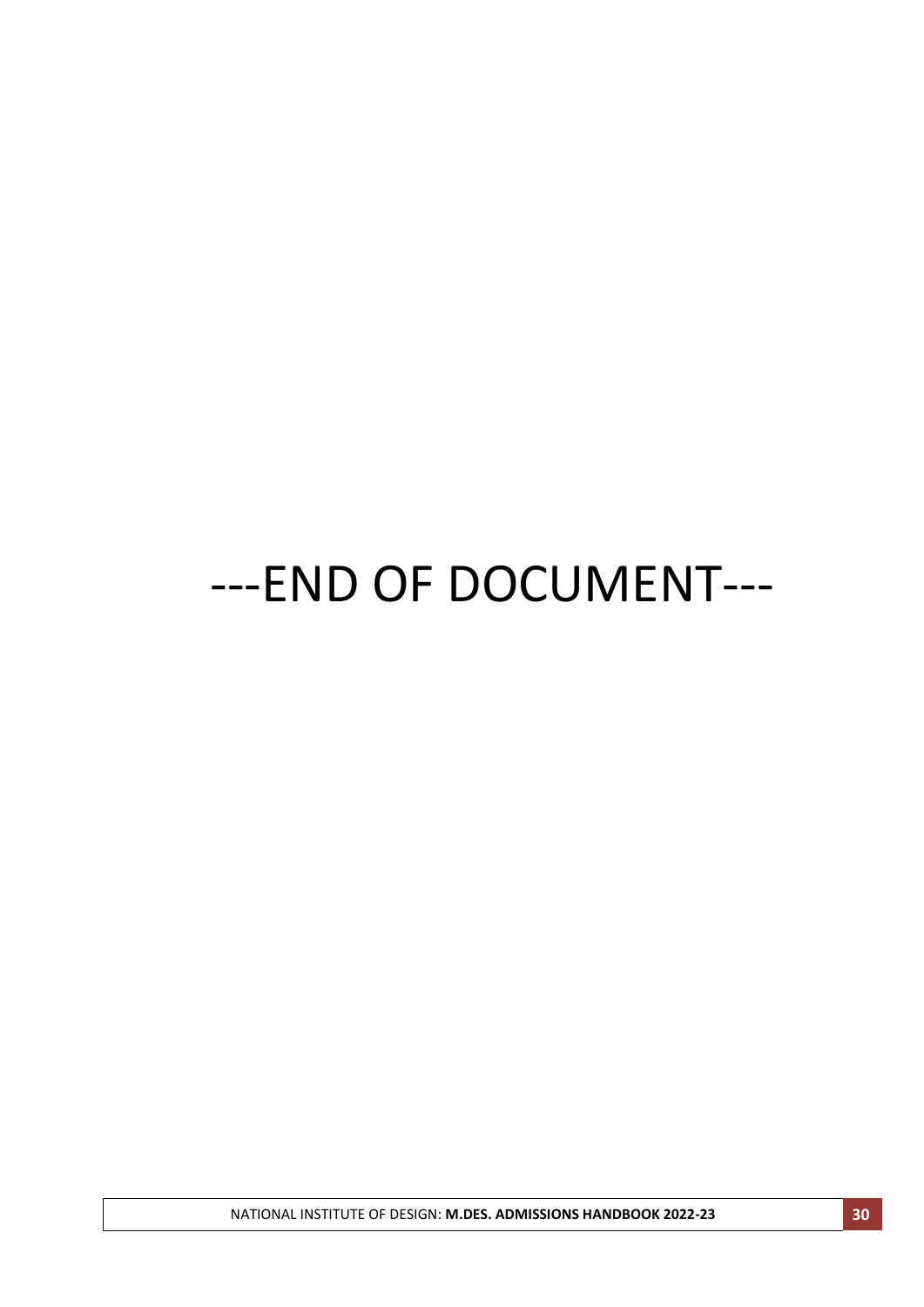---END OF DOCUMENT---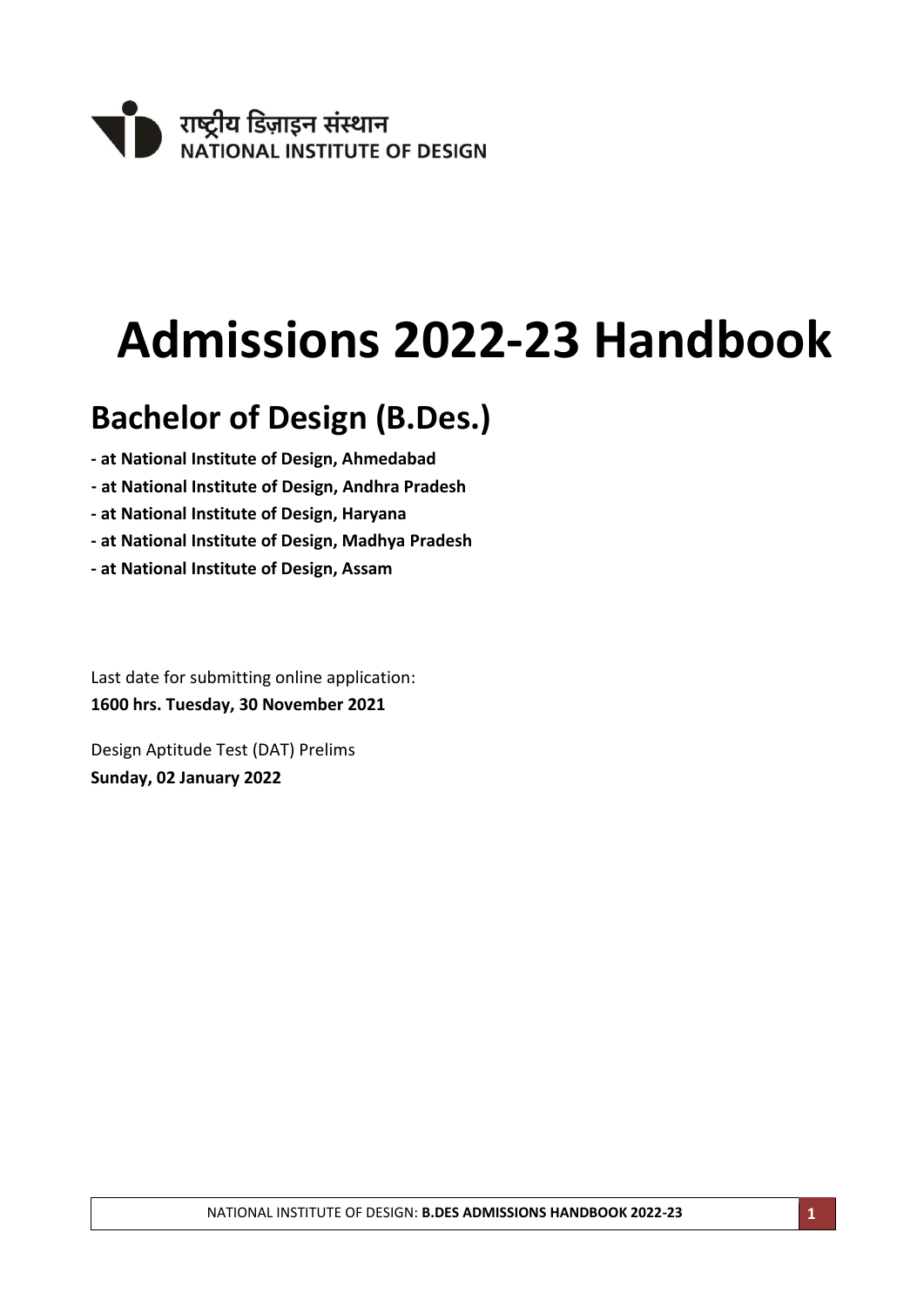राष्ट्रीय डिज़ाइन संस्थान
NATIONAL INSTITUTE OF DESIGN

# Admissions 2022-23 Handbook

## Bachelor of Design (B.Des.)

**- at National Institute of Design, Ahmedabad**

**- at National Institute of Design, Andhra Pradesh**

**- at National Institute of Design, Haryana**

**- at National Institute of Design, Madhya Pradesh**

**- at National Institute of Design, Assam**

Last date for submitting online application:
**1600 hrs. Tuesday, 30 November 2021**

Design Aptitude Test (DAT) Prelims
**Sunday, 02 January 2022**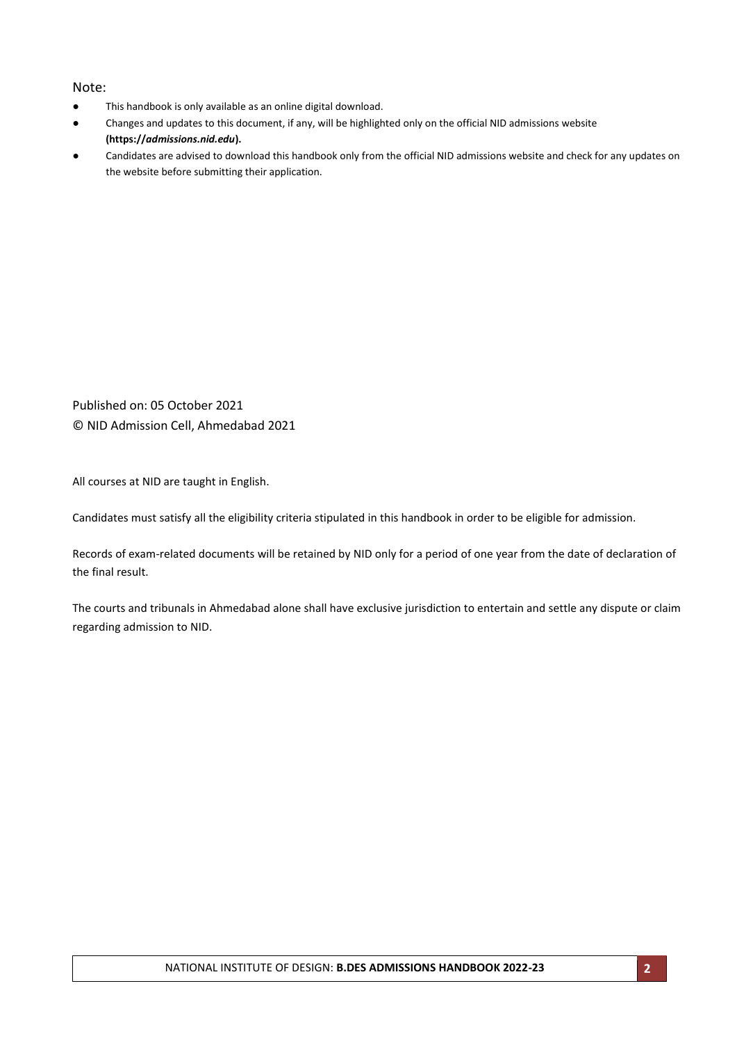Note:

- This handbook is only available as an online digital download.
- Changes and updates to this document, if any, will be highlighted only on the official NID admissions website **(https://*admissions.nid.edu*).**
- Candidates are advised to download this handbook only from the official NID admissions website and check for any updates on the website before submitting their application.

Published on: 05 October 2021

© NID Admission Cell, Ahmedabad 2021

All courses at NID are taught in English.

Candidates must satisfy all the eligibility criteria stipulated in this handbook in order to be eligible for admission.

Records of exam-related documents will be retained by NID only for a period of one year from the date of declaration of the final result.

The courts and tribunals in Ahmedabad alone shall have exclusive jurisdiction to entertain and settle any dispute or claim regarding admission to NID.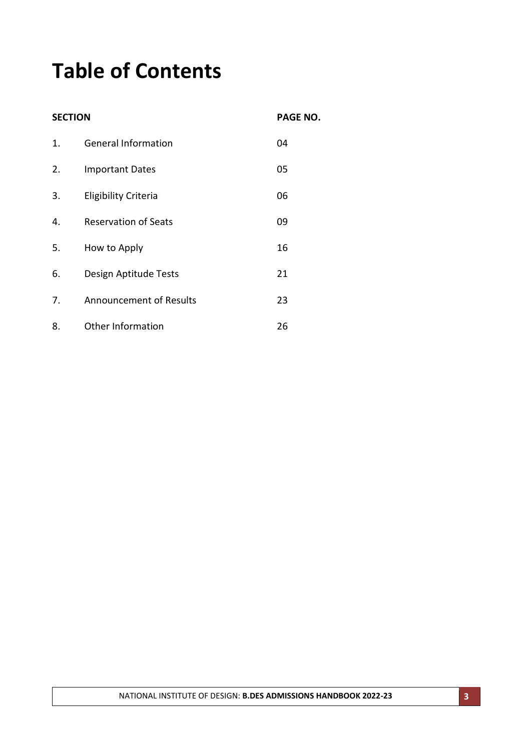# Table of Contents

| SECTION | | PAGE NO. |
|---|---|---|
| 1. | General Information | 04 |
| 2. | Important Dates | 05 |
| 3. | Eligibility Criteria | 06 |
| 4. | Reservation of Seats | 09 |
| 5. | How to Apply | 16 |
| 6. | Design Aptitude Tests | 21 |
| 7. | Announcement of Results | 23 |
| 8. | Other Information | 26 |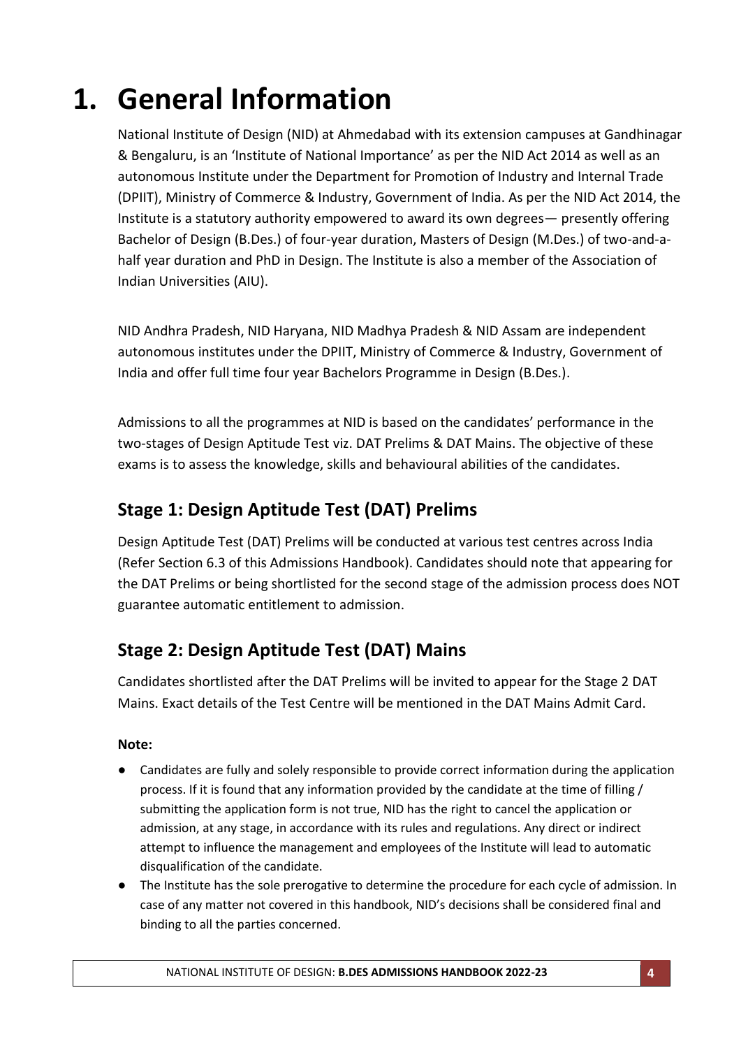# 1. General Information

National Institute of Design (NID) at Ahmedabad with its extension campuses at Gandhinagar & Bengaluru, is an 'Institute of National Importance' as per the NID Act 2014 as well as an autonomous Institute under the Department for Promotion of Industry and Internal Trade (DPIIT), Ministry of Commerce & Industry, Government of India. As per the NID Act 2014, the Institute is a statutory authority empowered to award its own degrees— presently offering Bachelor of Design (B.Des.) of four-year duration, Masters of Design (M.Des.) of two-and-a-half year duration and PhD in Design. The Institute is also a member of the Association of Indian Universities (AIU).

NID Andhra Pradesh, NID Haryana, NID Madhya Pradesh & NID Assam are independent autonomous institutes under the DPIIT, Ministry of Commerce & Industry, Government of India and offer full time four year Bachelors Programme in Design (B.Des.).

Admissions to all the programmes at NID is based on the candidates' performance in the two-stages of Design Aptitude Test viz. DAT Prelims & DAT Mains. The objective of these exams is to assess the knowledge, skills and behavioural abilities of the candidates.

## Stage 1: Design Aptitude Test (DAT) Prelims

Design Aptitude Test (DAT) Prelims will be conducted at various test centres across India (Refer Section 6.3 of this Admissions Handbook). Candidates should note that appearing for the DAT Prelims or being shortlisted for the second stage of the admission process does NOT guarantee automatic entitlement to admission.

## Stage 2: Design Aptitude Test (DAT) Mains

Candidates shortlisted after the DAT Prelims will be invited to appear for the Stage 2 DAT Mains. Exact details of the Test Centre will be mentioned in the DAT Mains Admit Card.

**Note:**

- Candidates are fully and solely responsible to provide correct information during the application process. If it is found that any information provided by the candidate at the time of filling / submitting the application form is not true, NID has the right to cancel the application or admission, at any stage, in accordance with its rules and regulations. Any direct or indirect attempt to influence the management and employees of the Institute will lead to automatic disqualification of the candidate.
- The Institute has the sole prerogative to determine the procedure for each cycle of admission. In case of any matter not covered in this handbook, NID's decisions shall be considered final and binding to all the parties concerned.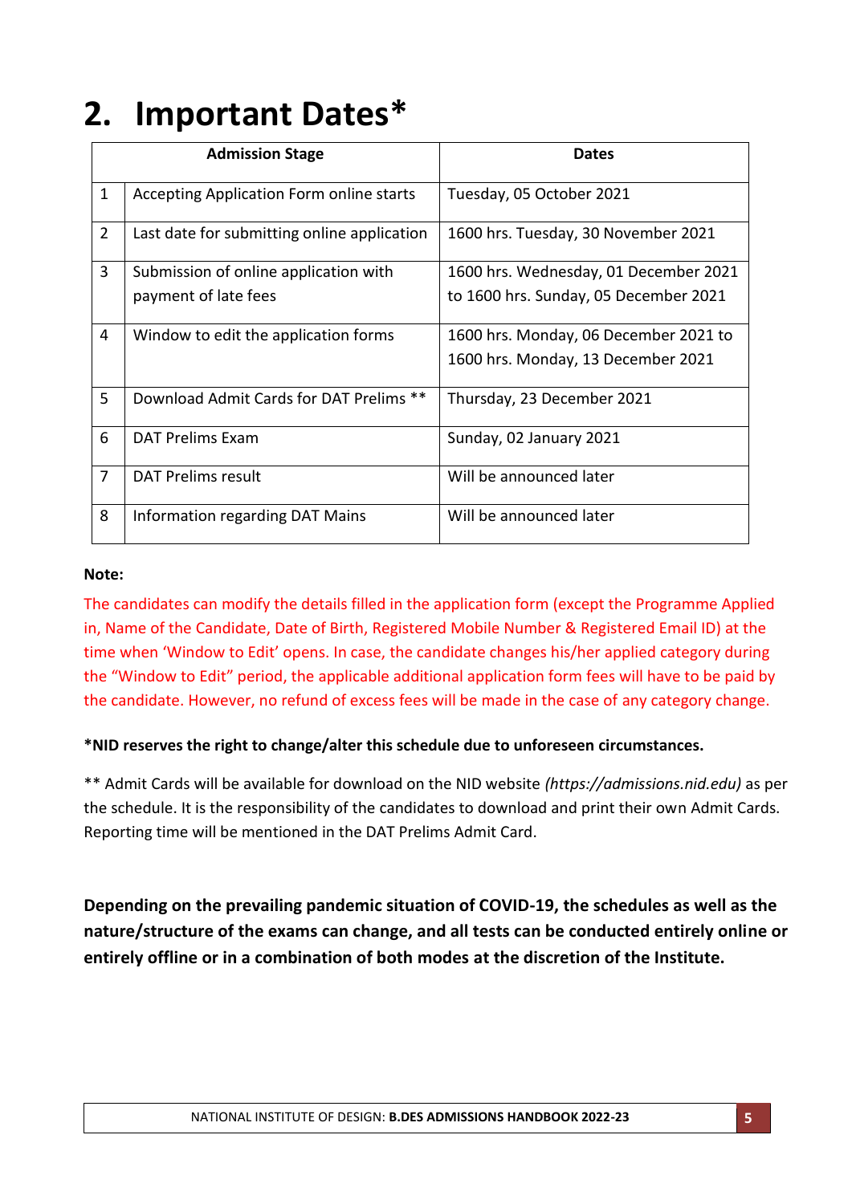# 2. Important Dates*

| | Admission Stage | Dates |
|---|---|---|
| 1 | Accepting Application Form online starts | Tuesday, 05 October 2021 |
| 2 | Last date for submitting online application | 1600 hrs. Tuesday, 30 November 2021 |
| 3 | Submission of online application with payment of late fees | 1600 hrs. Wednesday, 01 December 2021 to 1600 hrs. Sunday, 05 December 2021 |
| 4 | Window to edit the application forms | 1600 hrs. Monday, 06 December 2021 to 1600 hrs. Monday, 13 December 2021 |
| 5 | Download Admit Cards for DAT Prelims ** | Thursday, 23 December 2021 |
| 6 | DAT Prelims Exam | Sunday, 02 January 2021 |
| 7 | DAT Prelims result | Will be announced later |
| 8 | Information regarding DAT Mains | Will be announced later |

**Note:**

The candidates can modify the details filled in the application form (except the Programme Applied in, Name of the Candidate, Date of Birth, Registered Mobile Number & Registered Email ID) at the time when 'Window to Edit' opens. In case, the candidate changes his/her applied category during the "Window to Edit" period, the applicable additional application form fees will have to be paid by the candidate. However, no refund of excess fees will be made in the case of any category change.

**\*NID reserves the right to change/alter this schedule due to unforeseen circumstances.**

** Admit Cards will be available for download on the NID website *(https://admissions.nid.edu)* as per the schedule. It is the responsibility of the candidates to download and print their own Admit Cards. Reporting time will be mentioned in the DAT Prelims Admit Card.

**Depending on the prevailing pandemic situation of COVID-19, the schedules as well as the nature/structure of the exams can change, and all tests can be conducted entirely online or entirely offline or in a combination of both modes at the discretion of the Institute.**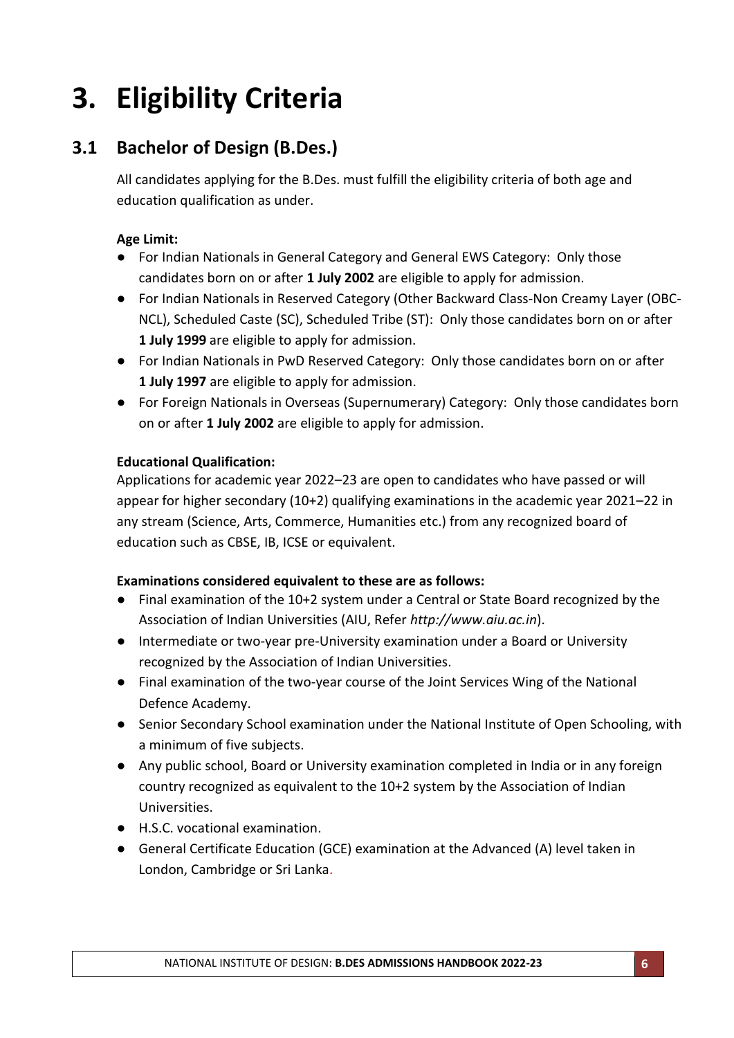# 3. Eligibility Criteria

## 3.1 Bachelor of Design (B.Des.)

All candidates applying for the B.Des. must fulfill the eligibility criteria of both age and education qualification as under.

**Age Limit:**

- For Indian Nationals in General Category and General EWS Category: Only those candidates born on or after **1 July 2002** are eligible to apply for admission.
- For Indian Nationals in Reserved Category (Other Backward Class-Non Creamy Layer (OBC-NCL), Scheduled Caste (SC), Scheduled Tribe (ST): Only those candidates born on or after **1 July 1999** are eligible to apply for admission.
- For Indian Nationals in PwD Reserved Category: Only those candidates born on or after **1 July 1997** are eligible to apply for admission.
- For Foreign Nationals in Overseas (Supernumerary) Category: Only those candidates born on or after **1 July 2002** are eligible to apply for admission.

**Educational Qualification:**

Applications for academic year 2022–23 are open to candidates who have passed or will appear for higher secondary (10+2) qualifying examinations in the academic year 2021–22 in any stream (Science, Arts, Commerce, Humanities etc.) from any recognized board of education such as CBSE, IB, ICSE or equivalent.

**Examinations considered equivalent to these are as follows:**

- Final examination of the 10+2 system under a Central or State Board recognized by the Association of Indian Universities (AIU, Refer *http://www.aiu.ac.in*).
- Intermediate or two-year pre-University examination under a Board or University recognized by the Association of Indian Universities.
- Final examination of the two-year course of the Joint Services Wing of the National Defence Academy.
- Senior Secondary School examination under the National Institute of Open Schooling, with a minimum of five subjects.
- Any public school, Board or University examination completed in India or in any foreign country recognized as equivalent to the 10+2 system by the Association of Indian Universities.
- H.S.C. vocational examination.
- General Certificate Education (GCE) examination at the Advanced (A) level taken in London, Cambridge or Sri Lanka.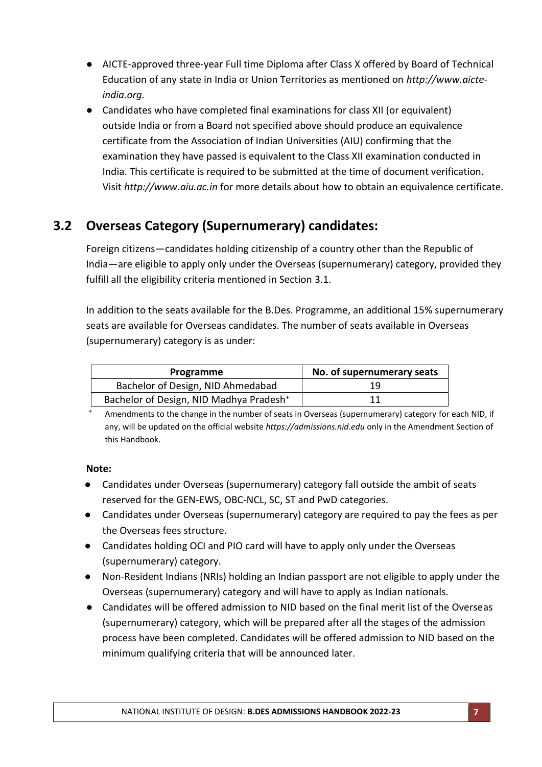- AICTE-approved three-year Full time Diploma after Class X offered by Board of Technical Education of any state in India or Union Territories as mentioned on *http://www.aicte-india.org.*
- Candidates who have completed final examinations for class XII (or equivalent) outside India or from a Board not specified above should produce an equivalence certificate from the Association of Indian Universities (AIU) confirming that the examination they have passed is equivalent to the Class XII examination conducted in India. This certificate is required to be submitted at the time of document verification. Visit *http://www.aiu.ac.in* for more details about how to obtain an equivalence certificate.

## 3.2 Overseas Category (Supernumerary) candidates:

Foreign citizens—candidates holding citizenship of a country other than the Republic of India—are eligible to apply only under the Overseas (supernumerary) category, provided they fulfill all the eligibility criteria mentioned in Section 3.1.

In addition to the seats available for the B.Des. Programme, an additional 15% supernumerary seats are available for Overseas candidates. The number of seats available in Overseas (supernumerary) category is as under:

| Programme | No. of supernumerary seats |
|---|---|
| Bachelor of Design, NID Ahmedabad | 19 |
| Bachelor of Design, NID Madhya Pradesh⁺ | 11 |

⁺ Amendments to the change in the number of seats in Overseas (supernumerary) category for each NID, if any, will be updated on the official website *https://admissions.nid.edu* only in the Amendment Section of this Handbook.

**Note:**

- Candidates under Overseas (supernumerary) category fall outside the ambit of seats reserved for the GEN-EWS, OBC-NCL, SC, ST and PwD categories.
- Candidates under Overseas (supernumerary) category are required to pay the fees as per the Overseas fees structure.
- Candidates holding OCI and PIO card will have to apply only under the Overseas (supernumerary) category.
- Non-Resident Indians (NRIs) holding an Indian passport are not eligible to apply under the Overseas (supernumerary) category and will have to apply as Indian nationals.
- Candidates will be offered admission to NID based on the final merit list of the Overseas (supernumerary) category, which will be prepared after all the stages of the admission process have been completed. Candidates will be offered admission to NID based on the minimum qualifying criteria that will be announced later.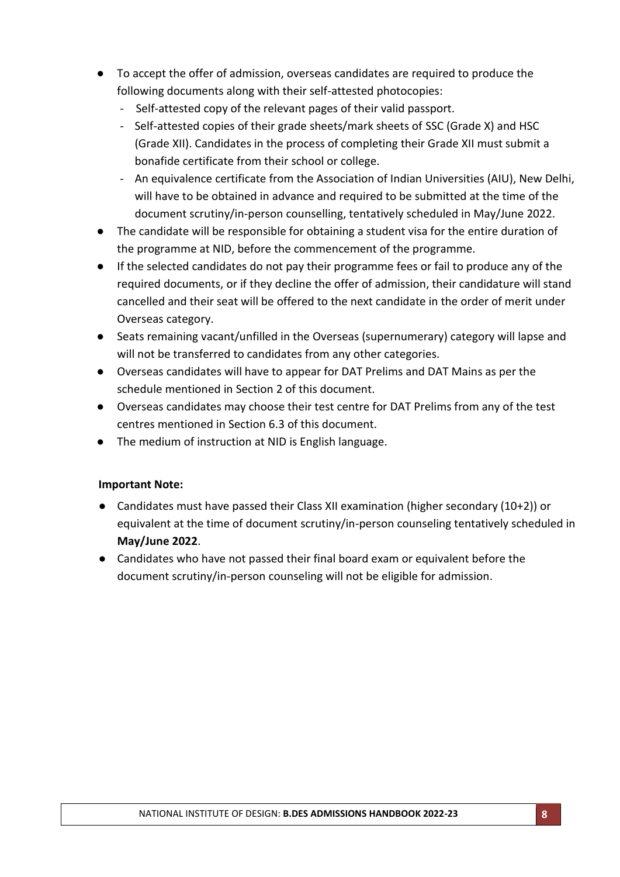- To accept the offer of admission, overseas candidates are required to produce the following documents along with their self-attested photocopies:
  - Self-attested copy of the relevant pages of their valid passport.
  - Self-attested copies of their grade sheets/mark sheets of SSC (Grade X) and HSC (Grade XII). Candidates in the process of completing their Grade XII must submit a bonafide certificate from their school or college.
  - An equivalence certificate from the Association of Indian Universities (AIU), New Delhi, will have to be obtained in advance and required to be submitted at the time of the document scrutiny/in-person counselling, tentatively scheduled in May/June 2022.
- The candidate will be responsible for obtaining a student visa for the entire duration of the programme at NID, before the commencement of the programme.
- If the selected candidates do not pay their programme fees or fail to produce any of the required documents, or if they decline the offer of admission, their candidature will stand cancelled and their seat will be offered to the next candidate in the order of merit under Overseas category.
- Seats remaining vacant/unfilled in the Overseas (supernumerary) category will lapse and will not be transferred to candidates from any other categories.
- Overseas candidates will have to appear for DAT Prelims and DAT Mains as per the schedule mentioned in Section 2 of this document.
- Overseas candidates may choose their test centre for DAT Prelims from any of the test centres mentioned in Section 6.3 of this document.
- The medium of instruction at NID is English language.

**Important Note:**

- Candidates must have passed their Class XII examination (higher secondary (10+2)) or equivalent at the time of document scrutiny/in-person counseling tentatively scheduled in **May/June 2022**.
- Candidates who have not passed their final board exam or equivalent before the document scrutiny/in-person counseling will not be eligible for admission.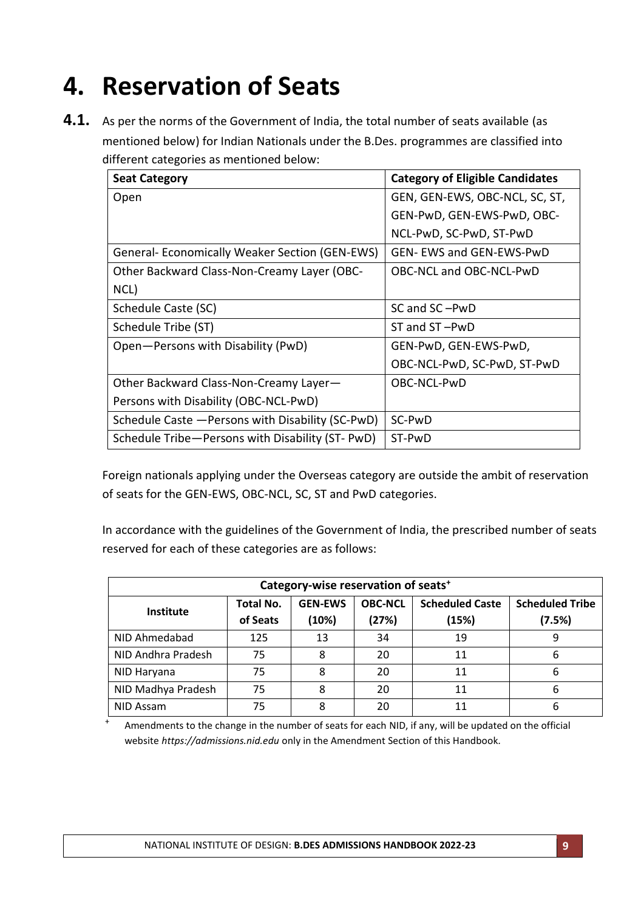# 4. Reservation of Seats

**4.1.** As per the norms of the Government of India, the total number of seats available (as mentioned below) for Indian Nationals under the B.Des. programmes are classified into different categories as mentioned below:

| Seat Category | Category of Eligible Candidates |
|---|---|
| Open | GEN, GEN-EWS, OBC-NCL, SC, ST, GEN-PwD, GEN-EWS-PwD, OBC-NCL-PwD, SC-PwD, ST-PwD |
| General- Economically Weaker Section (GEN-EWS) | GEN- EWS and GEN-EWS-PwD |
| Other Backward Class-Non-Creamy Layer (OBC-NCL) | OBC-NCL and OBC-NCL-PwD |
| Schedule Caste (SC) | SC and SC –PwD |
| Schedule Tribe (ST) | ST and ST –PwD |
| Open—Persons with Disability (PwD) | GEN-PwD, GEN-EWS-PwD, OBC-NCL-PwD, SC-PwD, ST-PwD |
| Other Backward Class-Non-Creamy Layer—Persons with Disability (OBC-NCL-PwD) | OBC-NCL-PwD |
| Schedule Caste —Persons with Disability (SC-PwD) | SC-PwD |
| Schedule Tribe—Persons with Disability (ST- PwD) | ST-PwD |

Foreign nationals applying under the Overseas category are outside the ambit of reservation of seats for the GEN-EWS, OBC-NCL, SC, ST and PwD categories.

In accordance with the guidelines of the Government of India, the prescribed number of seats reserved for each of these categories are as follows:

| Category-wise reservation of seats⁺ | | | | | |
|---|---|---|---|---|---|
| **Institute** | **Total No. of Seats** | **GEN-EWS (10%)** | **OBC-NCL (27%)** | **Scheduled Caste (15%)** | **Scheduled Tribe (7.5%)** |
| NID Ahmedabad | 125 | 13 | 34 | 19 | 9 |
| NID Andhra Pradesh | 75 | 8 | 20 | 11 | 6 |
| NID Haryana | 75 | 8 | 20 | 11 | 6 |
| NID Madhya Pradesh | 75 | 8 | 20 | 11 | 6 |
| NID Assam | 75 | 8 | 20 | 11 | 6 |

⁺ Amendments to the change in the number of seats for each NID, if any, will be updated on the official website *https://admissions.nid.edu* only in the Amendment Section of this Handbook.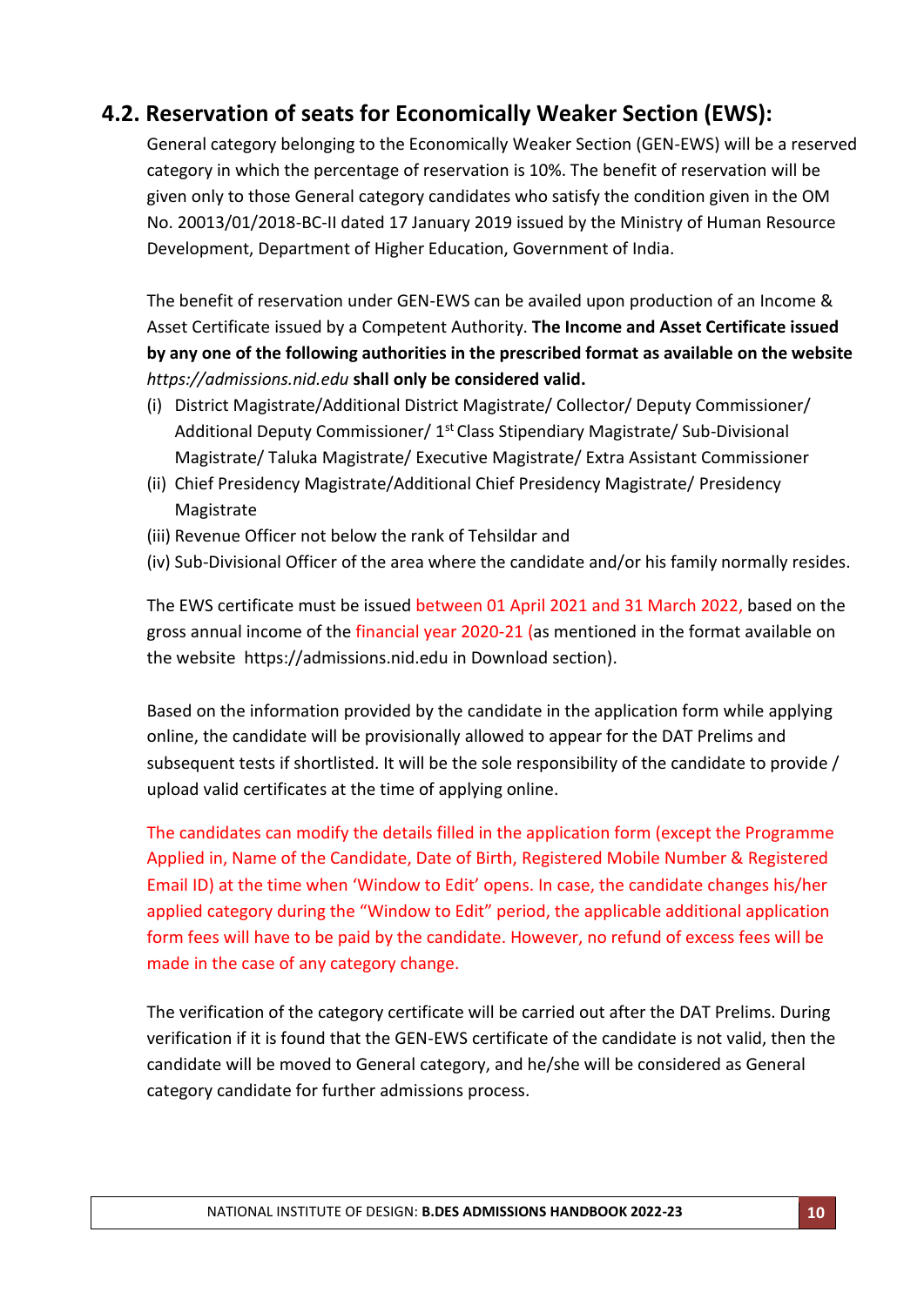## 4.2. Reservation of seats for Economically Weaker Section (EWS):

General category belonging to the Economically Weaker Section (GEN-EWS) will be a reserved category in which the percentage of reservation is 10%. The benefit of reservation will be given only to those General category candidates who satisfy the condition given in the OM No. 20013/01/2018-BC-II dated 17 January 2019 issued by the Ministry of Human Resource Development, Department of Higher Education, Government of India.

The benefit of reservation under GEN-EWS can be availed upon production of an Income & Asset Certificate issued by a Competent Authority. **The Income and Asset Certificate issued by any one of the following authorities in the prescribed format as available on the website** *https://admissions.nid.edu* **shall only be considered valid.**

(i) District Magistrate/Additional District Magistrate/ Collector/ Deputy Commissioner/ Additional Deputy Commissioner/ 1st Class Stipendiary Magistrate/ Sub-Divisional Magistrate/ Taluka Magistrate/ Executive Magistrate/ Extra Assistant Commissioner
(ii) Chief Presidency Magistrate/Additional Chief Presidency Magistrate/ Presidency Magistrate
(iii) Revenue Officer not below the rank of Tehsildar and
(iv) Sub-Divisional Officer of the area where the candidate and/or his family normally resides.

The EWS certificate must be issued between 01 April 2021 and 31 March 2022, based on the gross annual income of the financial year 2020-21 (as mentioned in the format available on the website https://admissions.nid.edu in Download section).

Based on the information provided by the candidate in the application form while applying online, the candidate will be provisionally allowed to appear for the DAT Prelims and subsequent tests if shortlisted. It will be the sole responsibility of the candidate to provide / upload valid certificates at the time of applying online.

The candidates can modify the details filled in the application form (except the Programme Applied in, Name of the Candidate, Date of Birth, Registered Mobile Number & Registered Email ID) at the time when 'Window to Edit' opens. In case, the candidate changes his/her applied category during the "Window to Edit" period, the applicable additional application form fees will have to be paid by the candidate. However, no refund of excess fees will be made in the case of any category change.

The verification of the category certificate will be carried out after the DAT Prelims. During verification if it is found that the GEN-EWS certificate of the candidate is not valid, then the candidate will be moved to General category, and he/she will be considered as General category candidate for further admissions process.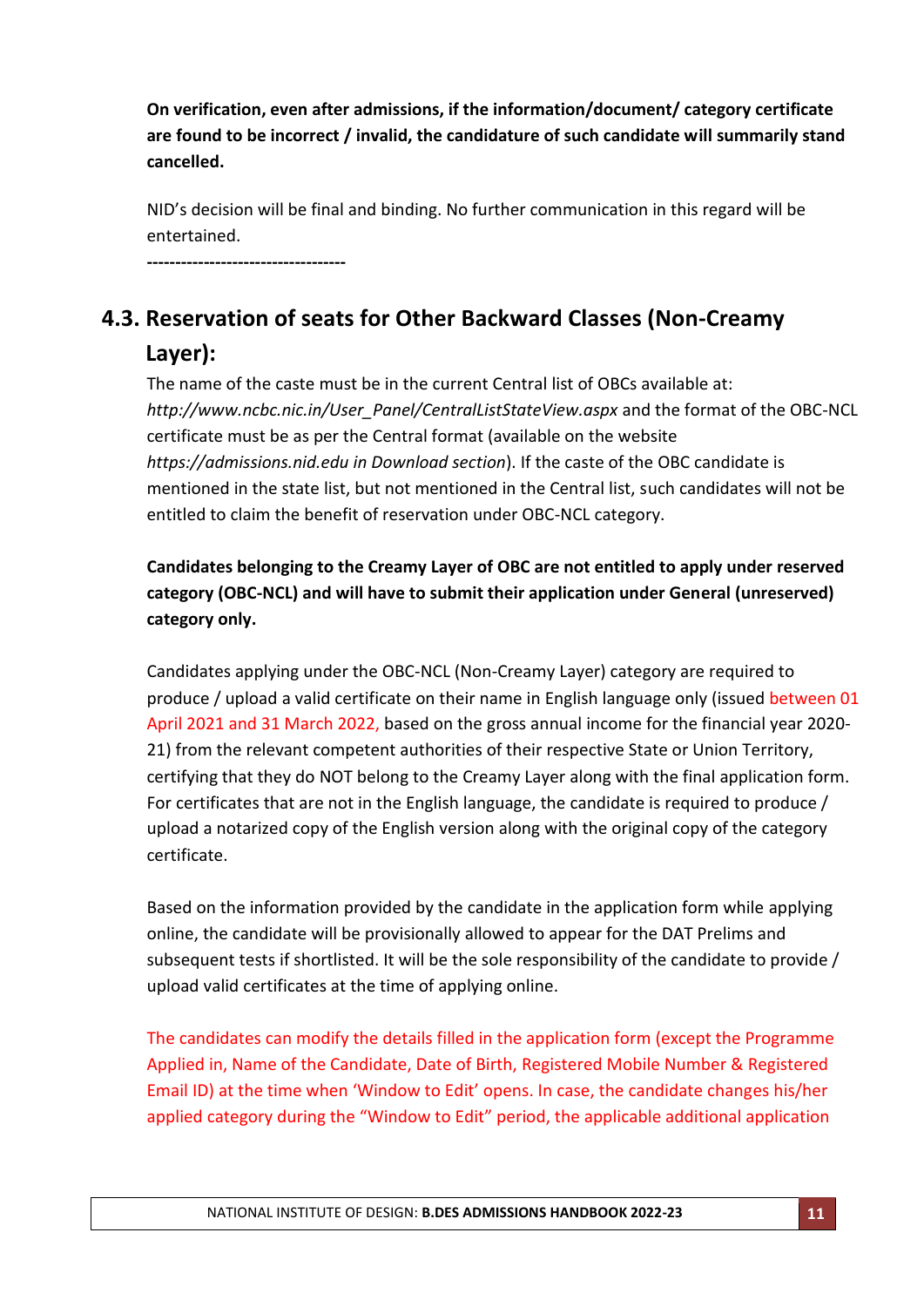**On verification, even after admissions, if the information/document/ category certificate are found to be incorrect / invalid, the candidature of such candidate will summarily stand cancelled.**

NID's decision will be final and binding. No further communication in this regard will be entertained.

-----------------------------------

## 4.3. Reservation of seats for Other Backward Classes (Non-Creamy Layer):

The name of the caste must be in the current Central list of OBCs available at: *http://www.ncbc.nic.in/User_Panel/CentralListStateView.aspx* and the format of the OBC-NCL certificate must be as per the Central format (available on the website *https://admissions.nid.edu in Download section*). If the caste of the OBC candidate is mentioned in the state list, but not mentioned in the Central list, such candidates will not be entitled to claim the benefit of reservation under OBC-NCL category.

**Candidates belonging to the Creamy Layer of OBC are not entitled to apply under reserved category (OBC-NCL) and will have to submit their application under General (unreserved) category only.**

Candidates applying under the OBC-NCL (Non-Creamy Layer) category are required to produce / upload a valid certificate on their name in English language only (issued between 01 April 2021 and 31 March 2022, based on the gross annual income for the financial year 2020-21) from the relevant competent authorities of their respective State or Union Territory, certifying that they do NOT belong to the Creamy Layer along with the final application form. For certificates that are not in the English language, the candidate is required to produce / upload a notarized copy of the English version along with the original copy of the category certificate.

Based on the information provided by the candidate in the application form while applying online, the candidate will be provisionally allowed to appear for the DAT Prelims and subsequent tests if shortlisted. It will be the sole responsibility of the candidate to provide / upload valid certificates at the time of applying online.

The candidates can modify the details filled in the application form (except the Programme Applied in, Name of the Candidate, Date of Birth, Registered Mobile Number & Registered Email ID) at the time when 'Window to Edit' opens. In case, the candidate changes his/her applied category during the "Window to Edit" period, the applicable additional application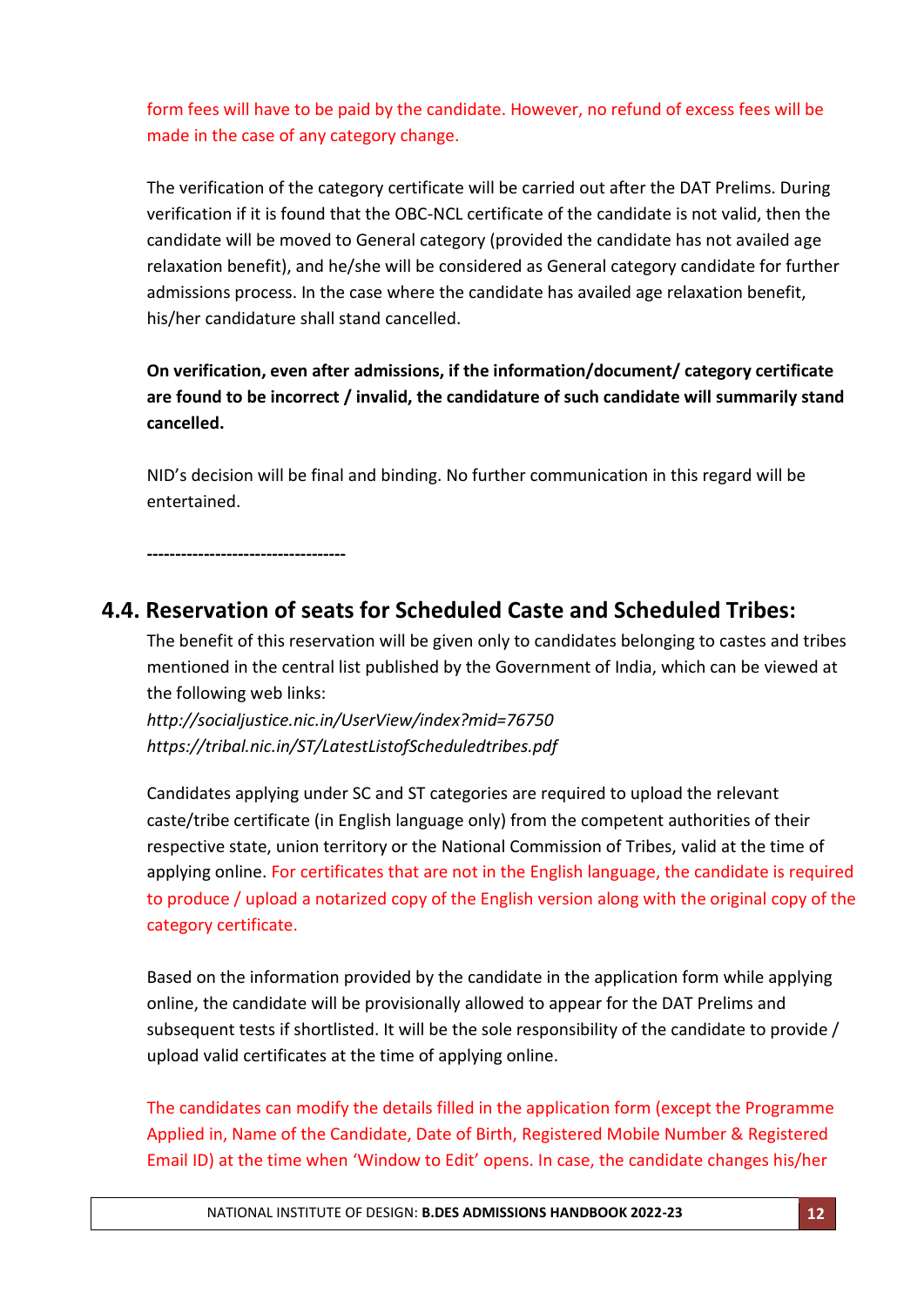form fees will have to be paid by the candidate. However, no refund of excess fees will be made in the case of any category change.

The verification of the category certificate will be carried out after the DAT Prelims. During verification if it is found that the OBC-NCL certificate of the candidate is not valid, then the candidate will be moved to General category (provided the candidate has not availed age relaxation benefit), and he/she will be considered as General category candidate for further admissions process. In the case where the candidate has availed age relaxation benefit, his/her candidature shall stand cancelled.

**On verification, even after admissions, if the information/document/ category certificate are found to be incorrect / invalid, the candidature of such candidate will summarily stand cancelled.**

NID's decision will be final and binding. No further communication in this regard will be entertained.

-----------------------------------

## 4.4. Reservation of seats for Scheduled Caste and Scheduled Tribes:

The benefit of this reservation will be given only to candidates belonging to castes and tribes mentioned in the central list published by the Government of India, which can be viewed at the following web links:

*http://socialjustice.nic.in/UserView/index?mid=76750*
*https://tribal.nic.in/ST/LatestListofScheduledtribes.pdf*

Candidates applying under SC and ST categories are required to upload the relevant caste/tribe certificate (in English language only) from the competent authorities of their respective state, union territory or the National Commission of Tribes, valid at the time of applying online. For certificates that are not in the English language, the candidate is required to produce / upload a notarized copy of the English version along with the original copy of the category certificate.

Based on the information provided by the candidate in the application form while applying online, the candidate will be provisionally allowed to appear for the DAT Prelims and subsequent tests if shortlisted. It will be the sole responsibility of the candidate to provide / upload valid certificates at the time of applying online.

The candidates can modify the details filled in the application form (except the Programme Applied in, Name of the Candidate, Date of Birth, Registered Mobile Number & Registered Email ID) at the time when 'Window to Edit' opens. In case, the candidate changes his/her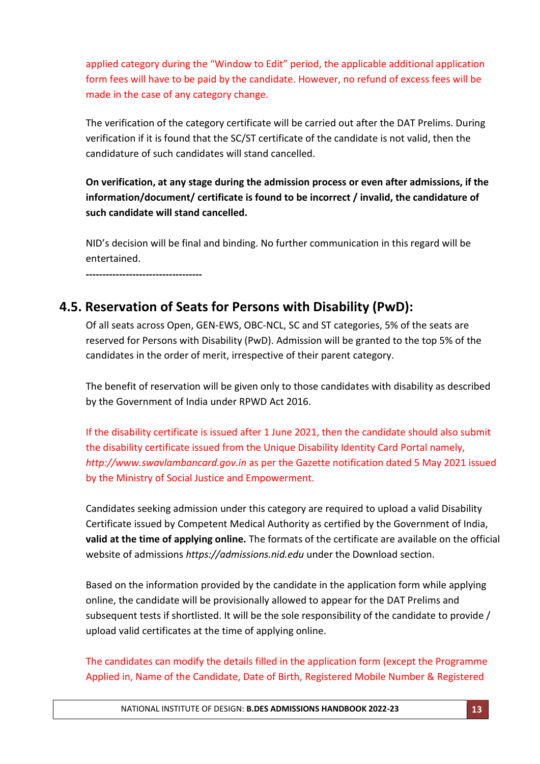applied category during the "Window to Edit" period, the applicable additional application form fees will have to be paid by the candidate. However, no refund of excess fees will be made in the case of any category change.

The verification of the category certificate will be carried out after the DAT Prelims. During verification if it is found that the SC/ST certificate of the candidate is not valid, then the candidature of such candidates will stand cancelled.

**On verification, at any stage during the admission process or even after admissions, if the information/document/ certificate is found to be incorrect / invalid, the candidature of such candidate will stand cancelled.**

NID's decision will be final and binding. No further communication in this regard will be entertained.

-----------------------------------

## 4.5. Reservation of Seats for Persons with Disability (PwD):

Of all seats across Open, GEN-EWS, OBC-NCL, SC and ST categories, 5% of the seats are reserved for Persons with Disability (PwD). Admission will be granted to the top 5% of the candidates in the order of merit, irrespective of their parent category.

The benefit of reservation will be given only to those candidates with disability as described by the Government of India under RPWD Act 2016.

If the disability certificate is issued after 1 June 2021, then the candidate should also submit the disability certificate issued from the Unique Disability Identity Card Portal namely, *http://www.swavlambancard.gov.in* as per the Gazette notification dated 5 May 2021 issued by the Ministry of Social Justice and Empowerment.

Candidates seeking admission under this category are required to upload a valid Disability Certificate issued by Competent Medical Authority as certified by the Government of India, **valid at the time of applying online.** The formats of the certificate are available on the official website of admissions *https://admissions.nid.edu* under the Download section.

Based on the information provided by the candidate in the application form while applying online, the candidate will be provisionally allowed to appear for the DAT Prelims and subsequent tests if shortlisted. It will be the sole responsibility of the candidate to provide / upload valid certificates at the time of applying online.

The candidates can modify the details filled in the application form (except the Programme Applied in, Name of the Candidate, Date of Birth, Registered Mobile Number & Registered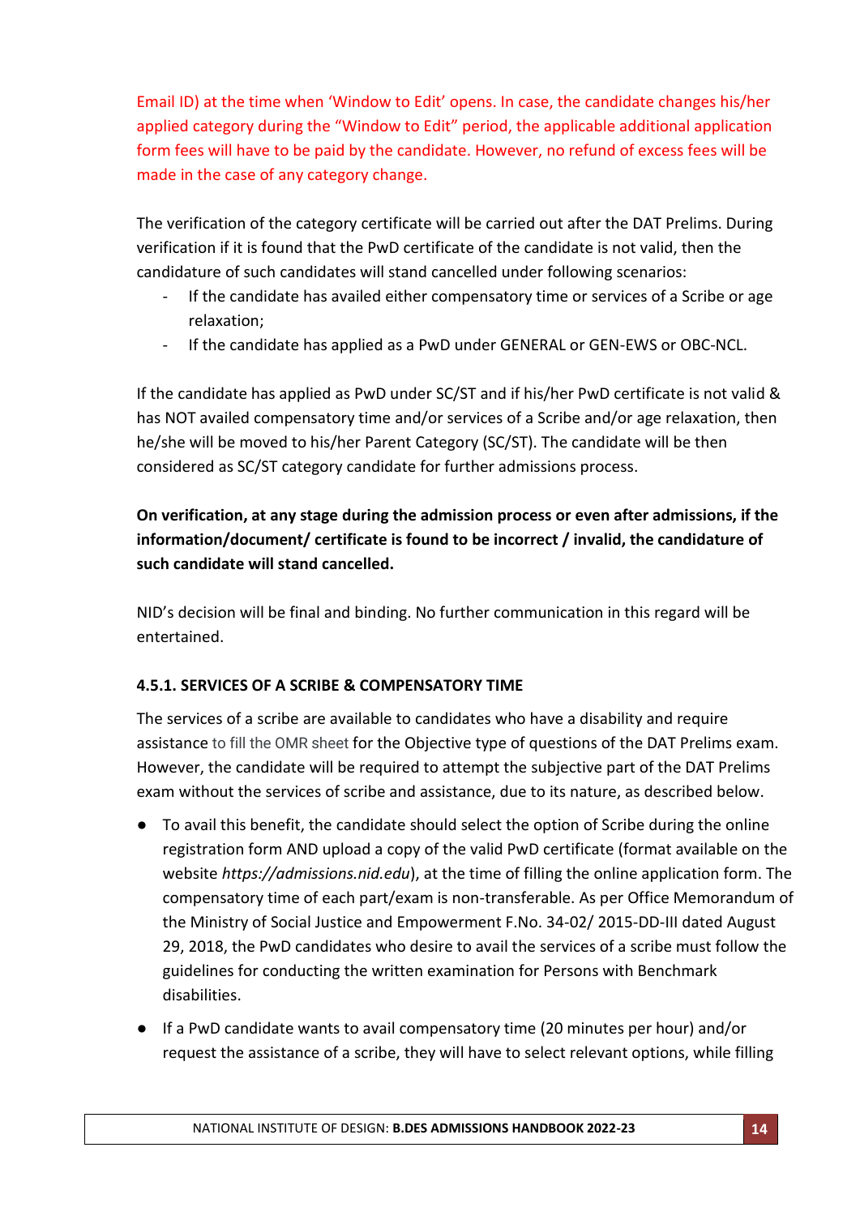Email ID) at the time when 'Window to Edit' opens. In case, the candidate changes his/her applied category during the "Window to Edit" period, the applicable additional application form fees will have to be paid by the candidate. However, no refund of excess fees will be made in the case of any category change.

The verification of the category certificate will be carried out after the DAT Prelims. During verification if it is found that the PwD certificate of the candidate is not valid, then the candidature of such candidates will stand cancelled under following scenarios:

- If the candidate has availed either compensatory time or services of a Scribe or age relaxation;
- If the candidate has applied as a PwD under GENERAL or GEN-EWS or OBC-NCL.

If the candidate has applied as PwD under SC/ST and if his/her PwD certificate is not valid & has NOT availed compensatory time and/or services of a Scribe and/or age relaxation, then he/she will be moved to his/her Parent Category (SC/ST). The candidate will be then considered as SC/ST category candidate for further admissions process.

**On verification, at any stage during the admission process or even after admissions, if the information/document/ certificate is found to be incorrect / invalid, the candidature of such candidate will stand cancelled.**

NID's decision will be final and binding. No further communication in this regard will be entertained.

#### 4.5.1. SERVICES OF A SCRIBE & COMPENSATORY TIME

The services of a scribe are available to candidates who have a disability and require assistance to fill the OMR sheet for the Objective type of questions of the DAT Prelims exam. However, the candidate will be required to attempt the subjective part of the DAT Prelims exam without the services of scribe and assistance, due to its nature, as described below.

- To avail this benefit, the candidate should select the option of Scribe during the online registration form AND upload a copy of the valid PwD certificate (format available on the website *https://admissions.nid.edu*), at the time of filling the online application form. The compensatory time of each part/exam is non-transferable. As per Office Memorandum of the Ministry of Social Justice and Empowerment F.No. 34-02/ 2015-DD-III dated August 29, 2018, the PwD candidates who desire to avail the services of a scribe must follow the guidelines for conducting the written examination for Persons with Benchmark disabilities.
- If a PwD candidate wants to avail compensatory time (20 minutes per hour) and/or request the assistance of a scribe, they will have to select relevant options, while filling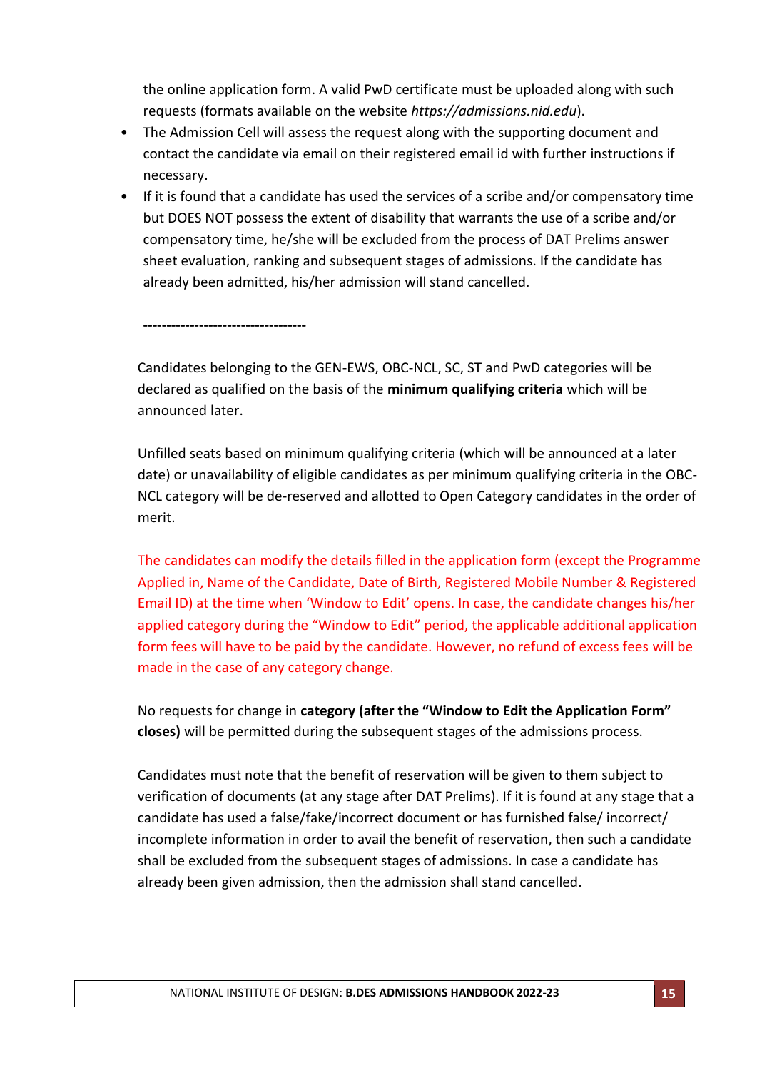the online application form. A valid PwD certificate must be uploaded along with such requests (formats available on the website *https://admissions.nid.edu*).

- The Admission Cell will assess the request along with the supporting document and contact the candidate via email on their registered email id with further instructions if necessary.
- If it is found that a candidate has used the services of a scribe and/or compensatory time but DOES NOT possess the extent of disability that warrants the use of a scribe and/or compensatory time, he/she will be excluded from the process of DAT Prelims answer sheet evaluation, ranking and subsequent stages of admissions. If the candidate has already been admitted, his/her admission will stand cancelled.

**-----------------------------------**

Candidates belonging to the GEN-EWS, OBC-NCL, SC, ST and PwD categories will be declared as qualified on the basis of the **minimum qualifying criteria** which will be announced later.

Unfilled seats based on minimum qualifying criteria (which will be announced at a later date) or unavailability of eligible candidates as per minimum qualifying criteria in the OBC-NCL category will be de-reserved and allotted to Open Category candidates in the order of merit.

The candidates can modify the details filled in the application form (except the Programme Applied in, Name of the Candidate, Date of Birth, Registered Mobile Number & Registered Email ID) at the time when 'Window to Edit' opens. In case, the candidate changes his/her applied category during the "Window to Edit" period, the applicable additional application form fees will have to be paid by the candidate. However, no refund of excess fees will be made in the case of any category change.

No requests for change in **category (after the "Window to Edit the Application Form" closes)** will be permitted during the subsequent stages of the admissions process.

Candidates must note that the benefit of reservation will be given to them subject to verification of documents (at any stage after DAT Prelims). If it is found at any stage that a candidate has used a false/fake/incorrect document or has furnished false/ incorrect/ incomplete information in order to avail the benefit of reservation, then such a candidate shall be excluded from the subsequent stages of admissions. In case a candidate has already been given admission, then the admission shall stand cancelled.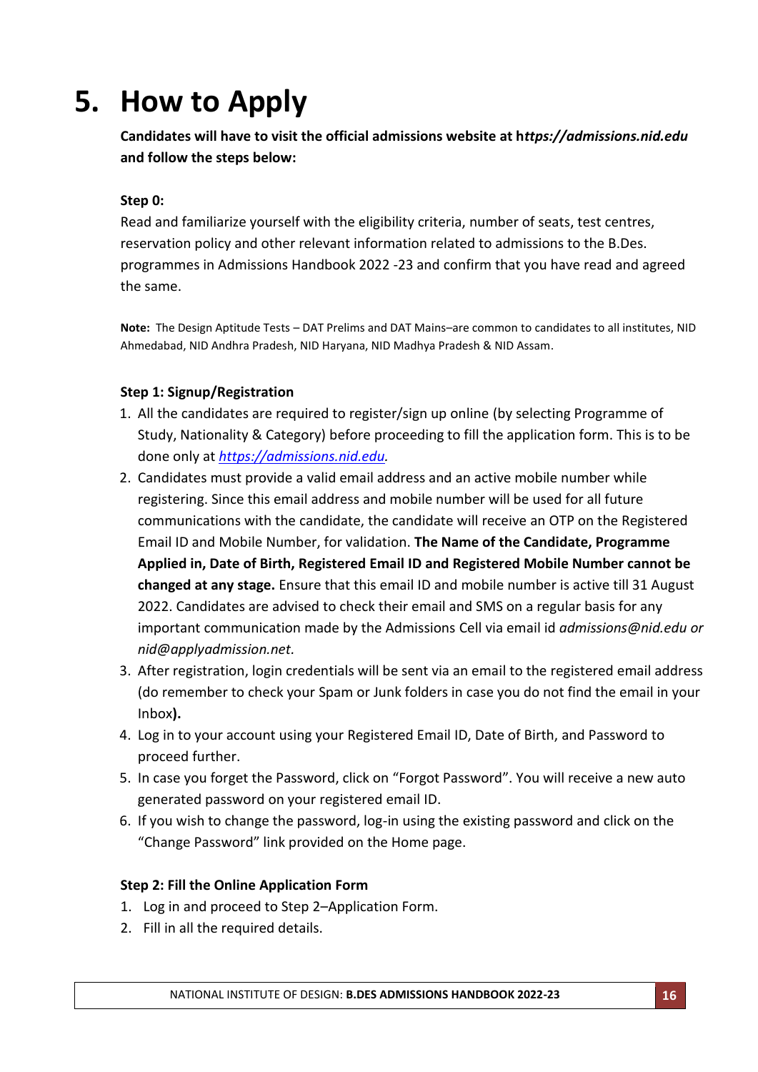# 5. How to Apply

**Candidates will have to visit the official admissions website at h*ttps://admissions.nid.edu* and follow the steps below:**

**Step 0:**

Read and familiarize yourself with the eligibility criteria, number of seats, test centres, reservation policy and other relevant information related to admissions to the B.Des. programmes in Admissions Handbook 2022 -23 and confirm that you have read and agreed the same.

**Note:** The Design Aptitude Tests – DAT Prelims and DAT Mains–are common to candidates to all institutes, NID Ahmedabad, NID Andhra Pradesh, NID Haryana, NID Madhya Pradesh & NID Assam.

**Step 1: Signup/Registration**

1. All the candidates are required to register/sign up online (by selecting Programme of Study, Nationality & Category) before proceeding to fill the application form. This is to be done only at *https://admissions.nid.edu.*
2. Candidates must provide a valid email address and an active mobile number while registering. Since this email address and mobile number will be used for all future communications with the candidate, the candidate will receive an OTP on the Registered Email ID and Mobile Number, for validation. **The Name of the Candidate, Programme Applied in, Date of Birth, Registered Email ID and Registered Mobile Number cannot be changed at any stage.** Ensure that this email ID and mobile number is active till 31 August 2022. Candidates are advised to check their email and SMS on a regular basis for any important communication made by the Admissions Cell via email id *admissions@nid.edu or nid@applyadmission.net.*
3. After registration, login credentials will be sent via an email to the registered email address (do remember to check your Spam or Junk folders in case you do not find the email in your Inbox**).**
4. Log in to your account using your Registered Email ID, Date of Birth, and Password to proceed further.
5. In case you forget the Password, click on "Forgot Password". You will receive a new auto generated password on your registered email ID.
6. If you wish to change the password, log-in using the existing password and click on the "Change Password" link provided on the Home page.

**Step 2: Fill the Online Application Form**

1. Log in and proceed to Step 2–Application Form.
2. Fill in all the required details.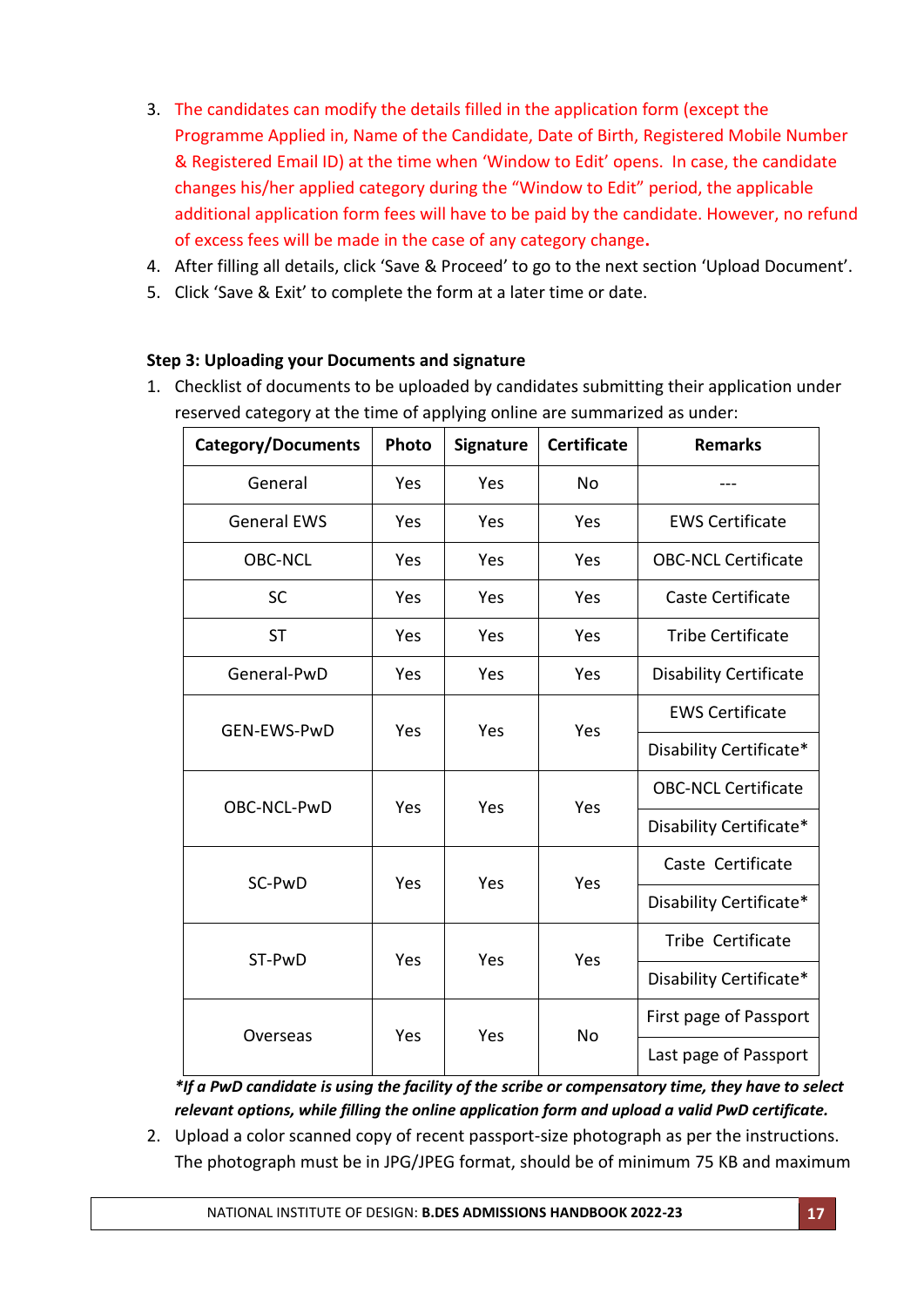3. The candidates can modify the details filled in the application form (except the Programme Applied in, Name of the Candidate, Date of Birth, Registered Mobile Number & Registered Email ID) at the time when 'Window to Edit' opens. In case, the candidate changes his/her applied category during the "Window to Edit" period, the applicable additional application form fees will have to be paid by the candidate. However, no refund of excess fees will be made in the case of any category change**.**
4. After filling all details, click 'Save & Proceed' to go to the next section 'Upload Document'.
5. Click 'Save & Exit' to complete the form at a later time or date.

**Step 3: Uploading your Documents and signature**

1. Checklist of documents to be uploaded by candidates submitting their application under reserved category at the time of applying online are summarized as under:

| Category/Documents | Photo | Signature | Certificate | Remarks |
|---|---|---|---|---|
| General | Yes | Yes | No | --- |
| General EWS | Yes | Yes | Yes | EWS Certificate |
| OBC-NCL | Yes | Yes | Yes | OBC-NCL Certificate |
| SC | Yes | Yes | Yes | Caste Certificate |
| ST | Yes | Yes | Yes | Tribe Certificate |
| General-PwD | Yes | Yes | Yes | Disability Certificate |
| GEN-EWS-PwD | Yes | Yes | Yes | EWS Certificate |
| | | | | Disability Certificate* |
| OBC-NCL-PwD | Yes | Yes | Yes | OBC-NCL Certificate |
| | | | | Disability Certificate* |
| SC-PwD | Yes | Yes | Yes | Caste Certificate |
| | | | | Disability Certificate* |
| ST-PwD | Yes | Yes | Yes | Tribe Certificate |
| | | | | Disability Certificate* |
| Overseas | Yes | Yes | No | First page of Passport |
| | | | | Last page of Passport |

***If a PwD candidate is using the facility of the scribe or compensatory time, they have to select relevant options, while filling the online application form and upload a valid PwD certificate.***

2. Upload a color scanned copy of recent passport-size photograph as per the instructions. The photograph must be in JPG/JPEG format, should be of minimum 75 KB and maximum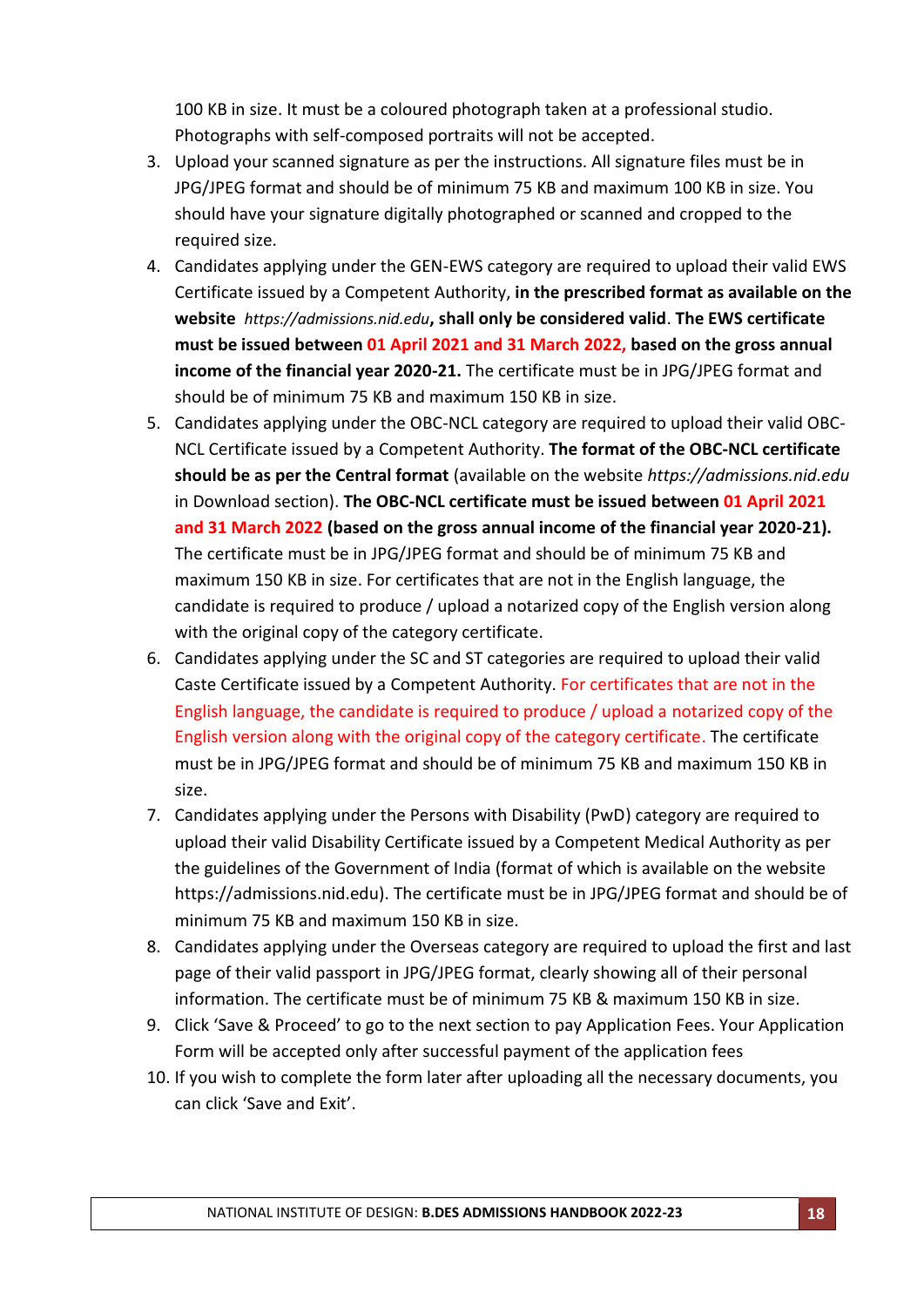100 KB in size. It must be a coloured photograph taken at a professional studio. Photographs with self-composed portraits will not be accepted.

3. Upload your scanned signature as per the instructions. All signature files must be in JPG/JPEG format and should be of minimum 75 KB and maximum 100 KB in size. You should have your signature digitally photographed or scanned and cropped to the required size.
4. Candidates applying under the GEN-EWS category are required to upload their valid EWS Certificate issued by a Competent Authority, **in the prescribed format as available on the website** *https://admissions.nid.edu*, **shall only be considered valid**. **The EWS certificate must be issued between 01 April 2021 and 31 March 2022, based on the gross annual income of the financial year 2020-21.** The certificate must be in JPG/JPEG format and should be of minimum 75 KB and maximum 150 KB in size.
5. Candidates applying under the OBC-NCL category are required to upload their valid OBC-NCL Certificate issued by a Competent Authority. **The format of the OBC-NCL certificate should be as per the Central format** (available on the website *https://admissions.nid.edu* in Download section). **The OBC-NCL certificate must be issued between 01 April 2021 and 31 March 2022 (based on the gross annual income of the financial year 2020-21).** The certificate must be in JPG/JPEG format and should be of minimum 75 KB and maximum 150 KB in size. For certificates that are not in the English language, the candidate is required to produce / upload a notarized copy of the English version along with the original copy of the category certificate.
6. Candidates applying under the SC and ST categories are required to upload their valid Caste Certificate issued by a Competent Authority. For certificates that are not in the English language, the candidate is required to produce / upload a notarized copy of the English version along with the original copy of the category certificate. The certificate must be in JPG/JPEG format and should be of minimum 75 KB and maximum 150 KB in size.
7. Candidates applying under the Persons with Disability (PwD) category are required to upload their valid Disability Certificate issued by a Competent Medical Authority as per the guidelines of the Government of India (format of which is available on the website https://admissions.nid.edu). The certificate must be in JPG/JPEG format and should be of minimum 75 KB and maximum 150 KB in size.
8. Candidates applying under the Overseas category are required to upload the first and last page of their valid passport in JPG/JPEG format, clearly showing all of their personal information. The certificate must be of minimum 75 KB & maximum 150 KB in size.
9. Click 'Save & Proceed' to go to the next section to pay Application Fees. Your Application Form will be accepted only after successful payment of the application fees
10. If you wish to complete the form later after uploading all the necessary documents, you can click 'Save and Exit'.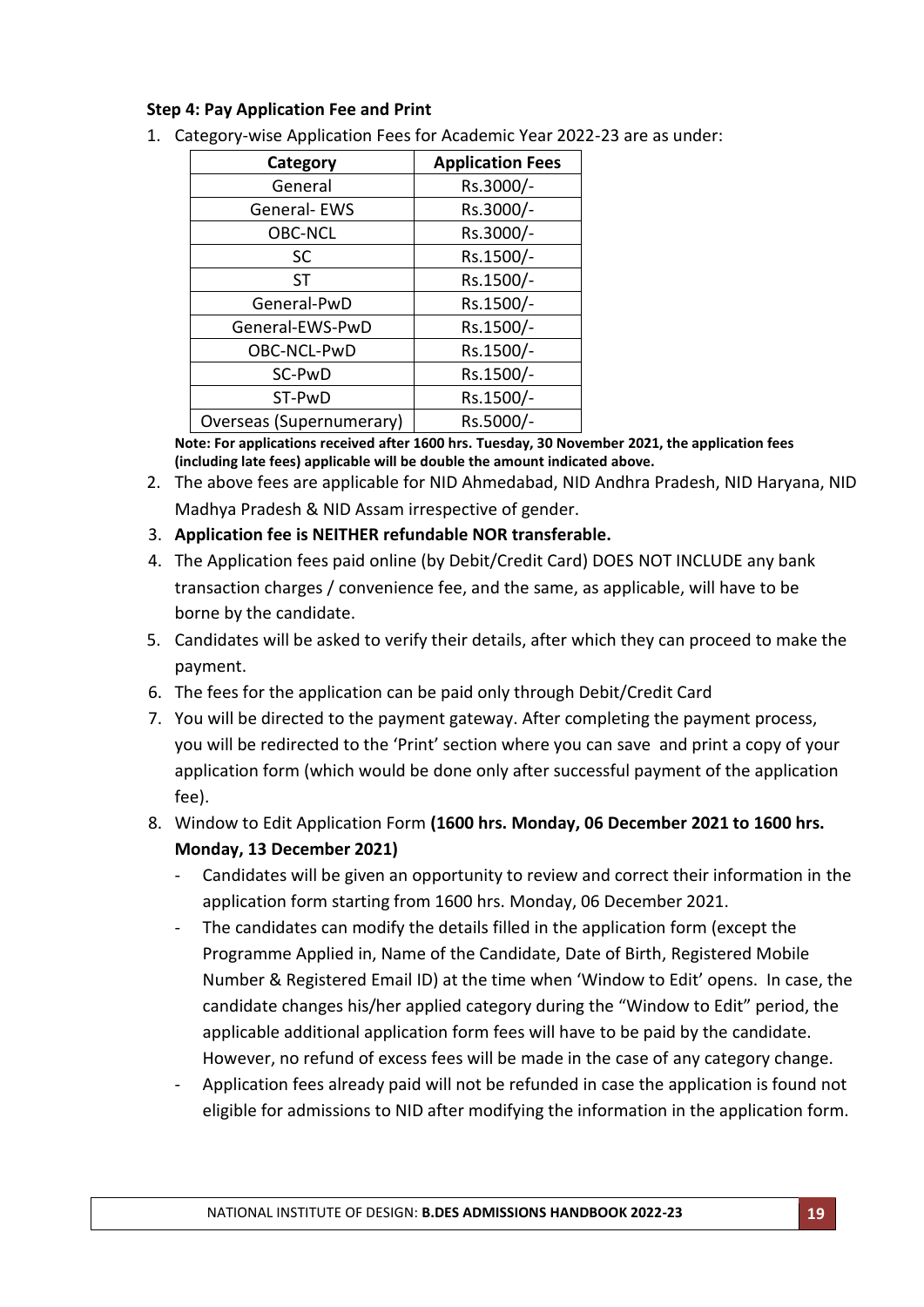**Step 4: Pay Application Fee and Print**

1. Category-wise Application Fees for Academic Year 2022-23 are as under:

| Category | Application Fees |
|---|---|
| General | Rs.3000/- |
| General- EWS | Rs.3000/- |
| OBC-NCL | Rs.3000/- |
| SC | Rs.1500/- |
| ST | Rs.1500/- |
| General-PwD | Rs.1500/- |
| General-EWS-PwD | Rs.1500/- |
| OBC-NCL-PwD | Rs.1500/- |
| SC-PwD | Rs.1500/- |
| ST-PwD | Rs.1500/- |
| Overseas (Supernumerary) | Rs.5000/- |

**Note: For applications received after 1600 hrs. Tuesday, 30 November 2021, the application fees (including late fees) applicable will be double the amount indicated above.**

2. The above fees are applicable for NID Ahmedabad, NID Andhra Pradesh, NID Haryana, NID Madhya Pradesh & NID Assam irrespective of gender.
3. **Application fee is NEITHER refundable NOR transferable.**
4. The Application fees paid online (by Debit/Credit Card) DOES NOT INCLUDE any bank transaction charges / convenience fee, and the same, as applicable, will have to be borne by the candidate.
5. Candidates will be asked to verify their details, after which they can proceed to make the payment.
6. The fees for the application can be paid only through Debit/Credit Card
7. You will be directed to the payment gateway. After completing the payment process, you will be redirected to the 'Print' section where you can save and print a copy of your application form (which would be done only after successful payment of the application fee).
8. Window to Edit Application Form **(1600 hrs. Monday, 06 December 2021 to 1600 hrs. Monday, 13 December 2021)**
   - Candidates will be given an opportunity to review and correct their information in the application form starting from 1600 hrs. Monday, 06 December 2021.
   - The candidates can modify the details filled in the application form (except the Programme Applied in, Name of the Candidate, Date of Birth, Registered Mobile Number & Registered Email ID) at the time when 'Window to Edit' opens. In case, the candidate changes his/her applied category during the "Window to Edit" period, the applicable additional application form fees will have to be paid by the candidate. However, no refund of excess fees will be made in the case of any category change.
   - Application fees already paid will not be refunded in case the application is found not eligible for admissions to NID after modifying the information in the application form.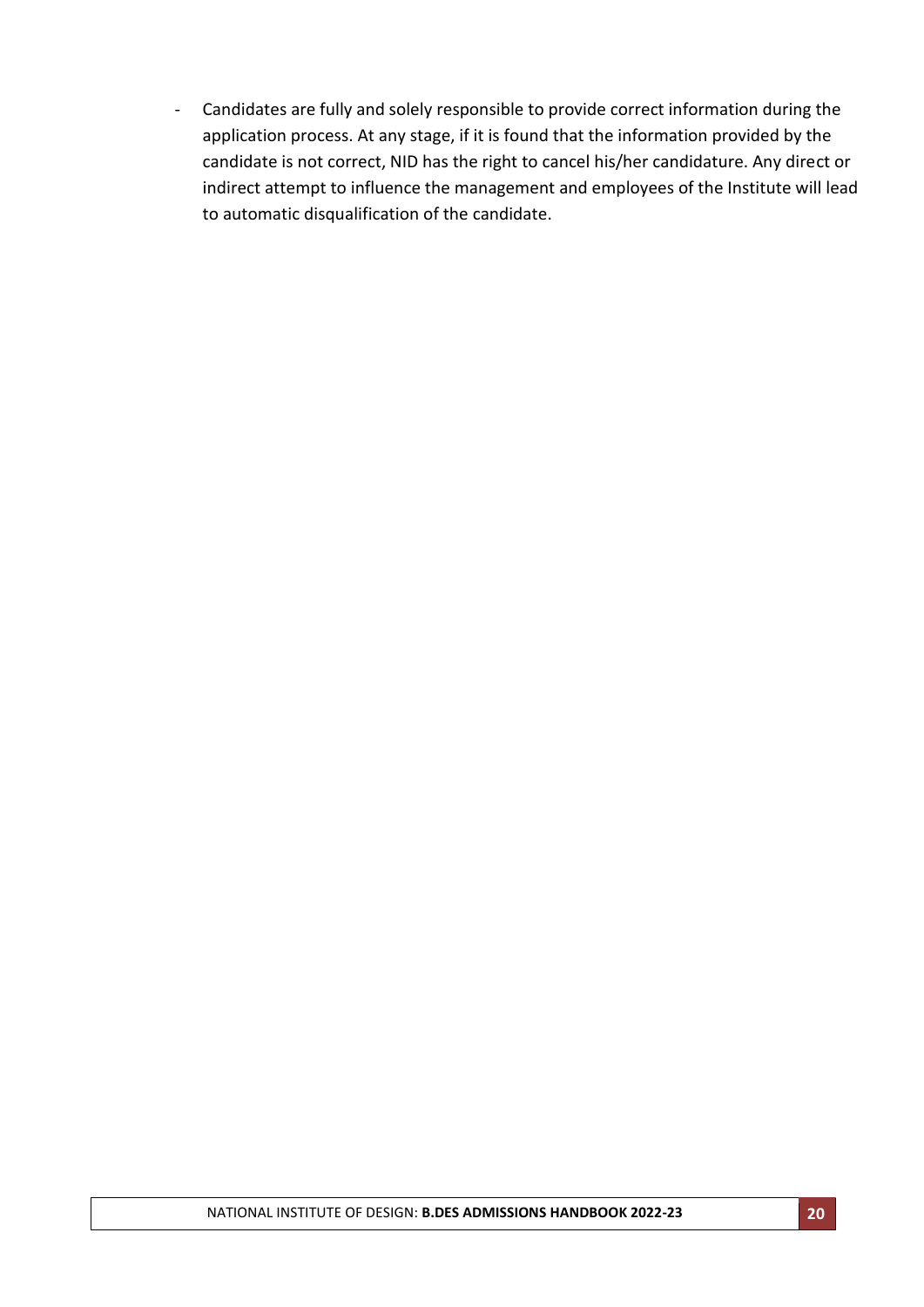- Candidates are fully and solely responsible to provide correct information during the application process. At any stage, if it is found that the information provided by the candidate is not correct, NID has the right to cancel his/her candidature. Any direct or indirect attempt to influence the management and employees of the Institute will lead to automatic disqualification of the candidate.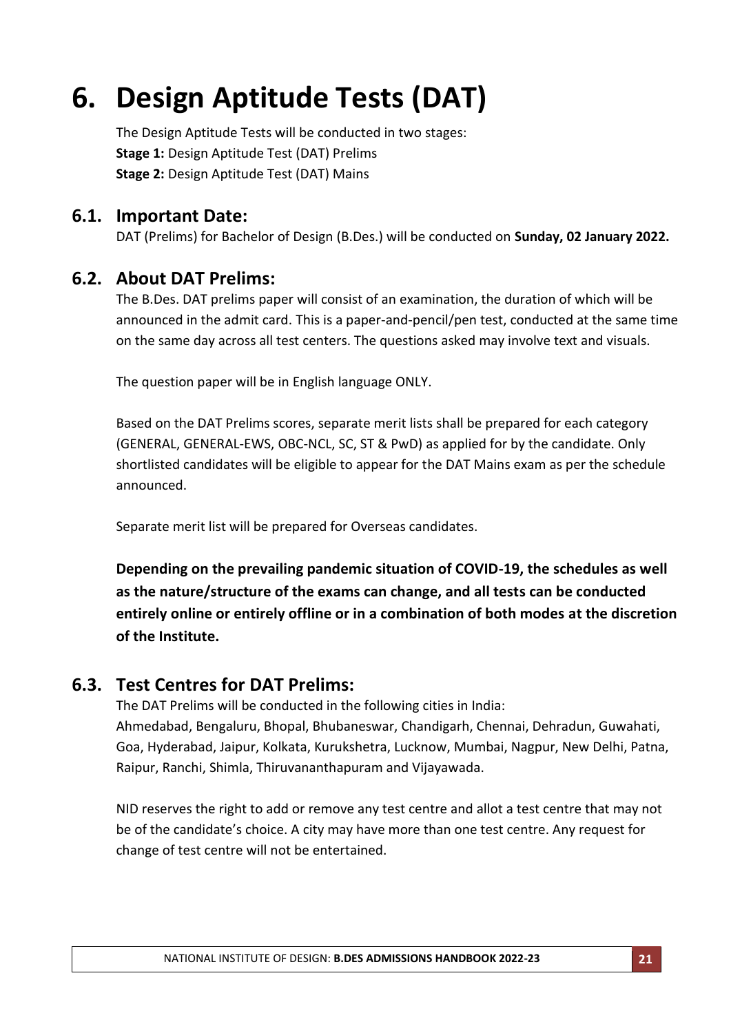# 6. Design Aptitude Tests (DAT)

The Design Aptitude Tests will be conducted in two stages:
**Stage 1:** Design Aptitude Test (DAT) Prelims
**Stage 2:** Design Aptitude Test (DAT) Mains

## 6.1. Important Date:

DAT (Prelims) for Bachelor of Design (B.Des.) will be conducted on **Sunday, 02 January 2022.**

## 6.2. About DAT Prelims:

The B.Des. DAT prelims paper will consist of an examination, the duration of which will be announced in the admit card. This is a paper-and-pencil/pen test, conducted at the same time on the same day across all test centers. The questions asked may involve text and visuals.

The question paper will be in English language ONLY.

Based on the DAT Prelims scores, separate merit lists shall be prepared for each category (GENERAL, GENERAL-EWS, OBC-NCL, SC, ST & PwD) as applied for by the candidate. Only shortlisted candidates will be eligible to appear for the DAT Mains exam as per the schedule announced.

Separate merit list will be prepared for Overseas candidates.

**Depending on the prevailing pandemic situation of COVID-19, the schedules as well as the nature/structure of the exams can change, and all tests can be conducted entirely online or entirely offline or in a combination of both modes at the discretion of the Institute.**

## 6.3. Test Centres for DAT Prelims:

The DAT Prelims will be conducted in the following cities in India:
Ahmedabad, Bengaluru, Bhopal, Bhubaneswar, Chandigarh, Chennai, Dehradun, Guwahati, Goa, Hyderabad, Jaipur, Kolkata, Kurukshetra, Lucknow, Mumbai, Nagpur, New Delhi, Patna, Raipur, Ranchi, Shimla, Thiruvananthapuram and Vijayawada.

NID reserves the right to add or remove any test centre and allot a test centre that may not be of the candidate's choice. A city may have more than one test centre. Any request for change of test centre will not be entertained.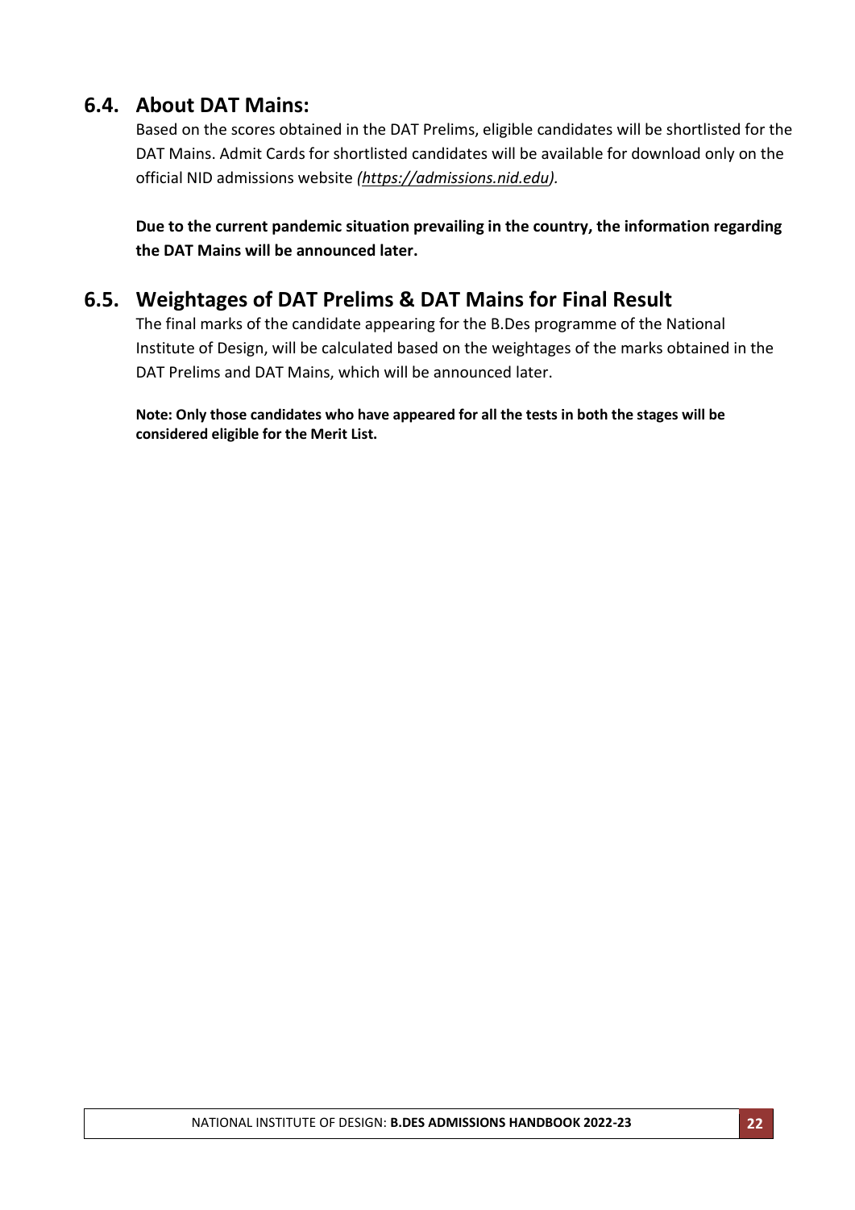## 6.4. About DAT Mains:

Based on the scores obtained in the DAT Prelims, eligible candidates will be shortlisted for the DAT Mains. Admit Cards for shortlisted candidates will be available for download only on the official NID admissions website *(https://admissions.nid.edu)*.

**Due to the current pandemic situation prevailing in the country, the information regarding the DAT Mains will be announced later.**

## 6.5. Weightages of DAT Prelims & DAT Mains for Final Result

The final marks of the candidate appearing for the B.Des programme of the National Institute of Design, will be calculated based on the weightages of the marks obtained in the DAT Prelims and DAT Mains, which will be announced later.

**Note: Only those candidates who have appeared for all the tests in both the stages will be considered eligible for the Merit List.**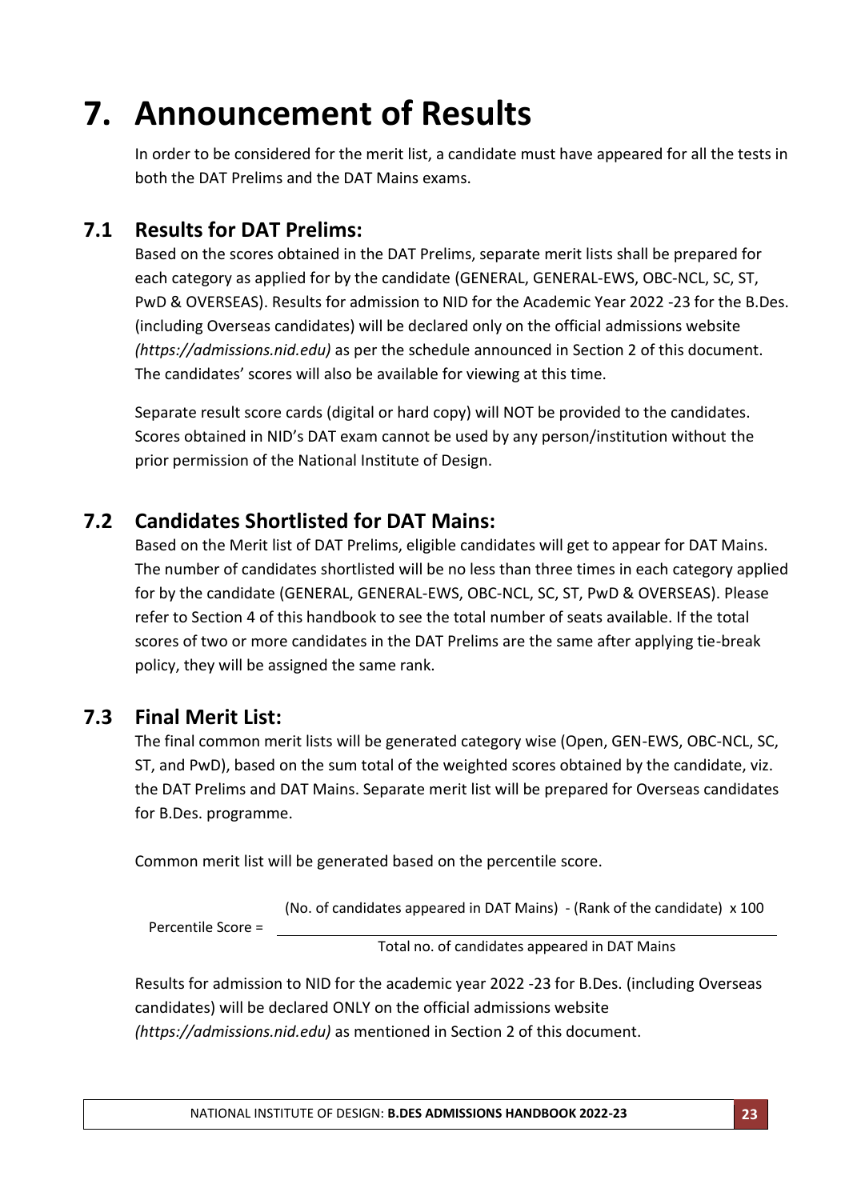# 7. Announcement of Results

In order to be considered for the merit list, a candidate must have appeared for all the tests in both the DAT Prelims and the DAT Mains exams.

## 7.1 Results for DAT Prelims:

Based on the scores obtained in the DAT Prelims, separate merit lists shall be prepared for each category as applied for by the candidate (GENERAL, GENERAL-EWS, OBC-NCL, SC, ST, PwD & OVERSEAS). Results for admission to NID for the Academic Year 2022 -23 for the B.Des. (including Overseas candidates) will be declared only on the official admissions website *(https://admissions.nid.edu)* as per the schedule announced in Section 2 of this document. The candidates' scores will also be available for viewing at this time.

Separate result score cards (digital or hard copy) will NOT be provided to the candidates. Scores obtained in NID's DAT exam cannot be used by any person/institution without the prior permission of the National Institute of Design.

## 7.2 Candidates Shortlisted for DAT Mains:

Based on the Merit list of DAT Prelims, eligible candidates will get to appear for DAT Mains. The number of candidates shortlisted will be no less than three times in each category applied for by the candidate (GENERAL, GENERAL-EWS, OBC-NCL, SC, ST, PwD & OVERSEAS). Please refer to Section 4 of this handbook to see the total number of seats available. If the total scores of two or more candidates in the DAT Prelims are the same after applying tie-break policy, they will be assigned the same rank.

## 7.3 Final Merit List:

The final common merit lists will be generated category wise (Open, GEN-EWS, OBC-NCL, SC, ST, and PwD), based on the sum total of the weighted scores obtained by the candidate, viz. the DAT Prelims and DAT Mains. Separate merit list will be prepared for Overseas candidates for B.Des. programme.

Common merit list will be generated based on the percentile score.

$$\text{Percentile Score} = \frac{(\text{No. of candidates appeared in DAT Mains}) - (\text{Rank of the candidate}) \times 100}{\text{Total no. of candidates appeared in DAT Mains}}$$

Results for admission to NID for the academic year 2022 -23 for B.Des. (including Overseas candidates) will be declared ONLY on the official admissions website *(https://admissions.nid.edu)* as mentioned in Section 2 of this document.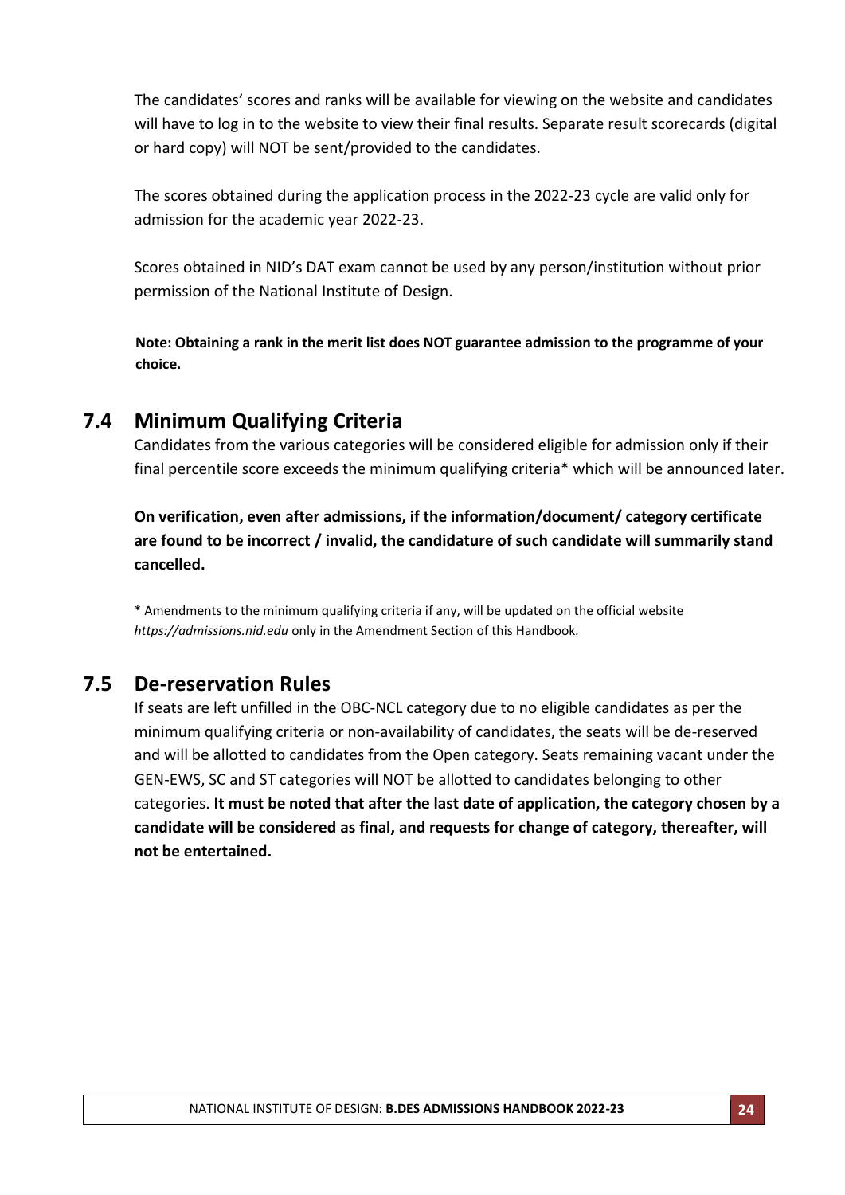The candidates' scores and ranks will be available for viewing on the website and candidates will have to log in to the website to view their final results. Separate result scorecards (digital or hard copy) will NOT be sent/provided to the candidates.

The scores obtained during the application process in the 2022-23 cycle are valid only for admission for the academic year 2022-23.

Scores obtained in NID's DAT exam cannot be used by any person/institution without prior permission of the National Institute of Design.

**Note: Obtaining a rank in the merit list does NOT guarantee admission to the programme of your choice.**

## 7.4 Minimum Qualifying Criteria

Candidates from the various categories will be considered eligible for admission only if their final percentile score exceeds the minimum qualifying criteria* which will be announced later.

**On verification, even after admissions, if the information/document/ category certificate are found to be incorrect / invalid, the candidature of such candidate will summarily stand cancelled.**

* Amendments to the minimum qualifying criteria if any, will be updated on the official website *https://admissions.nid.edu* only in the Amendment Section of this Handbook.

## 7.5 De-reservation Rules

If seats are left unfilled in the OBC-NCL category due to no eligible candidates as per the minimum qualifying criteria or non-availability of candidates, the seats will be de-reserved and will be allotted to candidates from the Open category. Seats remaining vacant under the GEN-EWS, SC and ST categories will NOT be allotted to candidates belonging to other categories. **It must be noted that after the last date of application, the category chosen by a candidate will be considered as final, and requests for change of category, thereafter, will not be entertained.**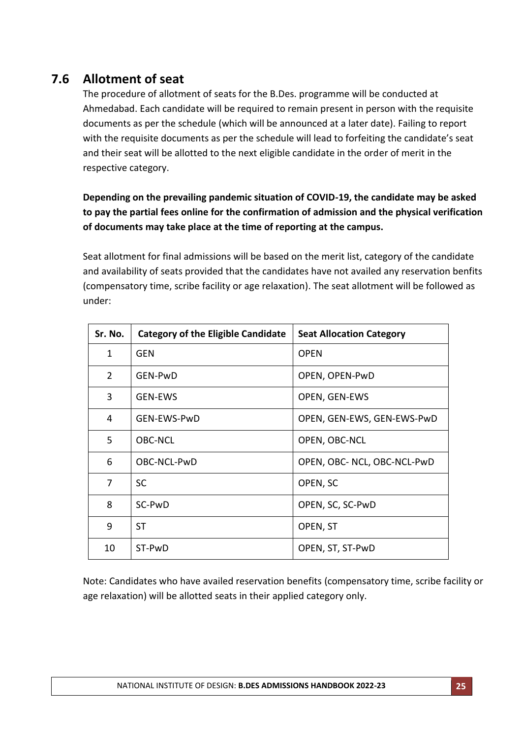## 7.6 Allotment of seat

The procedure of allotment of seats for the B.Des. programme will be conducted at Ahmedabad. Each candidate will be required to remain present in person with the requisite documents as per the schedule (which will be announced at a later date). Failing to report with the requisite documents as per the schedule will lead to forfeiting the candidate's seat and their seat will be allotted to the next eligible candidate in the order of merit in the respective category.

**Depending on the prevailing pandemic situation of COVID-19, the candidate may be asked to pay the partial fees online for the confirmation of admission and the physical verification of documents may take place at the time of reporting at the campus.**

Seat allotment for final admissions will be based on the merit list, category of the candidate and availability of seats provided that the candidates have not availed any reservation benfits (compensatory time, scribe facility or age relaxation). The seat allotment will be followed as under:

| Sr. No. | Category of the Eligible Candidate | Seat Allocation Category |
|---|---|---|
| 1 | GEN | OPEN |
| 2 | GEN-PwD | OPEN, OPEN-PwD |
| 3 | GEN-EWS | OPEN, GEN-EWS |
| 4 | GEN-EWS-PwD | OPEN, GEN-EWS, GEN-EWS-PwD |
| 5 | OBC-NCL | OPEN, OBC-NCL |
| 6 | OBC-NCL-PwD | OPEN, OBC- NCL, OBC-NCL-PwD |
| 7 | SC | OPEN, SC |
| 8 | SC-PwD | OPEN, SC, SC-PwD |
| 9 | ST | OPEN, ST |
| 10 | ST-PwD | OPEN, ST, ST-PwD |

Note: Candidates who have availed reservation benefits (compensatory time, scribe facility or age relaxation) will be allotted seats in their applied category only.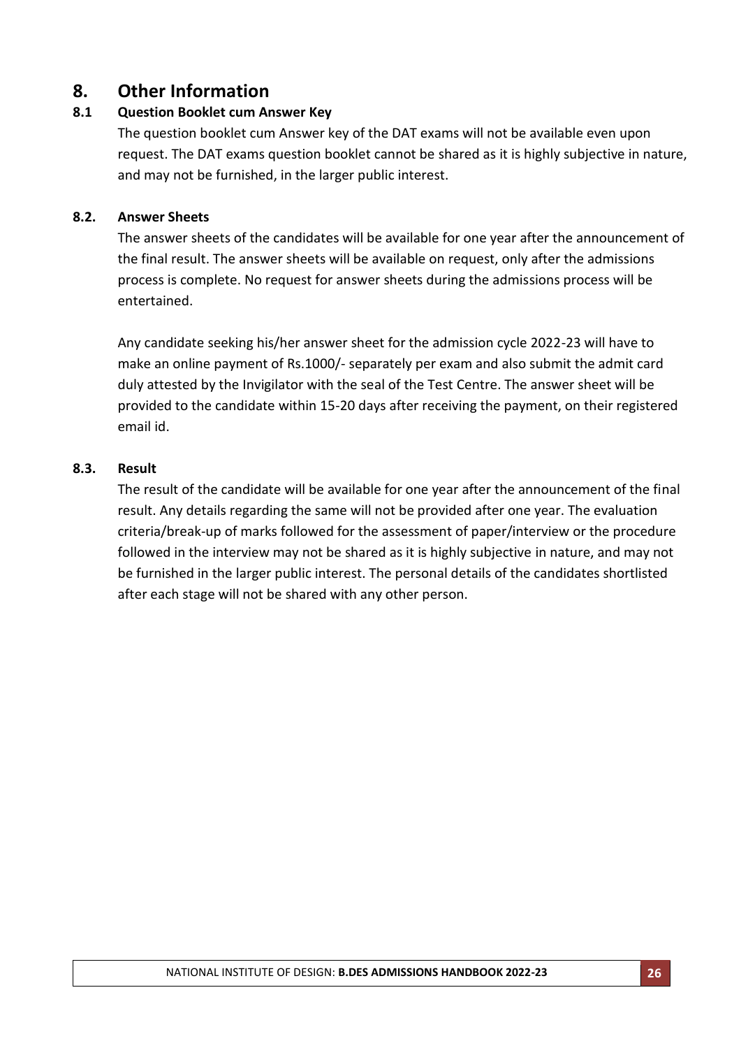# 8. Other Information

## 8.1 Question Booklet cum Answer Key

The question booklet cum Answer key of the DAT exams will not be available even upon request. The DAT exams question booklet cannot be shared as it is highly subjective in nature, and may not be furnished, in the larger public interest.

## 8.2. Answer Sheets

The answer sheets of the candidates will be available for one year after the announcement of the final result. The answer sheets will be available on request, only after the admissions process is complete. No request for answer sheets during the admissions process will be entertained.

Any candidate seeking his/her answer sheet for the admission cycle 2022-23 will have to make an online payment of Rs.1000/- separately per exam and also submit the admit card duly attested by the Invigilator with the seal of the Test Centre. The answer sheet will be provided to the candidate within 15-20 days after receiving the payment, on their registered email id.

## 8.3. Result

The result of the candidate will be available for one year after the announcement of the final result. Any details regarding the same will not be provided after one year. The evaluation criteria/break-up of marks followed for the assessment of paper/interview or the procedure followed in the interview may not be shared as it is highly subjective in nature, and may not be furnished in the larger public interest. The personal details of the candidates shortlisted after each stage will not be shared with any other person.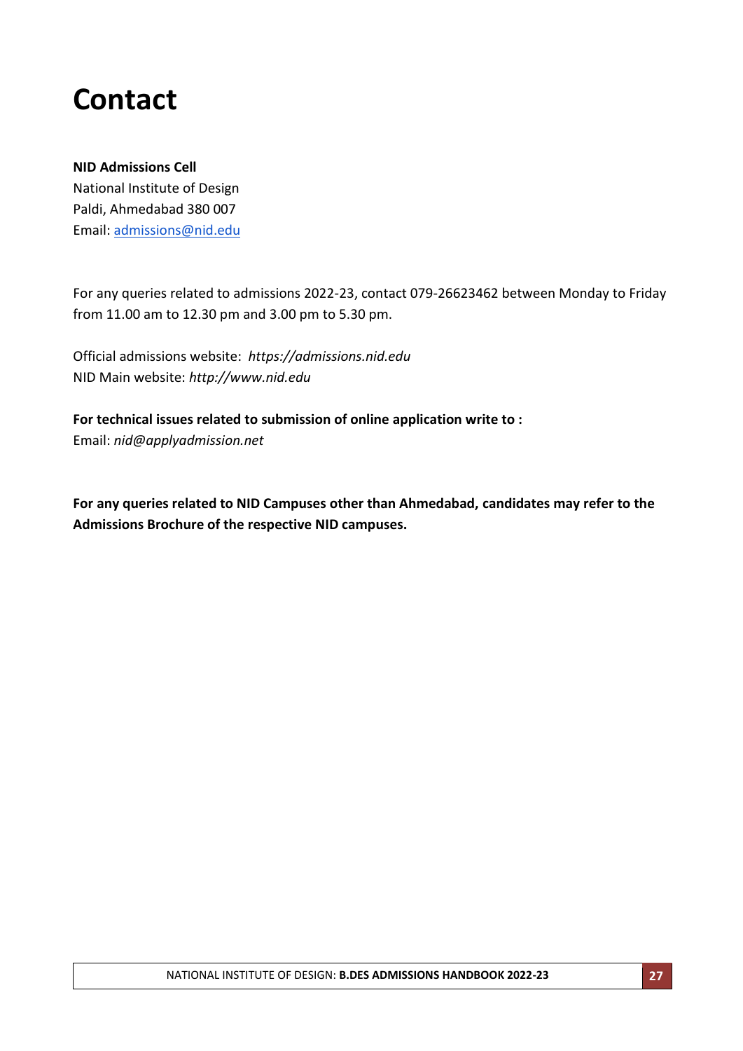# Contact

**NID Admissions Cell**
National Institute of Design
Paldi, Ahmedabad 380 007
Email: admissions@nid.edu

For any queries related to admissions 2022-23, contact 079-26623462 between Monday to Friday from 11.00 am to 12.30 pm and 3.00 pm to 5.30 pm.

Official admissions website: *https://admissions.nid.edu*
NID Main website: *http://www.nid.edu*

**For technical issues related to submission of online application write to :**
Email: *nid@applyadmission.net*

**For any queries related to NID Campuses other than Ahmedabad, candidates may refer to the Admissions Brochure of the respective NID campuses.**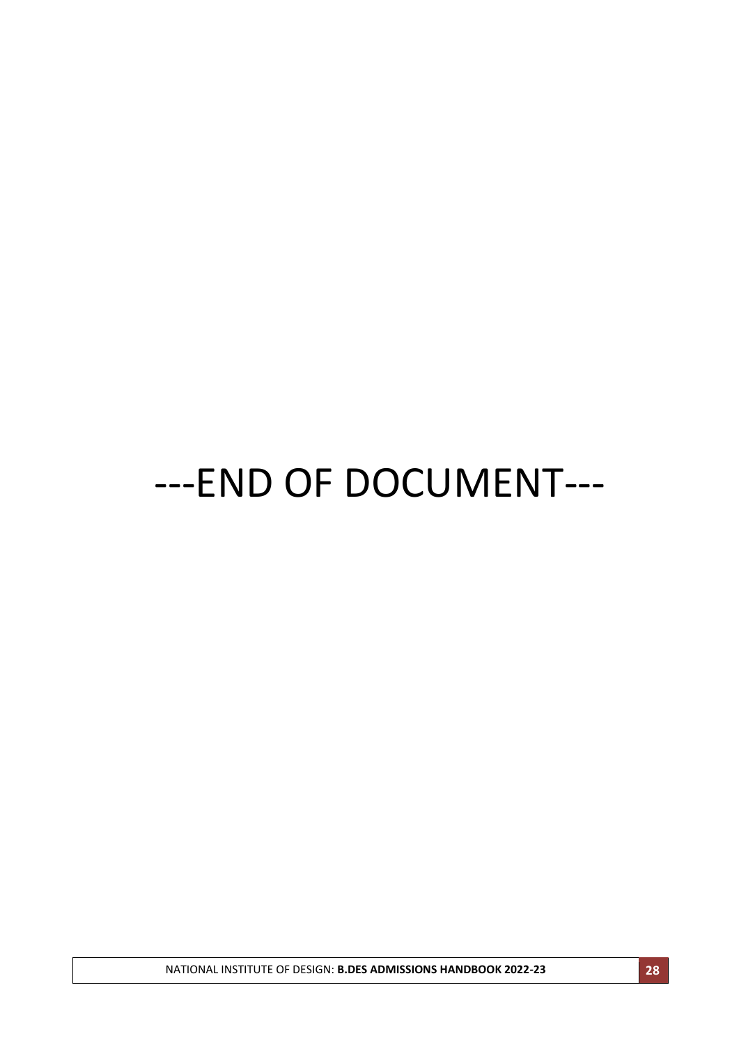---END OF DOCUMENT---